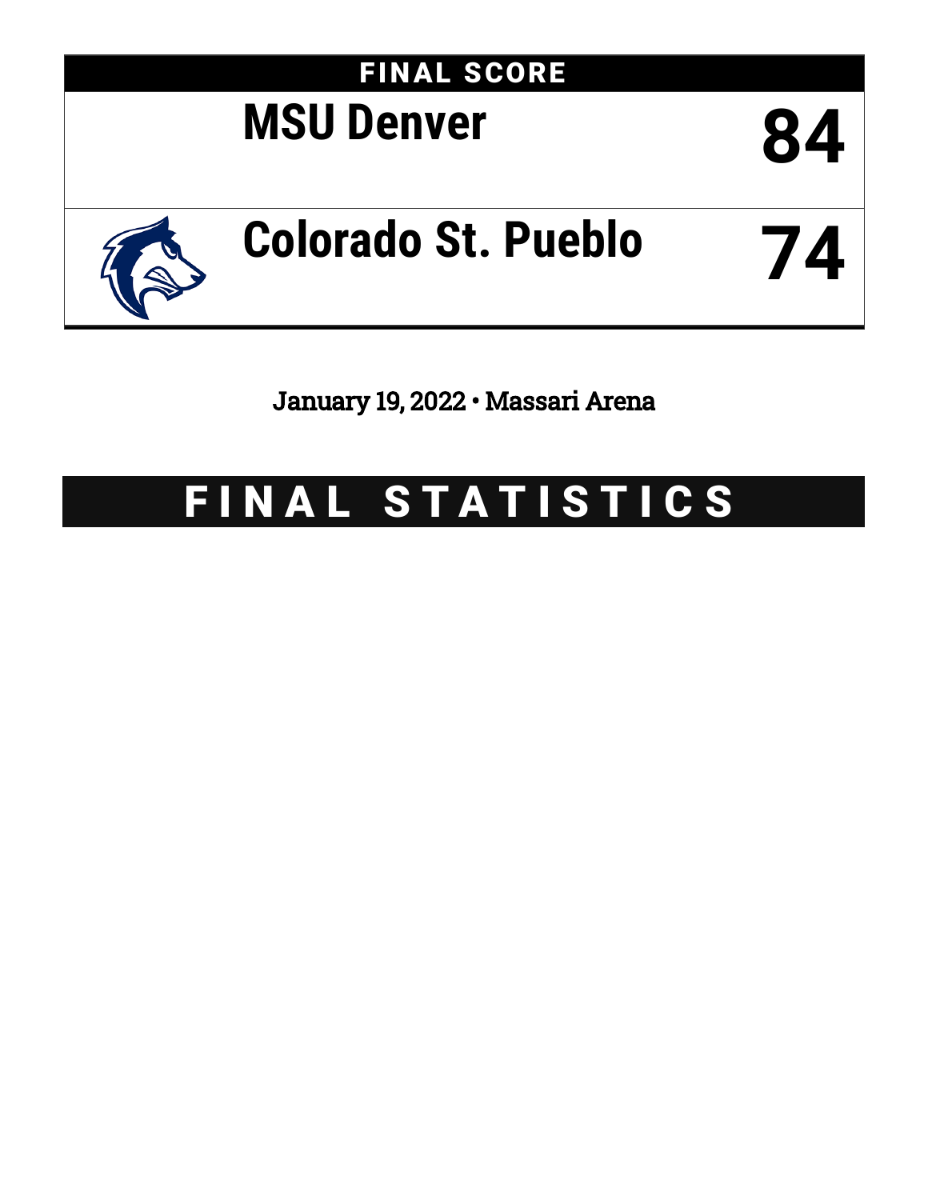## FINAL SCORE

| Team | Score |
| --- | --- |
| MSU Denver | 84 |
| Colorado St. Pueblo | 74 |

January 19, 2022 • Massari Arena

# FINAL STATISTICS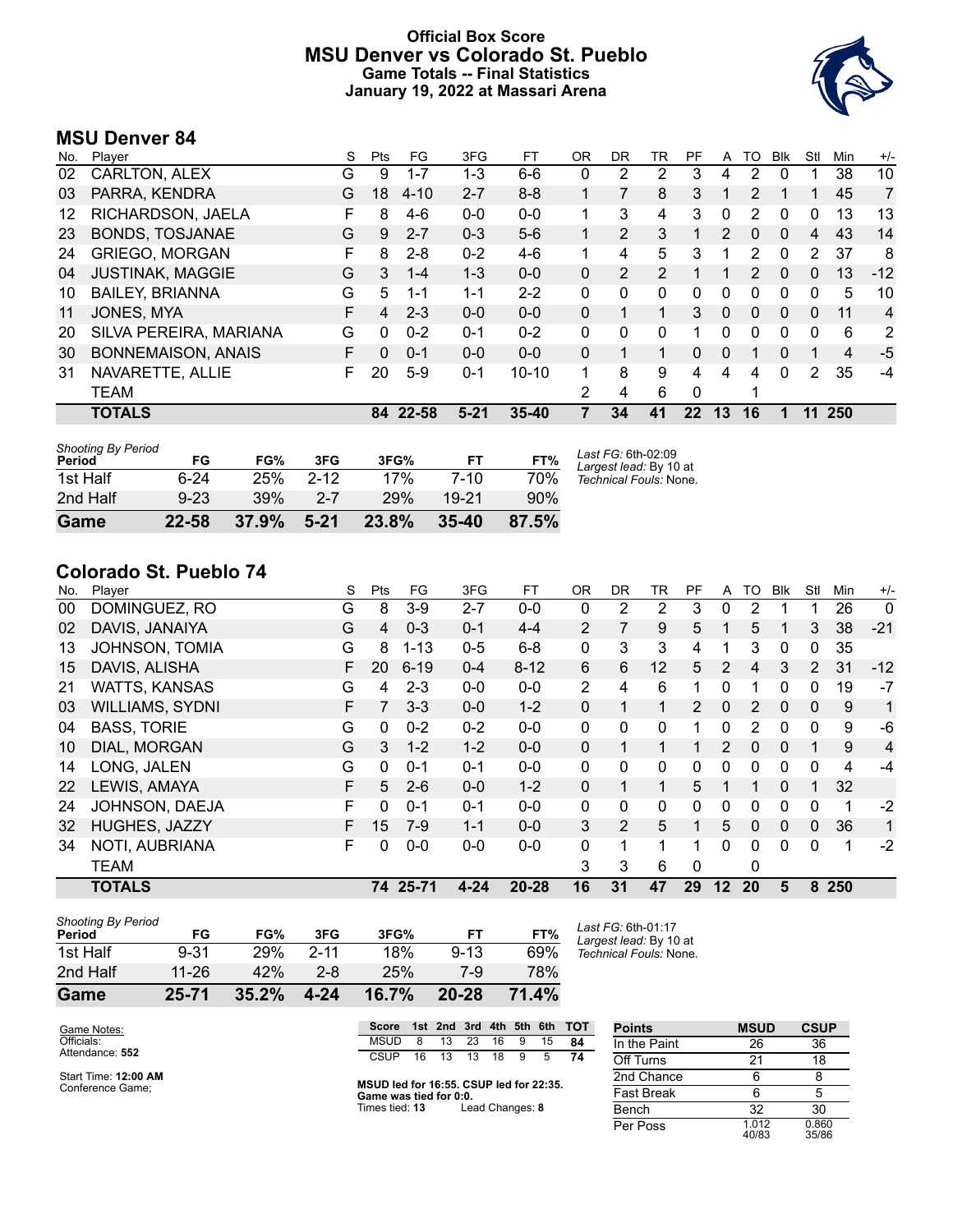# Official Box Score
## MSU Denver vs Colorado St. Pueblo
### Game Totals -- Final Statistics
### January 19, 2022 at Massari Arena

## MSU Denver 84

| No. | Player | S | Pts | FG | 3FG | FT | OR | DR | TR | PF | A | TO | Blk | Stl | Min | +/- |
|---|---|---|---|---|---|---|---|---|---|---|---|---|---|---|---|---|
| 02 | CARLTON, ALEX | G | 9 | 1-7 | 1-3 | 6-6 | 0 | 2 | 2 | 3 | 4 | 2 | 0 | 1 | 38 | 10 |
| 03 | PARRA, KENDRA | G | 18 | 4-10 | 2-7 | 8-8 | 1 | 7 | 8 | 3 | 1 | 2 | 1 | 1 | 45 | 7 |
| 12 | RICHARDSON, JAELA | F | 8 | 4-6 | 0-0 | 0-0 | 1 | 3 | 4 | 3 | 0 | 2 | 0 | 0 | 13 | 13 |
| 23 | BONDS, TOSJANAE | G | 9 | 2-7 | 0-3 | 5-6 | 1 | 2 | 3 | 1 | 2 | 0 | 0 | 4 | 43 | 14 |
| 24 | GRIEGO, MORGAN | F | 8 | 2-8 | 0-2 | 4-6 | 1 | 4 | 5 | 3 | 1 | 2 | 0 | 2 | 37 | 8 |
| 04 | JUSTINAK, MAGGIE | G | 3 | 1-4 | 1-3 | 0-0 | 0 | 2 | 2 | 1 | 1 | 2 | 0 | 0 | 13 | -12 |
| 10 | BAILEY, BRIANNA | G | 5 | 1-1 | 1-1 | 2-2 | 0 | 0 | 0 | 0 | 0 | 0 | 0 | 0 | 5 | 10 |
| 11 | JONES, MYA | F | 4 | 2-3 | 0-0 | 0-0 | 0 | 1 | 1 | 3 | 0 | 0 | 0 | 0 | 11 | 4 |
| 20 | SILVA PEREIRA, MARIANA | G | 0 | 0-2 | 0-1 | 0-2 | 0 | 0 | 0 | 1 | 0 | 0 | 0 | 0 | 6 | 2 |
| 30 | BONNEMAISON, ANAIS | F | 0 | 0-1 | 0-0 | 0-0 | 0 | 1 | 1 | 0 | 0 | 1 | 0 | 1 | 4 | -5 |
| 31 | NAVARETTE, ALLIE | F | 20 | 5-9 | 0-1 | 10-10 | 1 | 8 | 9 | 4 | 4 | 4 | 0 | 2 | 35 | -4 |
| | TEAM | | | | | | 2 | 4 | 6 | 0 | | 1 | | | | |
| | **TOTALS** | | **84** | **22-58** | **5-21** | **35-40** | **7** | **34** | **41** | **22** | **13** | **16** | **1** | **11** | **250** | |

| Shooting By Period Period | FG | FG% | 3FG | 3FG% | FT | FT% |
|---|---|---|---|---|---|---|
| 1st Half | 6-24 | 25% | 2-12 | 17% | 7-10 | 70% |
| 2nd Half | 9-23 | 39% | 2-7 | 29% | 19-21 | 90% |
| **Game** | **22-58** | **37.9%** | **5-21** | **23.8%** | **35-40** | **87.5%** |

*Last FG:* 6th-02:09
*Largest lead:* By 10 at
*Technical Fouls:* None.

## Colorado St. Pueblo 74

| No. | Player | S | Pts | FG | 3FG | FT | OR | DR | TR | PF | A | TO | Blk | Stl | Min | +/- |
|---|---|---|---|---|---|---|---|---|---|---|---|---|---|---|---|---|
| 00 | DOMINGUEZ, RO | G | 8 | 3-9 | 2-7 | 0-0 | 0 | 2 | 2 | 3 | 0 | 2 | 1 | 1 | 26 | 0 |
| 02 | DAVIS, JANAIYA | G | 4 | 0-3 | 0-1 | 4-4 | 2 | 7 | 9 | 5 | 1 | 5 | 1 | 3 | 38 | -21 |
| 13 | JOHNSON, TOMIA | G | 8 | 1-13 | 0-5 | 6-8 | 0 | 3 | 3 | 4 | 1 | 3 | 0 | 0 | 35 | |
| 15 | DAVIS, ALISHA | F | 20 | 6-19 | 0-4 | 8-12 | 6 | 6 | 12 | 5 | 2 | 4 | 3 | 2 | 31 | -12 |
| 21 | WATTS, KANSAS | G | 4 | 2-3 | 0-0 | 0-0 | 2 | 4 | 6 | 1 | 0 | 1 | 0 | 0 | 19 | -7 |
| 03 | WILLIAMS, SYDNI | F | 7 | 3-3 | 0-0 | 1-2 | 0 | 1 | 1 | 2 | 0 | 2 | 0 | 0 | 9 | 1 |
| 04 | BASS, TORIE | G | 0 | 0-2 | 0-2 | 0-0 | 0 | 0 | 0 | 1 | 0 | 2 | 0 | 0 | 9 | -6 |
| 10 | DIAL, MORGAN | G | 3 | 1-2 | 1-2 | 0-0 | 0 | 1 | 1 | 1 | 2 | 0 | 0 | 1 | 9 | 4 |
| 14 | LONG, JALEN | G | 0 | 0-1 | 0-1 | 0-0 | 0 | 0 | 0 | 0 | 0 | 0 | 0 | 0 | 4 | -4 |
| 22 | LEWIS, AMAYA | F | 5 | 2-6 | 0-0 | 1-2 | 0 | 1 | 1 | 5 | 1 | 1 | 0 | 1 | 32 | |
| 24 | JOHNSON, DAEJA | F | 0 | 0-1 | 0-1 | 0-0 | 0 | 0 | 0 | 0 | 0 | 0 | 0 | 0 | 1 | -2 |
| 32 | HUGHES, JAZZY | F | 15 | 7-9 | 1-1 | 0-0 | 3 | 2 | 5 | 1 | 5 | 0 | 0 | 0 | 36 | 1 |
| 34 | NOTI, AUBRIANA | F | 0 | 0-0 | 0-0 | 0-0 | 0 | 1 | 1 | 1 | 0 | 0 | 0 | 0 | 1 | -2 |
| | TEAM | | | | | | 3 | 3 | 6 | 0 | | 0 | | | | |
| | **TOTALS** | | **74** | **25-71** | **4-24** | **20-28** | **16** | **31** | **47** | **29** | **12** | **20** | **5** | **8** | **250** | |

| Shooting By Period Period | FG | FG% | 3FG | 3FG% | FT | FT% |
|---|---|---|---|---|---|---|
| 1st Half | 9-31 | 29% | 2-11 | 18% | 9-13 | 69% |
| 2nd Half | 11-26 | 42% | 2-8 | 25% | 7-9 | 78% |
| **Game** | **25-71** | **35.2%** | **4-24** | **16.7%** | **20-28** | **71.4%** |

*Last FG:* 6th-01:17
*Largest lead:* By 10 at
*Technical Fouls:* None.

Game Notes:
Officials:
Attendance: **552**

Start Time: **12:00 AM**
Conference Game;

| Score | 1st | 2nd | 3rd | 4th | 5th | 6th | TOT |
|---|---|---|---|---|---|---|---|
| MSUD | 8 | 13 | 23 | 16 | 9 | 15 | **84** |
| CSUP | 16 | 13 | 13 | 18 | 9 | 5 | **74** |

**MSUD led for 16:55. CSUP led for 22:35.**
**Game was tied for 0:0.**
Times tied: **13** Lead Changes: **8**

| Points | MSUD | CSUP |
|---|---|---|
| In the Paint | 26 | 36 |
| Off Turns | 21 | 18 |
| 2nd Chance | 6 | 8 |
| Fast Break | 6 | 5 |
| Bench | 32 | 30 |
| Per Poss | 1.012 40/83 | 0.860 35/86 |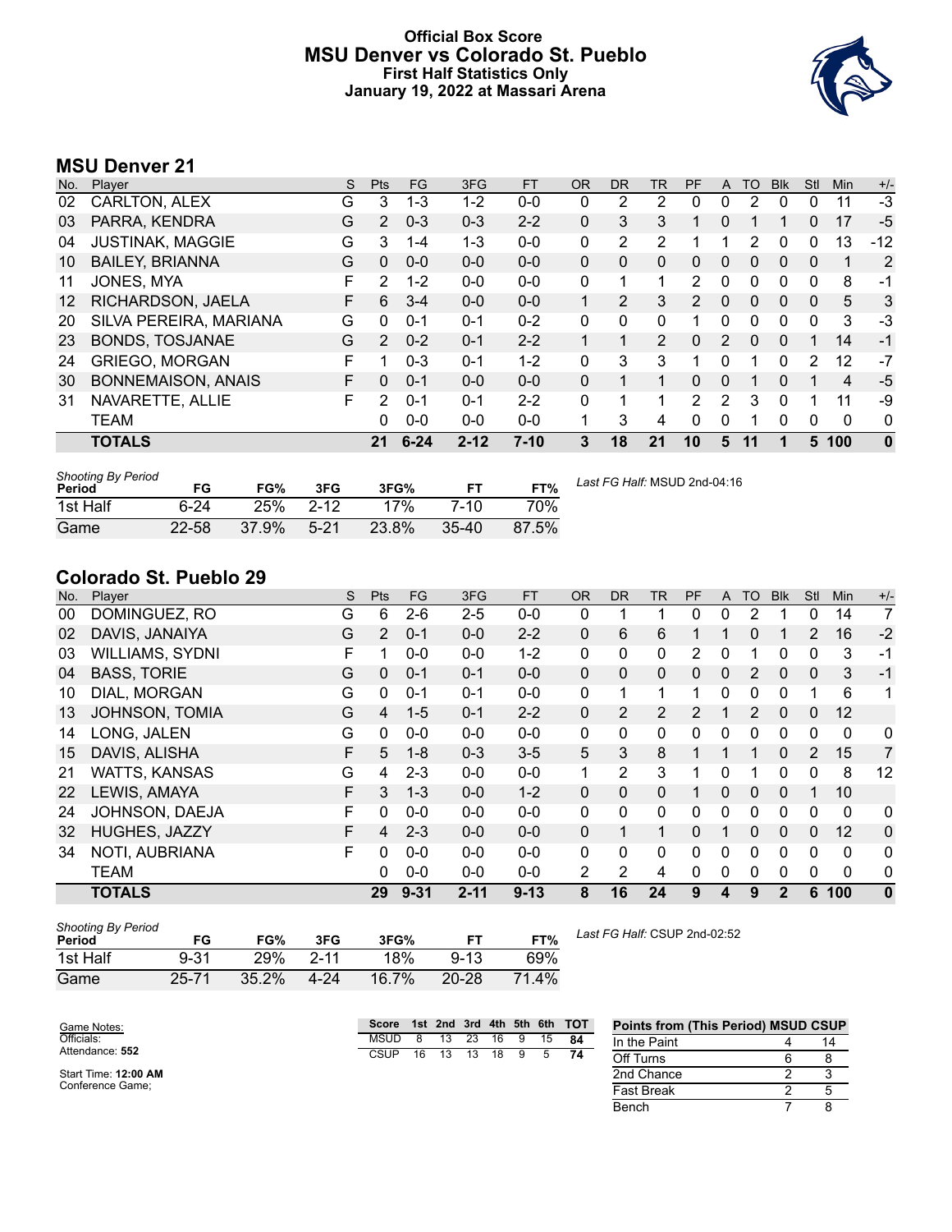# Official Box Score
## MSU Denver vs Colorado St. Pueblo
### First Half Statistics Only
### January 19, 2022 at Massari Arena

## MSU Denver 21

| No. | Player | S | Pts | FG | 3FG | FT | OR | DR | TR | PF | A | TO | Blk | Stl | Min | +/- |
|---|---|---|---|---|---|---|---|---|---|---|---|---|---|---|---|---|
| 02 | CARLTON, ALEX | G | 3 | 1-3 | 1-2 | 0-0 | 0 | 2 | 2 | 0 | 0 | 2 | 0 | 0 | 11 | -3 |
| 03 | PARRA, KENDRA | G | 2 | 0-3 | 0-3 | 2-2 | 0 | 3 | 3 | 1 | 0 | 1 | 1 | 0 | 17 | -5 |
| 04 | JUSTINAK, MAGGIE | G | 3 | 1-4 | 1-3 | 0-0 | 0 | 2 | 2 | 1 | 1 | 2 | 0 | 0 | 13 | -12 |
| 10 | BAILEY, BRIANNA | G | 0 | 0-0 | 0-0 | 0-0 | 0 | 0 | 0 | 0 | 0 | 0 | 0 | 0 | 1 | 2 |
| 11 | JONES, MYA | F | 2 | 1-2 | 0-0 | 0-0 | 0 | 1 | 1 | 2 | 0 | 0 | 0 | 0 | 8 | -1 |
| 12 | RICHARDSON, JAELA | F | 6 | 3-4 | 0-0 | 0-0 | 1 | 2 | 3 | 2 | 0 | 0 | 0 | 0 | 5 | 3 |
| 20 | SILVA PEREIRA, MARIANA | G | 0 | 0-1 | 0-1 | 0-2 | 0 | 0 | 0 | 1 | 0 | 0 | 0 | 0 | 3 | -3 |
| 23 | BONDS, TOSJANAE | G | 2 | 0-2 | 0-1 | 2-2 | 1 | 1 | 2 | 0 | 2 | 0 | 0 | 1 | 14 | -1 |
| 24 | GRIEGO, MORGAN | F | 1 | 0-3 | 0-1 | 1-2 | 0 | 3 | 3 | 1 | 0 | 1 | 0 | 2 | 12 | -7 |
| 30 | BONNEMAISON, ANAIS | F | 0 | 0-1 | 0-0 | 0-0 | 0 | 1 | 1 | 0 | 0 | 1 | 0 | 1 | 4 | -5 |
| 31 | NAVARETTE, ALLIE | F | 2 | 0-1 | 0-1 | 2-2 | 0 | 1 | 1 | 2 | 2 | 3 | 0 | 1 | 11 | -9 |
| | TEAM | | 0 | 0-0 | 0-0 | 0-0 | 1 | 3 | 4 | 0 | 0 | 1 | 0 | 0 | 0 | 0 |
| | **TOTALS** | | **21** | **6-24** | **2-12** | **7-10** | **3** | **18** | **21** | **10** | **5** | **11** | **1** | **5** | **100** | **0** |

*Shooting By Period*

| Period | FG | FG% | 3FG | 3FG% | FT | FT% |
|---|---|---|---|---|---|---|
| 1st Half | 6-24 | 25% | 2-12 | 17% | 7-10 | 70% |
| Game | 22-58 | 37.9% | 5-21 | 23.8% | 35-40 | 87.5% |

*Last FG Half:* MSUD 2nd-04:16

## Colorado St. Pueblo 29

| No. | Player | S | Pts | FG | 3FG | FT | OR | DR | TR | PF | A | TO | Blk | Stl | Min | +/- |
|---|---|---|---|---|---|---|---|---|---|---|---|---|---|---|---|---|
| 00 | DOMINGUEZ, RO | G | 6 | 2-6 | 2-5 | 0-0 | 0 | 1 | 1 | 0 | 0 | 2 | 1 | 0 | 14 | 7 |
| 02 | DAVIS, JANAIYA | G | 2 | 0-1 | 0-0 | 2-2 | 0 | 6 | 6 | 1 | 1 | 0 | 1 | 2 | 16 | -2 |
| 03 | WILLIAMS, SYDNI | F | 1 | 0-0 | 0-0 | 1-2 | 0 | 0 | 0 | 2 | 0 | 1 | 0 | 0 | 3 | -1 |
| 04 | BASS, TORIE | G | 0 | 0-1 | 0-1 | 0-0 | 0 | 0 | 0 | 0 | 0 | 2 | 0 | 0 | 3 | -1 |
| 10 | DIAL, MORGAN | G | 0 | 0-1 | 0-1 | 0-0 | 0 | 1 | 1 | 1 | 0 | 0 | 0 | 1 | 6 | 1 |
| 13 | JOHNSON, TOMIA | G | 4 | 1-5 | 0-1 | 2-2 | 0 | 2 | 2 | 2 | 1 | 2 | 0 | 0 | 12 | |
| 14 | LONG, JALEN | G | 0 | 0-0 | 0-0 | 0-0 | 0 | 0 | 0 | 0 | 0 | 0 | 0 | 0 | 0 | 0 |
| 15 | DAVIS, ALISHA | F | 5 | 1-8 | 0-3 | 3-5 | 5 | 3 | 8 | 1 | 1 | 1 | 0 | 2 | 15 | 7 |
| 21 | WATTS, KANSAS | G | 4 | 2-3 | 0-0 | 0-0 | 1 | 2 | 3 | 1 | 0 | 1 | 0 | 0 | 8 | 12 |
| 22 | LEWIS, AMAYA | F | 3 | 1-3 | 0-0 | 1-2 | 0 | 0 | 0 | 1 | 0 | 0 | 0 | 1 | 10 | |
| 24 | JOHNSON, DAEJA | F | 0 | 0-0 | 0-0 | 0-0 | 0 | 0 | 0 | 0 | 0 | 0 | 0 | 0 | 0 | 0 |
| 32 | HUGHES, JAZZY | F | 4 | 2-3 | 0-0 | 0-0 | 0 | 1 | 1 | 0 | 1 | 0 | 0 | 0 | 12 | 0 |
| 34 | NOTI, AUBRIANA | F | 0 | 0-0 | 0-0 | 0-0 | 0 | 0 | 0 | 0 | 0 | 0 | 0 | 0 | 0 | 0 |
| | TEAM | | 0 | 0-0 | 0-0 | 0-0 | 2 | 2 | 4 | 0 | 0 | 0 | 0 | 0 | 0 | 0 |
| | **TOTALS** | | **29** | **9-31** | **2-11** | **9-13** | **8** | **16** | **24** | **9** | **4** | **9** | **2** | **6** | **100** | **0** |

*Shooting By Period*

| Period | FG | FG% | 3FG | 3FG% | FT | FT% |
|---|---|---|---|---|---|---|
| 1st Half | 9-31 | 29% | 2-11 | 18% | 9-13 | 69% |
| Game | 25-71 | 35.2% | 4-24 | 16.7% | 20-28 | 71.4% |

*Last FG Half:* CSUP 2nd-02:52

Game Notes:
Officials:
Attendance: **552**

Start Time: **12:00 AM**
Conference Game;

| Score | 1st | 2nd | 3rd | 4th | 5th | 6th | TOT |
|---|---|---|---|---|---|---|---|
| MSUD | 8 | 13 | 23 | 16 | 9 | 15 | **84** |
| CSUP | 16 | 13 | 13 | 18 | 9 | 5 | **74** |

| Points from (This Period) | MSUD | CSUP |
|---|---|---|
| In the Paint | 4 | 14 |
| Off Turns | 6 | 8 |
| 2nd Chance | 2 | 3 |
| Fast Break | 2 | 5 |
| Bench | 7 | 8 |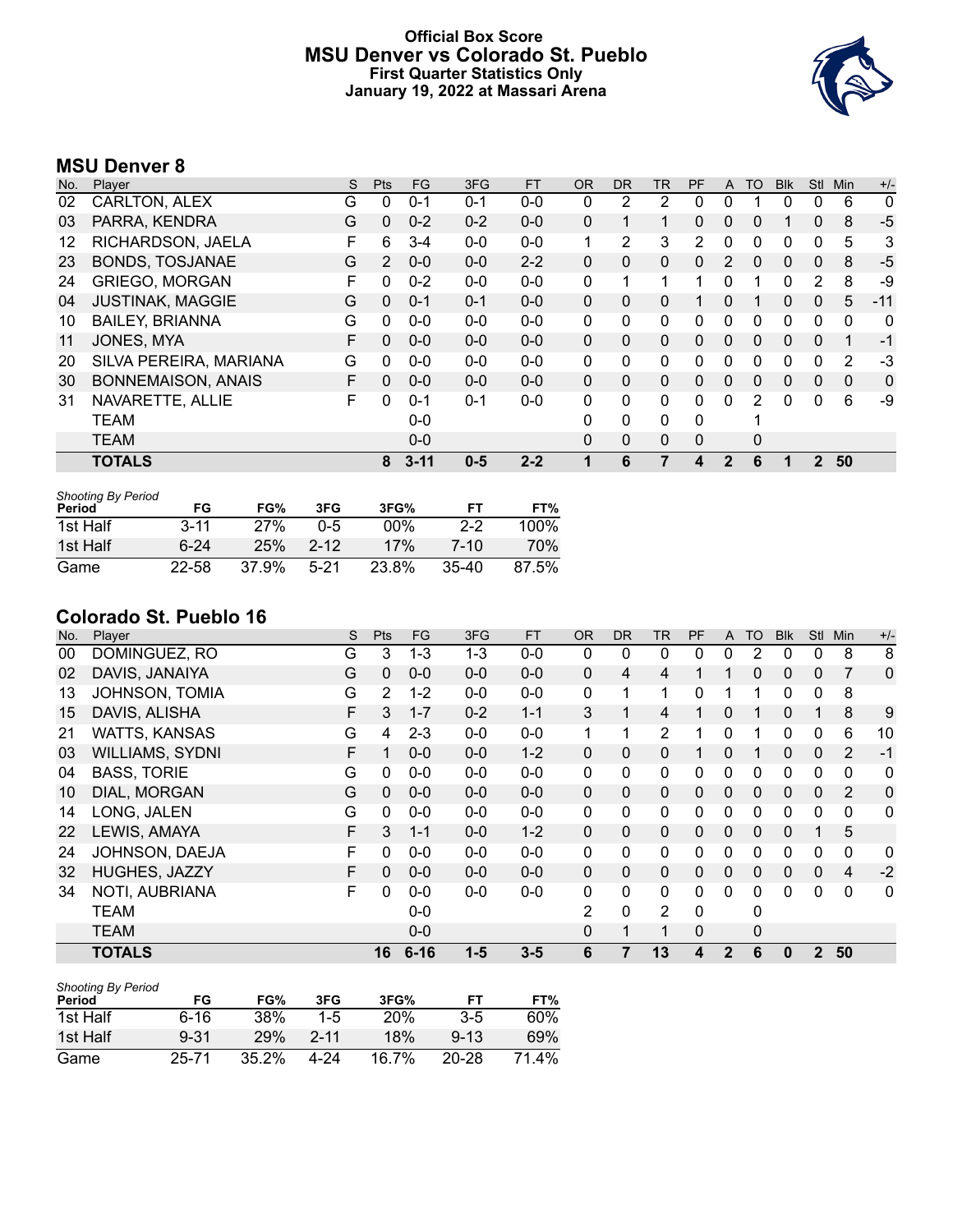# Official Box Score
## MSU Denver vs Colorado St. Pueblo
### First Quarter Statistics Only
### January 19, 2022 at Massari Arena

## MSU Denver 8

| No. | Player | S | Pts | FG | 3FG | FT | OR | DR | TR | PF | A | TO | Blk | Stl | Min | +/- |
|---|---|---|---|---|---|---|---|---|---|---|---|---|---|---|---|---|
| 02 | CARLTON, ALEX | G | 0 | 0-1 | 0-1 | 0-0 | 0 | 2 | 2 | 0 | 0 | 1 | 0 | 0 | 6 | 0 |
| 03 | PARRA, KENDRA | G | 0 | 0-2 | 0-2 | 0-0 | 0 | 1 | 1 | 0 | 0 | 0 | 1 | 0 | 8 | -5 |
| 12 | RICHARDSON, JAELA | F | 6 | 3-4 | 0-0 | 0-0 | 1 | 2 | 3 | 2 | 0 | 0 | 0 | 0 | 5 | 3 |
| 23 | BONDS, TOSJANAE | G | 2 | 0-0 | 0-0 | 2-2 | 0 | 0 | 0 | 0 | 2 | 0 | 0 | 0 | 8 | -5 |
| 24 | GRIEGO, MORGAN | F | 0 | 0-2 | 0-0 | 0-0 | 0 | 1 | 1 | 1 | 0 | 1 | 0 | 2 | 8 | -9 |
| 04 | JUSTINAK, MAGGIE | G | 0 | 0-1 | 0-1 | 0-0 | 0 | 0 | 0 | 1 | 0 | 1 | 0 | 0 | 5 | -11 |
| 10 | BAILEY, BRIANNA | G | 0 | 0-0 | 0-0 | 0-0 | 0 | 0 | 0 | 0 | 0 | 0 | 0 | 0 | 0 | 0 |
| 11 | JONES, MYA | F | 0 | 0-0 | 0-0 | 0-0 | 0 | 0 | 0 | 0 | 0 | 0 | 0 | 0 | 1 | -1 |
| 20 | SILVA PEREIRA, MARIANA | G | 0 | 0-0 | 0-0 | 0-0 | 0 | 0 | 0 | 0 | 0 | 0 | 0 | 0 | 2 | -3 |
| 30 | BONNEMAISON, ANAIS | F | 0 | 0-0 | 0-0 | 0-0 | 0 | 0 | 0 | 0 | 0 | 0 | 0 | 0 | 0 | 0 |
| 31 | NAVARETTE, ALLIE | F | 0 | 0-1 | 0-1 | 0-0 | 0 | 0 | 0 | 0 | 0 | 2 | 0 | 0 | 6 | -9 |
| | TEAM | | | 0-0 | | | 0 | 0 | 0 | 0 | | 1 | | | | |
| | TEAM | | | 0-0 | | | 0 | 0 | 0 | 0 | | 0 | | | | |
| | **TOTALS** | | **8** | **3-11** | **0-5** | **2-2** | **1** | **6** | **7** | **4** | **2** | **6** | **1** | **2** | **50** | |

*Shooting By Period*

| Period | FG | FG% | 3FG | 3FG% | FT | FT% |
|---|---|---|---|---|---|---|
| 1st Half | 3-11 | 27% | 0-5 | 00% | 2-2 | 100% |
| 1st Half | 6-24 | 25% | 2-12 | 17% | 7-10 | 70% |
| Game | 22-58 | 37.9% | 5-21 | 23.8% | 35-40 | 87.5% |

## Colorado St. Pueblo 16

| No. | Player | S | Pts | FG | 3FG | FT | OR | DR | TR | PF | A | TO | Blk | Stl | Min | +/- |
|---|---|---|---|---|---|---|---|---|---|---|---|---|---|---|---|---|
| 00 | DOMINGUEZ, RO | G | 3 | 1-3 | 1-3 | 0-0 | 0 | 0 | 0 | 0 | 0 | 2 | 0 | 0 | 8 | 8 |
| 02 | DAVIS, JANAIYA | G | 0 | 0-0 | 0-0 | 0-0 | 0 | 4 | 4 | 1 | 1 | 0 | 0 | 0 | 7 | 0 |
| 13 | JOHNSON, TOMIA | G | 2 | 1-2 | 0-0 | 0-0 | 0 | 1 | 1 | 0 | 1 | 1 | 0 | 0 | 8 | |
| 15 | DAVIS, ALISHA | F | 3 | 1-7 | 0-2 | 1-1 | 3 | 1 | 4 | 1 | 0 | 1 | 0 | 1 | 8 | 9 |
| 21 | WATTS, KANSAS | G | 4 | 2-3 | 0-0 | 0-0 | 1 | 1 | 2 | 1 | 0 | 1 | 0 | 0 | 6 | 10 |
| 03 | WILLIAMS, SYDNI | F | 1 | 0-0 | 0-0 | 1-2 | 0 | 0 | 0 | 1 | 0 | 1 | 0 | 0 | 2 | -1 |
| 04 | BASS, TORIE | G | 0 | 0-0 | 0-0 | 0-0 | 0 | 0 | 0 | 0 | 0 | 0 | 0 | 0 | 0 | 0 |
| 10 | DIAL, MORGAN | G | 0 | 0-0 | 0-0 | 0-0 | 0 | 0 | 0 | 0 | 0 | 0 | 0 | 0 | 2 | 0 |
| 14 | LONG, JALEN | G | 0 | 0-0 | 0-0 | 0-0 | 0 | 0 | 0 | 0 | 0 | 0 | 0 | 0 | 0 | 0 |
| 22 | LEWIS, AMAYA | F | 3 | 1-1 | 0-0 | 1-2 | 0 | 0 | 0 | 0 | 0 | 0 | 0 | 1 | 5 | |
| 24 | JOHNSON, DAEJA | F | 0 | 0-0 | 0-0 | 0-0 | 0 | 0 | 0 | 0 | 0 | 0 | 0 | 0 | 0 | 0 |
| 32 | HUGHES, JAZZY | F | 0 | 0-0 | 0-0 | 0-0 | 0 | 0 | 0 | 0 | 0 | 0 | 0 | 0 | 4 | -2 |
| 34 | NOTI, AUBRIANA | F | 0 | 0-0 | 0-0 | 0-0 | 0 | 0 | 0 | 0 | 0 | 0 | 0 | 0 | 0 | 0 |
| | TEAM | | | 0-0 | | | 2 | 0 | 2 | 0 | | 0 | | | | |
| | TEAM | | | 0-0 | | | 0 | 1 | 1 | 0 | | 0 | | | | |
| | **TOTALS** | | **16** | **6-16** | **1-5** | **3-5** | **6** | **7** | **13** | **4** | **2** | **6** | **0** | **2** | **50** | |

*Shooting By Period*

| Period | FG | FG% | 3FG | 3FG% | FT | FT% |
|---|---|---|---|---|---|---|
| 1st Half | 6-16 | 38% | 1-5 | 20% | 3-5 | 60% |
| 1st Half | 9-31 | 29% | 2-11 | 18% | 9-13 | 69% |
| Game | 25-71 | 35.2% | 4-24 | 16.7% | 20-28 | 71.4% |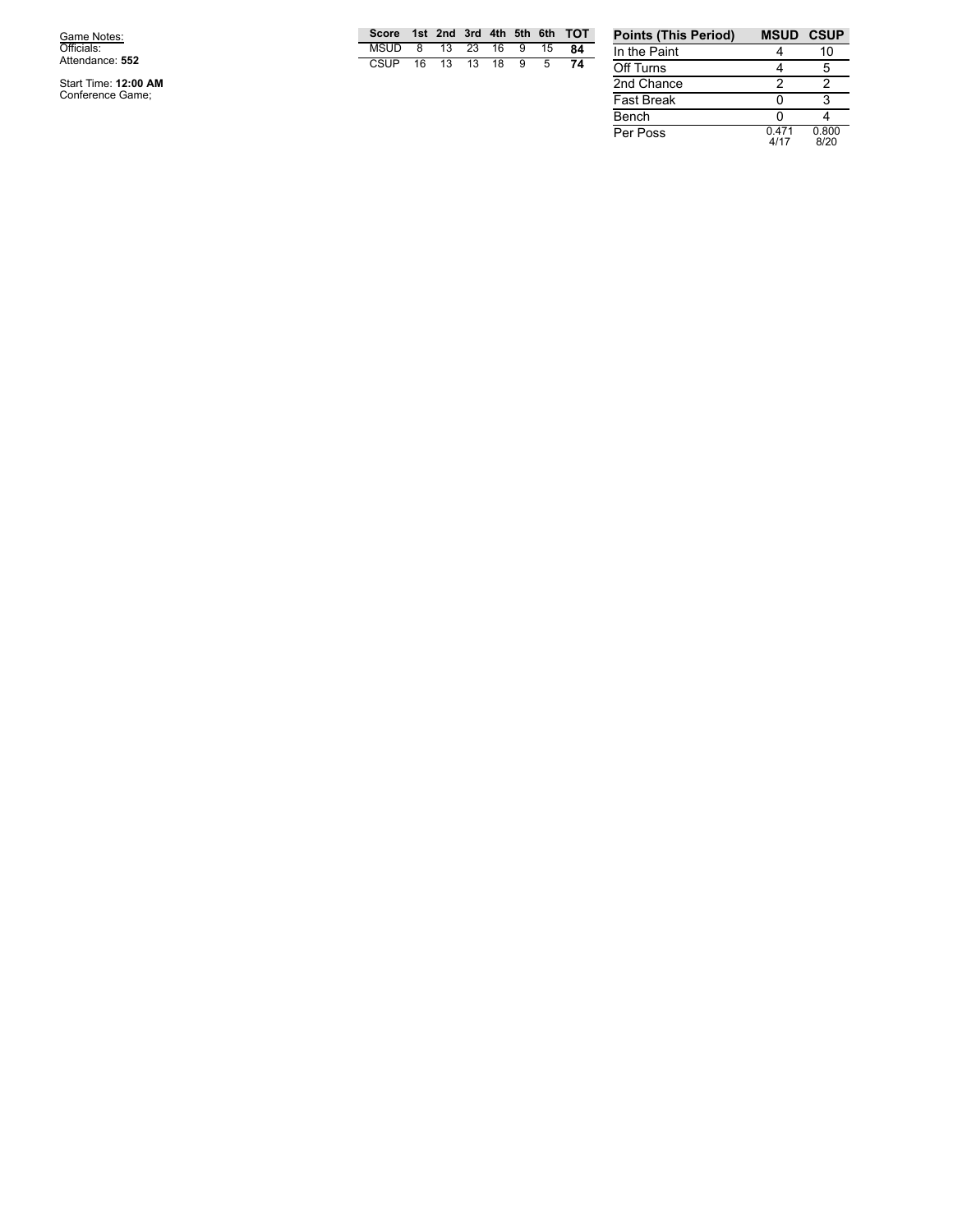Game Notes:
Officials:
Attendance: **552**

Start Time: **12:00 AM**
Conference Game;

| Score | 1st | 2nd | 3rd | 4th | 5th | 6th | TOT |
|---|---|---|---|---|---|---|---|
| MSUD | 8 | 13 | 23 | 16 | 9 | 15 | **84** |
| CSUP | 16 | 13 | 13 | 18 | 9 | 5 | **74** |

| Points (This Period) | MSUD | CSUP |
|---|---|---|
| In the Paint | 4 | 10 |
| Off Turns | 4 | 5 |
| 2nd Chance | 2 | 2 |
| Fast Break | 0 | 3 |
| Bench | 0 | 4 |
| Per Poss | 0.471 4/17 | 0.800 8/20 |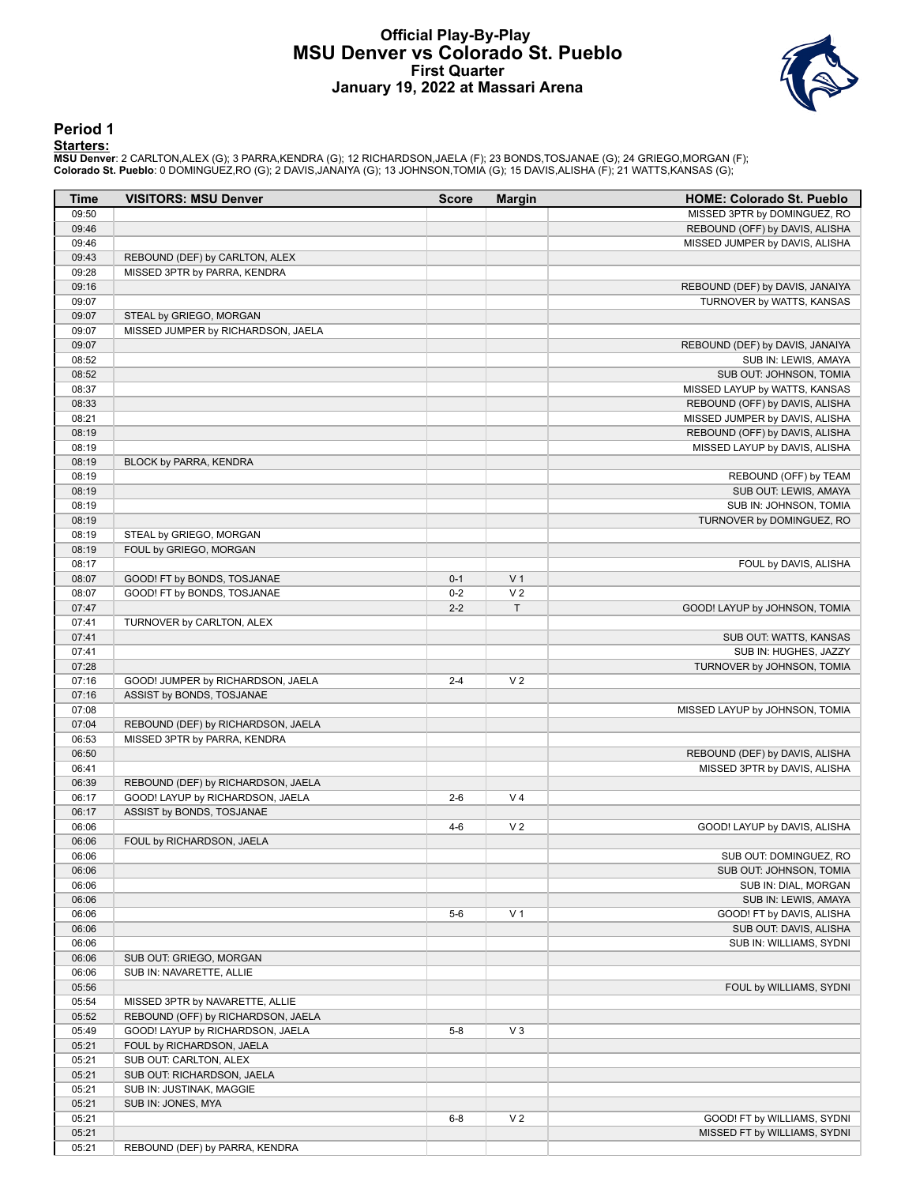# Official Play-By-Play
## MSU Denver vs Colorado St. Pueblo
### First Quarter
### January 19, 2022 at Massari Arena

## Period 1

**Starters:**

**MSU Denver**: 2 CARLTON,ALEX (G); 3 PARRA,KENDRA (G); 12 RICHARDSON,JAELA (F); 23 BONDS,TOSJANAE (G); 24 GRIEGO,MORGAN (F);
**Colorado St. Pueblo**: 0 DOMINGUEZ,RO (G); 2 DAVIS,JANAIYA (G); 13 JOHNSON,TOMIA (G); 15 DAVIS,ALISHA (F); 21 WATTS,KANSAS (G);

| Time | VISITORS: MSU Denver | Score | Margin | HOME: Colorado St. Pueblo |
|---|---|---|---|---|
| 09:50 | | | | MISSED 3PTR by DOMINGUEZ, RO |
| 09:46 | | | | REBOUND (OFF) by DAVIS, ALISHA |
| 09:46 | | | | MISSED JUMPER by DAVIS, ALISHA |
| 09:43 | REBOUND (DEF) by CARLTON, ALEX | | | |
| 09:28 | MISSED 3PTR by PARRA, KENDRA | | | |
| 09:16 | | | | REBOUND (DEF) by DAVIS, JANAIYA |
| 09:07 | | | | TURNOVER by WATTS, KANSAS |
| 09:07 | STEAL by GRIEGO, MORGAN | | | |
| 09:07 | MISSED JUMPER by RICHARDSON, JAELA | | | |
| 09:07 | | | | REBOUND (DEF) by DAVIS, JANAIYA |
| 08:52 | | | | SUB IN: LEWIS, AMAYA |
| 08:52 | | | | SUB OUT: JOHNSON, TOMIA |
| 08:37 | | | | MISSED LAYUP by WATTS, KANSAS |
| 08:33 | | | | REBOUND (OFF) by DAVIS, ALISHA |
| 08:21 | | | | MISSED JUMPER by DAVIS, ALISHA |
| 08:19 | | | | REBOUND (OFF) by DAVIS, ALISHA |
| 08:19 | | | | MISSED LAYUP by DAVIS, ALISHA |
| 08:19 | BLOCK by PARRA, KENDRA | | | |
| 08:19 | | | | REBOUND (OFF) by TEAM |
| 08:19 | | | | SUB OUT: LEWIS, AMAYA |
| 08:19 | | | | SUB IN: JOHNSON, TOMIA |
| 08:19 | | | | TURNOVER by DOMINGUEZ, RO |
| 08:19 | STEAL by GRIEGO, MORGAN | | | |
| 08:19 | FOUL by GRIEGO, MORGAN | | | |
| 08:17 | | | | FOUL by DAVIS, ALISHA |
| 08:07 | GOOD! FT by BONDS, TOSJANAE | 0-1 | V 1 | |
| 08:07 | GOOD! FT by BONDS, TOSJANAE | 0-2 | V 2 | |
| 07:47 | | 2-2 | T | GOOD! LAYUP by JOHNSON, TOMIA |
| 07:41 | TURNOVER by CARLTON, ALEX | | | |
| 07:41 | | | | SUB OUT: WATTS, KANSAS |
| 07:41 | | | | SUB IN: HUGHES, JAZZY |
| 07:28 | | | | TURNOVER by JOHNSON, TOMIA |
| 07:16 | GOOD! JUMPER by RICHARDSON, JAELA | 2-4 | V 2 | |
| 07:16 | ASSIST by BONDS, TOSJANAE | | | |
| 07:08 | | | | MISSED LAYUP by JOHNSON, TOMIA |
| 07:04 | REBOUND (DEF) by RICHARDSON, JAELA | | | |
| 06:53 | MISSED 3PTR by PARRA, KENDRA | | | |
| 06:50 | | | | REBOUND (DEF) by DAVIS, ALISHA |
| 06:41 | | | | MISSED 3PTR by DAVIS, ALISHA |
| 06:39 | REBOUND (DEF) by RICHARDSON, JAELA | | | |
| 06:17 | GOOD! LAYUP by RICHARDSON, JAELA | 2-6 | V 4 | |
| 06:17 | ASSIST by BONDS, TOSJANAE | | | |
| 06:06 | | 4-6 | V 2 | GOOD! LAYUP by DAVIS, ALISHA |
| 06:06 | FOUL by RICHARDSON, JAELA | | | |
| 06:06 | | | | SUB OUT: DOMINGUEZ, RO |
| 06:06 | | | | SUB OUT: JOHNSON, TOMIA |
| 06:06 | | | | SUB IN: DIAL, MORGAN |
| 06:06 | | | | SUB IN: LEWIS, AMAYA |
| 06:06 | | 5-6 | V 1 | GOOD! FT by DAVIS, ALISHA |
| 06:06 | | | | SUB OUT: DAVIS, ALISHA |
| 06:06 | | | | SUB IN: WILLIAMS, SYDNI |
| 06:06 | SUB OUT: GRIEGO, MORGAN | | | |
| 06:06 | SUB IN: NAVARETTE, ALLIE | | | |
| 05:56 | | | | FOUL by WILLIAMS, SYDNI |
| 05:54 | MISSED 3PTR by NAVARETTE, ALLIE | | | |
| 05:52 | REBOUND (OFF) by RICHARDSON, JAELA | | | |
| 05:49 | GOOD! LAYUP by RICHARDSON, JAELA | 5-8 | V 3 | |
| 05:21 | FOUL by RICHARDSON, JAELA | | | |
| 05:21 | SUB OUT: CARLTON, ALEX | | | |
| 05:21 | SUB OUT: RICHARDSON, JAELA | | | |
| 05:21 | SUB IN: JUSTINAK, MAGGIE | | | |
| 05:21 | SUB IN: JONES, MYA | | | |
| 05:21 | | 6-8 | V 2 | GOOD! FT by WILLIAMS, SYDNI |
| 05:21 | | | | MISSED FT by WILLIAMS, SYDNI |
| 05:21 | REBOUND (DEF) by PARRA, KENDRA | | | |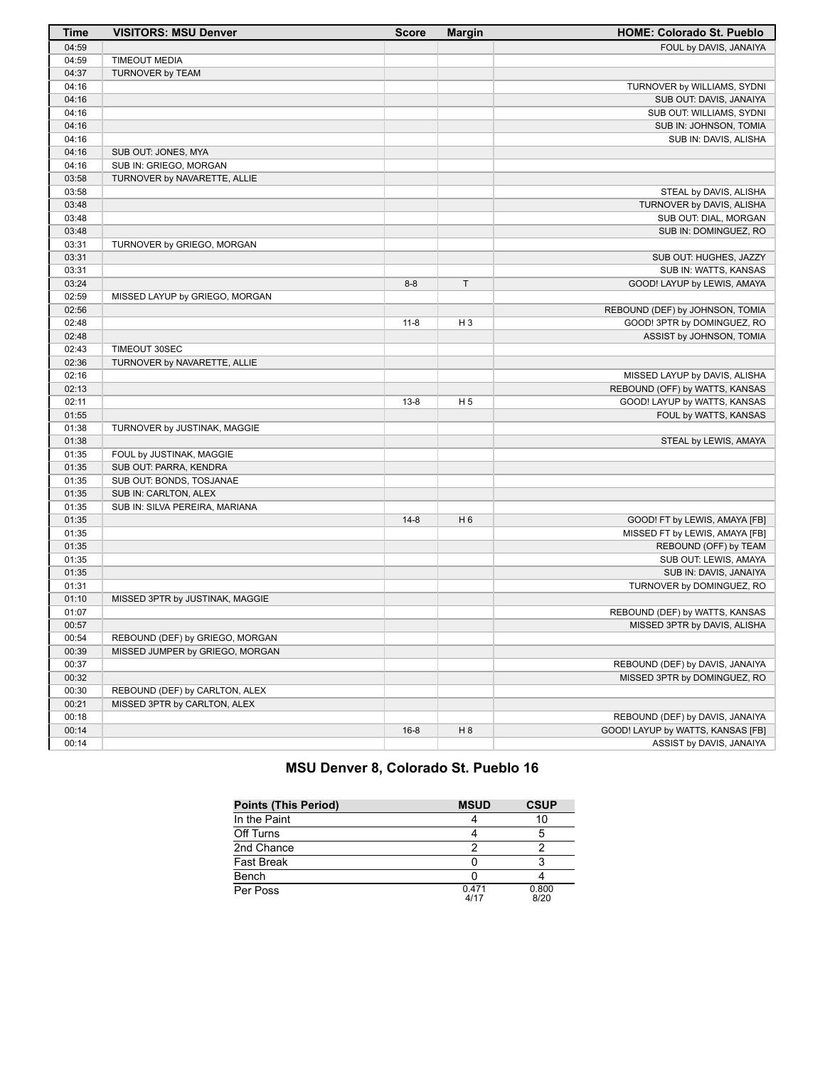| Time | VISITORS: MSU Denver | Score | Margin | HOME: Colorado St. Pueblo |
|---|---|---|---|---|
| 04:59 | | | | FOUL by DAVIS, JANAIYA |
| 04:59 | TIMEOUT MEDIA | | | |
| 04:37 | TURNOVER by TEAM | | | |
| 04:16 | | | | TURNOVER by WILLIAMS, SYDNI |
| 04:16 | | | | SUB OUT: DAVIS, JANAIYA |
| 04:16 | | | | SUB OUT: WILLIAMS, SYDNI |
| 04:16 | | | | SUB IN: JOHNSON, TOMIA |
| 04:16 | | | | SUB IN: DAVIS, ALISHA |
| 04:16 | SUB OUT: JONES, MYA | | | |
| 04:16 | SUB IN: GRIEGO, MORGAN | | | |
| 03:58 | TURNOVER by NAVARETTE, ALLIE | | | |
| 03:58 | | | | STEAL by DAVIS, ALISHA |
| 03:48 | | | | TURNOVER by DAVIS, ALISHA |
| 03:48 | | | | SUB OUT: DIAL, MORGAN |
| 03:48 | | | | SUB IN: DOMINGUEZ, RO |
| 03:31 | TURNOVER by GRIEGO, MORGAN | | | |
| 03:31 | | | | SUB OUT: HUGHES, JAZZY |
| 03:31 | | | | SUB IN: WATTS, KANSAS |
| 03:24 | | 8-8 | T | GOOD! LAYUP by LEWIS, AMAYA |
| 02:59 | MISSED LAYUP by GRIEGO, MORGAN | | | |
| 02:56 | | | | REBOUND (DEF) by JOHNSON, TOMIA |
| 02:48 | | 11-8 | H 3 | GOOD! 3PTR by DOMINGUEZ, RO |
| 02:48 | | | | ASSIST by JOHNSON, TOMIA |
| 02:43 | TIMEOUT 30SEC | | | |
| 02:36 | TURNOVER by NAVARETTE, ALLIE | | | |
| 02:16 | | | | MISSED LAYUP by DAVIS, ALISHA |
| 02:13 | | | | REBOUND (OFF) by WATTS, KANSAS |
| 02:11 | | 13-8 | H 5 | GOOD! LAYUP by WATTS, KANSAS |
| 01:55 | | | | FOUL by WATTS, KANSAS |
| 01:38 | TURNOVER by JUSTINAK, MAGGIE | | | |
| 01:38 | | | | STEAL by LEWIS, AMAYA |
| 01:35 | FOUL by JUSTINAK, MAGGIE | | | |
| 01:35 | SUB OUT: PARRA, KENDRA | | | |
| 01:35 | SUB OUT: BONDS, TOSJANAE | | | |
| 01:35 | SUB IN: CARLTON, ALEX | | | |
| 01:35 | SUB IN: SILVA PEREIRA, MARIANA | | | |
| 01:35 | | 14-8 | H 6 | GOOD! FT by LEWIS, AMAYA [FB] |
| 01:35 | | | | MISSED FT by LEWIS, AMAYA [FB] |
| 01:35 | | | | REBOUND (OFF) by TEAM |
| 01:35 | | | | SUB OUT: LEWIS, AMAYA |
| 01:35 | | | | SUB IN: DAVIS, JANAIYA |
| 01:31 | | | | TURNOVER by DOMINGUEZ, RO |
| 01:10 | MISSED 3PTR by JUSTINAK, MAGGIE | | | |
| 01:07 | | | | REBOUND (DEF) by WATTS, KANSAS |
| 00:57 | | | | MISSED 3PTR by DAVIS, ALISHA |
| 00:54 | REBOUND (DEF) by GRIEGO, MORGAN | | | |
| 00:39 | MISSED JUMPER by GRIEGO, MORGAN | | | |
| 00:37 | | | | REBOUND (DEF) by DAVIS, JANAIYA |
| 00:32 | | | | MISSED 3PTR by DOMINGUEZ, RO |
| 00:30 | REBOUND (DEF) by CARLTON, ALEX | | | |
| 00:21 | MISSED 3PTR by CARLTON, ALEX | | | |
| 00:18 | | | | REBOUND (DEF) by DAVIS, JANAIYA |
| 00:14 | | 16-8 | H 8 | GOOD! LAYUP by WATTS, KANSAS [FB] |
| 00:14 | | | | ASSIST by DAVIS, JANAIYA |

## MSU Denver 8, Colorado St. Pueblo 16

| Points (This Period) | MSUD | CSUP |
|---|---|---|
| In the Paint | 4 | 10 |
| Off Turns | 4 | 5 |
| 2nd Chance | 2 | 2 |
| Fast Break | 0 | 3 |
| Bench | 0 | 4 |
| Per Poss | 0.471 4/17 | 0.800 8/20 |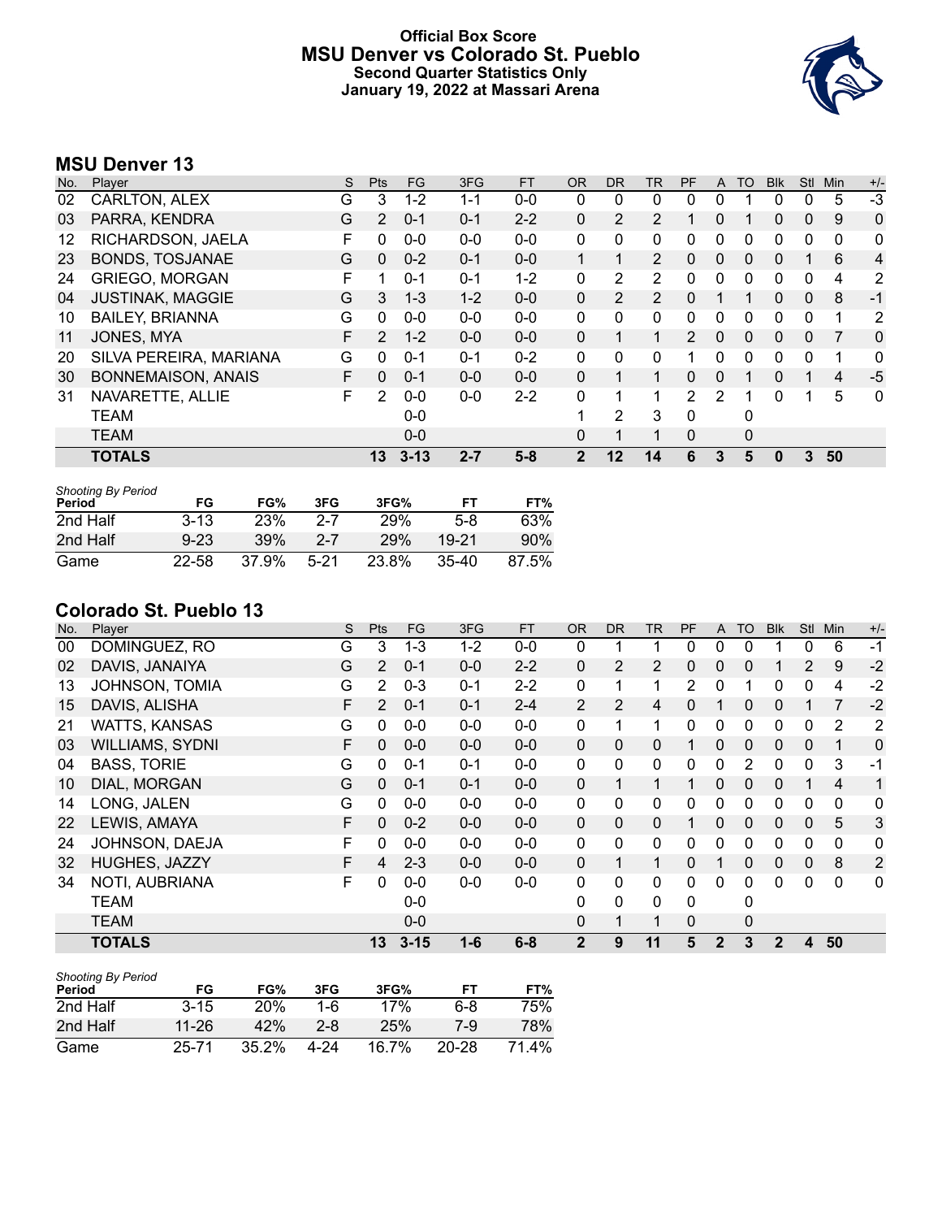# Official Box Score
## MSU Denver vs Colorado St. Pueblo
### Second Quarter Statistics Only
### January 19, 2022 at Massari Arena

## MSU Denver 13

| No. | Player | S | Pts | FG | 3FG | FT | OR | DR | TR | PF | A | TO | Blk | Stl | Min | +/- |
|---|---|---|---|---|---|---|---|---|---|---|---|---|---|---|---|---|
| 02 | CARLTON, ALEX | G | 3 | 1-2 | 1-1 | 0-0 | 0 | 0 | 0 | 0 | 0 | 1 | 0 | 0 | 5 | -3 |
| 03 | PARRA, KENDRA | G | 2 | 0-1 | 0-1 | 2-2 | 0 | 2 | 2 | 1 | 0 | 1 | 0 | 0 | 9 | 0 |
| 12 | RICHARDSON, JAELA | F | 0 | 0-0 | 0-0 | 0-0 | 0 | 0 | 0 | 0 | 0 | 0 | 0 | 0 | 0 | 0 |
| 23 | BONDS, TOSJANAE | G | 0 | 0-2 | 0-1 | 0-0 | 1 | 1 | 2 | 0 | 0 | 0 | 0 | 1 | 6 | 4 |
| 24 | GRIEGO, MORGAN | F | 1 | 0-1 | 0-1 | 1-2 | 0 | 2 | 2 | 0 | 0 | 0 | 0 | 0 | 4 | 2 |
| 04 | JUSTINAK, MAGGIE | G | 3 | 1-3 | 1-2 | 0-0 | 0 | 2 | 2 | 0 | 1 | 1 | 0 | 0 | 8 | -1 |
| 10 | BAILEY, BRIANNA | G | 0 | 0-0 | 0-0 | 0-0 | 0 | 0 | 0 | 0 | 0 | 0 | 0 | 0 | 1 | 2 |
| 11 | JONES, MYA | F | 2 | 1-2 | 0-0 | 0-0 | 0 | 1 | 1 | 2 | 0 | 0 | 0 | 0 | 7 | 0 |
| 20 | SILVA PEREIRA, MARIANA | G | 0 | 0-1 | 0-1 | 0-2 | 0 | 0 | 0 | 1 | 0 | 0 | 0 | 0 | 1 | 0 |
| 30 | BONNEMAISON, ANAIS | F | 0 | 0-1 | 0-0 | 0-0 | 0 | 1 | 1 | 0 | 0 | 1 | 0 | 1 | 4 | -5 |
| 31 | NAVARETTE, ALLIE | F | 2 | 0-0 | 0-0 | 2-2 | 0 | 1 | 1 | 2 | 2 | 1 | 0 | 1 | 5 | 0 |
| | TEAM | | | 0-0 | | | 1 | 2 | 3 | 0 | | 0 | | | | |
| | TEAM | | | 0-0 | | | 0 | 1 | 1 | 0 | | 0 | | | | |
| | **TOTALS** | | **13** | **3-13** | **2-7** | **5-8** | **2** | **12** | **14** | **6** | **3** | **5** | **0** | **3** | **50** | |

*Shooting By Period*

| Period | FG | FG% | 3FG | 3FG% | FT | FT% |
|---|---|---|---|---|---|---|
| 2nd Half | 3-13 | 23% | 2-7 | 29% | 5-8 | 63% |
| 2nd Half | 9-23 | 39% | 2-7 | 29% | 19-21 | 90% |
| Game | 22-58 | 37.9% | 5-21 | 23.8% | 35-40 | 87.5% |

## Colorado St. Pueblo 13

| No. | Player | S | Pts | FG | 3FG | FT | OR | DR | TR | PF | A | TO | Blk | Stl | Min | +/- |
|---|---|---|---|---|---|---|---|---|---|---|---|---|---|---|---|---|
| 00 | DOMINGUEZ, RO | G | 3 | 1-3 | 1-2 | 0-0 | 0 | 1 | 1 | 0 | 0 | 0 | 1 | 0 | 6 | -1 |
| 02 | DAVIS, JANAIYA | G | 2 | 0-1 | 0-0 | 2-2 | 0 | 2 | 2 | 0 | 0 | 0 | 1 | 2 | 9 | -2 |
| 13 | JOHNSON, TOMIA | G | 2 | 0-3 | 0-1 | 2-2 | 0 | 1 | 1 | 2 | 0 | 1 | 0 | 0 | 4 | -2 |
| 15 | DAVIS, ALISHA | F | 2 | 0-1 | 0-1 | 2-4 | 2 | 2 | 4 | 0 | 1 | 0 | 0 | 1 | 7 | -2 |
| 21 | WATTS, KANSAS | G | 0 | 0-0 | 0-0 | 0-0 | 0 | 1 | 1 | 0 | 0 | 0 | 0 | 0 | 2 | 2 |
| 03 | WILLIAMS, SYDNI | F | 0 | 0-0 | 0-0 | 0-0 | 0 | 0 | 0 | 1 | 0 | 0 | 0 | 0 | 1 | 0 |
| 04 | BASS, TORIE | G | 0 | 0-1 | 0-1 | 0-0 | 0 | 0 | 0 | 0 | 0 | 2 | 0 | 0 | 3 | -1 |
| 10 | DIAL, MORGAN | G | 0 | 0-1 | 0-1 | 0-0 | 0 | 1 | 1 | 1 | 0 | 0 | 0 | 1 | 4 | 1 |
| 14 | LONG, JALEN | G | 0 | 0-0 | 0-0 | 0-0 | 0 | 0 | 0 | 0 | 0 | 0 | 0 | 0 | 0 | 0 |
| 22 | LEWIS, AMAYA | F | 0 | 0-2 | 0-0 | 0-0 | 0 | 0 | 0 | 1 | 0 | 0 | 0 | 0 | 5 | 3 |
| 24 | JOHNSON, DAEJA | F | 0 | 0-0 | 0-0 | 0-0 | 0 | 0 | 0 | 0 | 0 | 0 | 0 | 0 | 0 | 0 |
| 32 | HUGHES, JAZZY | F | 4 | 2-3 | 0-0 | 0-0 | 0 | 1 | 1 | 0 | 1 | 0 | 0 | 0 | 8 | 2 |
| 34 | NOTI, AUBRIANA | F | 0 | 0-0 | 0-0 | 0-0 | 0 | 0 | 0 | 0 | 0 | 0 | 0 | 0 | 0 | 0 |
| | TEAM | | | 0-0 | | | 0 | 0 | 0 | 0 | | 0 | | | | |
| | TEAM | | | 0-0 | | | 0 | 1 | 1 | 0 | | 0 | | | | |
| | **TOTALS** | | **13** | **3-15** | **1-6** | **6-8** | **2** | **9** | **11** | **5** | **2** | **3** | **2** | **4** | **50** | |

*Shooting By Period*

| Period | FG | FG% | 3FG | 3FG% | FT | FT% |
|---|---|---|---|---|---|---|
| 2nd Half | 3-15 | 20% | 1-6 | 17% | 6-8 | 75% |
| 2nd Half | 11-26 | 42% | 2-8 | 25% | 7-9 | 78% |
| Game | 25-71 | 35.2% | 4-24 | 16.7% | 20-28 | 71.4% |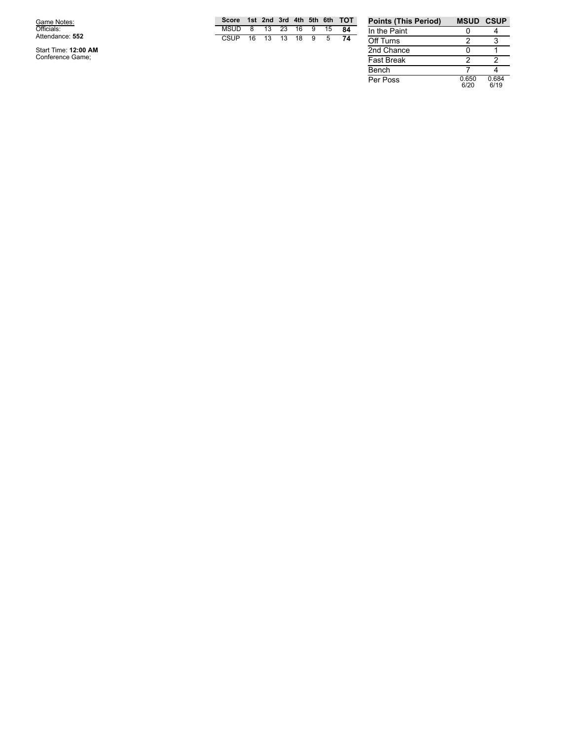Game Notes:
Officials:
Attendance: **552**

Start Time: **12:00 AM**
Conference Game;

| Score | 1st | 2nd | 3rd | 4th | 5th | 6th | TOT |
|---|---|---|---|---|---|---|---|
| MSUD | 8 | 13 | 23 | 16 | 9 | 15 | **84** |
| CSUP | 16 | 13 | 13 | 18 | 9 | 5 | **74** |

| Points (This Period) | MSUD | CSUP |
|---|---|---|
| In the Paint | 0 | 4 |
| Off Turns | 2 | 3 |
| 2nd Chance | 0 | 1 |
| Fast Break | 2 | 2 |
| Bench | 7 | 4 |
| Per Poss | 0.650 6/20 | 0.684 6/19 |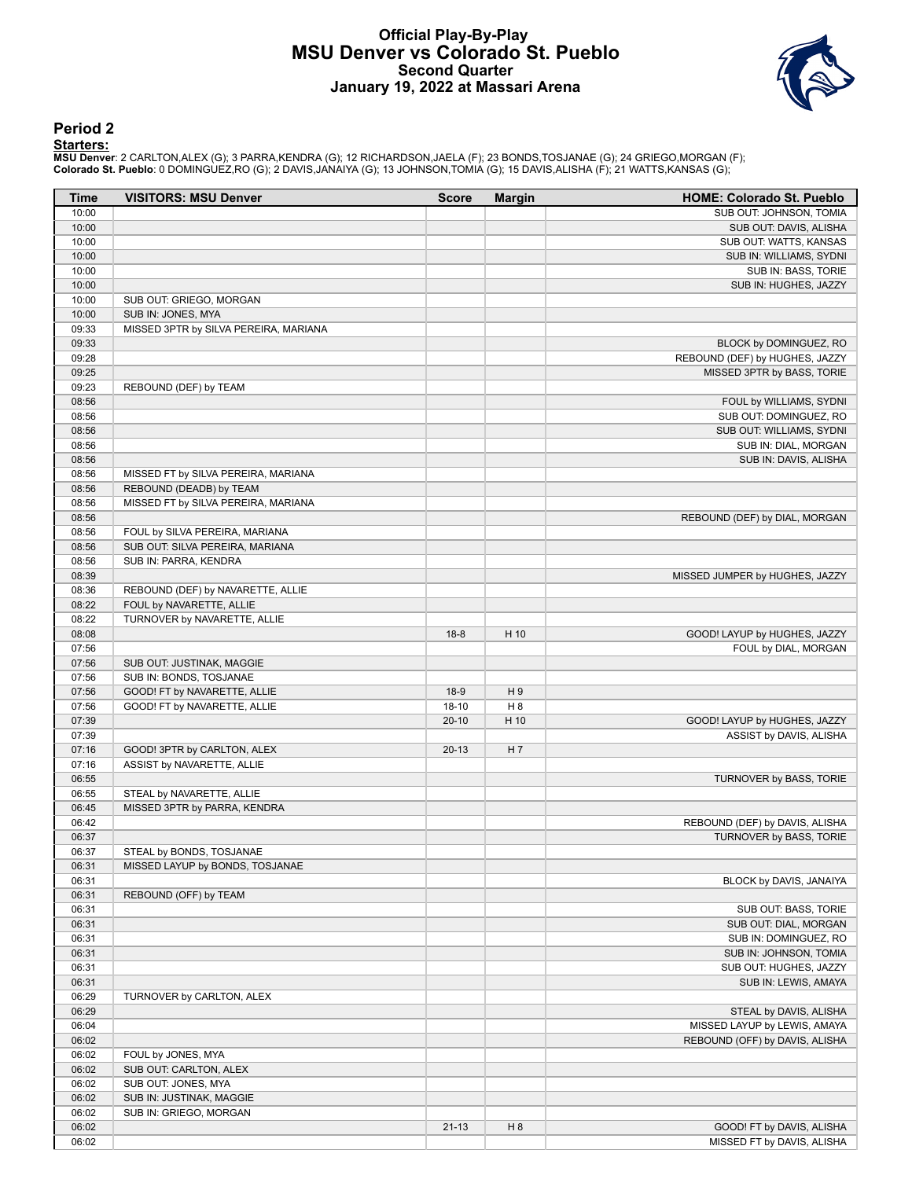# Official Play-By-Play
## MSU Denver vs Colorado St. Pueblo
### Second Quarter
### January 19, 2022 at Massari Arena

## Period 2

**Starters:**

**MSU Denver**: 2 CARLTON,ALEX (G); 3 PARRA,KENDRA (G); 12 RICHARDSON,JAELA (F); 23 BONDS,TOSJANAE (G); 24 GRIEGO,MORGAN (F);
**Colorado St. Pueblo**: 0 DOMINGUEZ,RO (G); 2 DAVIS,JANAIYA (G); 13 JOHNSON,TOMIA (G); 15 DAVIS,ALISHA (F); 21 WATTS,KANSAS (G);

| Time | VISITORS: MSU Denver | Score | Margin | HOME: Colorado St. Pueblo |
|---|---|---|---|---|
| 10:00 | | | | SUB OUT: JOHNSON, TOMIA |
| 10:00 | | | | SUB OUT: DAVIS, ALISHA |
| 10:00 | | | | SUB OUT: WATTS, KANSAS |
| 10:00 | | | | SUB IN: WILLIAMS, SYDNI |
| 10:00 | | | | SUB IN: BASS, TORIE |
| 10:00 | | | | SUB IN: HUGHES, JAZZY |
| 10:00 | SUB OUT: GRIEGO, MORGAN | | | |
| 10:00 | SUB IN: JONES, MYA | | | |
| 09:33 | MISSED 3PTR by SILVA PEREIRA, MARIANA | | | |
| 09:33 | | | | BLOCK by DOMINGUEZ, RO |
| 09:28 | | | | REBOUND (DEF) by HUGHES, JAZZY |
| 09:25 | | | | MISSED 3PTR by BASS, TORIE |
| 09:23 | REBOUND (DEF) by TEAM | | | |
| 08:56 | | | | FOUL by WILLIAMS, SYDNI |
| 08:56 | | | | SUB OUT: DOMINGUEZ, RO |
| 08:56 | | | | SUB OUT: WILLIAMS, SYDNI |
| 08:56 | | | | SUB IN: DIAL, MORGAN |
| 08:56 | | | | SUB IN: DAVIS, ALISHA |
| 08:56 | MISSED FT by SILVA PEREIRA, MARIANA | | | |
| 08:56 | REBOUND (DEADB) by TEAM | | | |
| 08:56 | MISSED FT by SILVA PEREIRA, MARIANA | | | |
| 08:56 | | | | REBOUND (DEF) by DIAL, MORGAN |
| 08:56 | FOUL by SILVA PEREIRA, MARIANA | | | |
| 08:56 | SUB OUT: SILVA PEREIRA, MARIANA | | | |
| 08:56 | SUB IN: PARRA, KENDRA | | | |
| 08:39 | | | | MISSED JUMPER by HUGHES, JAZZY |
| 08:36 | REBOUND (DEF) by NAVARETTE, ALLIE | | | |
| 08:22 | FOUL by NAVARETTE, ALLIE | | | |
| 08:22 | TURNOVER by NAVARETTE, ALLIE | | | |
| 08:08 | | 18-8 | H 10 | GOOD! LAYUP by HUGHES, JAZZY |
| 07:56 | | | | FOUL by DIAL, MORGAN |
| 07:56 | SUB OUT: JUSTINAK, MAGGIE | | | |
| 07:56 | SUB IN: BONDS, TOSJANAE | | | |
| 07:56 | GOOD! FT by NAVARETTE, ALLIE | 18-9 | H 9 | |
| 07:56 | GOOD! FT by NAVARETTE, ALLIE | 18-10 | H 8 | |
| 07:39 | | 20-10 | H 10 | GOOD! LAYUP by HUGHES, JAZZY |
| 07:39 | | | | ASSIST by DAVIS, ALISHA |
| 07:16 | GOOD! 3PTR by CARLTON, ALEX | 20-13 | H 7 | |
| 07:16 | ASSIST by NAVARETTE, ALLIE | | | |
| 06:55 | | | | TURNOVER by BASS, TORIE |
| 06:55 | STEAL by NAVARETTE, ALLIE | | | |
| 06:45 | MISSED 3PTR by PARRA, KENDRA | | | |
| 06:42 | | | | REBOUND (DEF) by DAVIS, ALISHA |
| 06:37 | | | | TURNOVER by BASS, TORIE |
| 06:37 | STEAL by BONDS, TOSJANAE | | | |
| 06:31 | MISSED LAYUP by BONDS, TOSJANAE | | | |
| 06:31 | | | | BLOCK by DAVIS, JANAIYA |
| 06:31 | REBOUND (OFF) by TEAM | | | |
| 06:31 | | | | SUB OUT: BASS, TORIE |
| 06:31 | | | | SUB OUT: DIAL, MORGAN |
| 06:31 | | | | SUB IN: DOMINGUEZ, RO |
| 06:31 | | | | SUB IN: JOHNSON, TOMIA |
| 06:31 | | | | SUB OUT: HUGHES, JAZZY |
| 06:31 | | | | SUB IN: LEWIS, AMAYA |
| 06:29 | TURNOVER by CARLTON, ALEX | | | |
| 06:29 | | | | STEAL by DAVIS, ALISHA |
| 06:04 | | | | MISSED LAYUP by LEWIS, AMAYA |
| 06:02 | | | | REBOUND (OFF) by DAVIS, ALISHA |
| 06:02 | FOUL by JONES, MYA | | | |
| 06:02 | SUB OUT: CARLTON, ALEX | | | |
| 06:02 | SUB OUT: JONES, MYA | | | |
| 06:02 | SUB IN: JUSTINAK, MAGGIE | | | |
| 06:02 | SUB IN: GRIEGO, MORGAN | | | |
| 06:02 | | 21-13 | H 8 | GOOD! FT by DAVIS, ALISHA |
| 06:02 | | | | MISSED FT by DAVIS, ALISHA |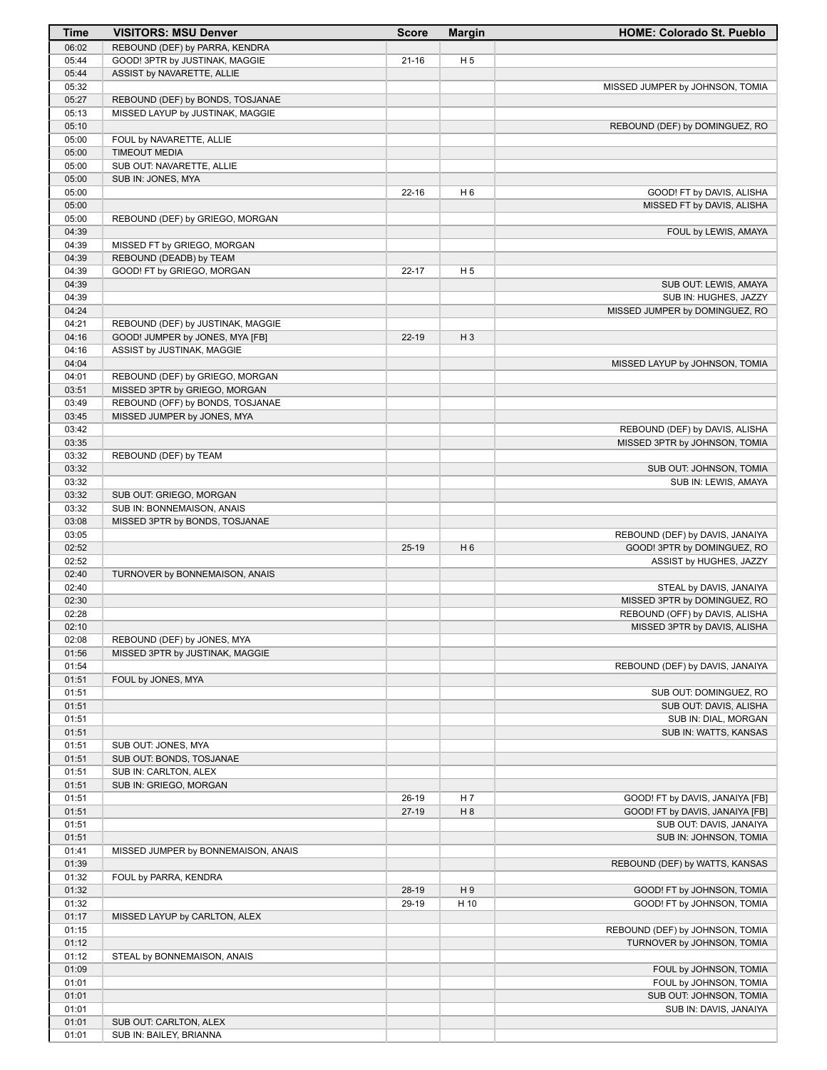| Time | VISITORS: MSU Denver | Score | Margin | HOME: Colorado St. Pueblo |
| --- | --- | --- | --- | --- |
| 06:02 | REBOUND (DEF) by PARRA, KENDRA | | | |
| 05:44 | GOOD! 3PTR by JUSTINAK, MAGGIE | 21-16 | H 5 | |
| 05:44 | ASSIST by NAVARETTE, ALLIE | | | |
| 05:32 | | | | MISSED JUMPER by JOHNSON, TOMIA |
| 05:27 | REBOUND (DEF) by BONDS, TOSJANAE | | | |
| 05:13 | MISSED LAYUP by JUSTINAK, MAGGIE | | | |
| 05:10 | | | | REBOUND (DEF) by DOMINGUEZ, RO |
| 05:00 | FOUL by NAVARETTE, ALLIE | | | |
| 05:00 | TIMEOUT MEDIA | | | |
| 05:00 | SUB OUT: NAVARETTE, ALLIE | | | |
| 05:00 | SUB IN: JONES, MYA | | | |
| 05:00 | | 22-16 | H 6 | GOOD! FT by DAVIS, ALISHA |
| 05:00 | | | | MISSED FT by DAVIS, ALISHA |
| 05:00 | REBOUND (DEF) by GRIEGO, MORGAN | | | |
| 04:39 | | | | FOUL by LEWIS, AMAYA |
| 04:39 | MISSED FT by GRIEGO, MORGAN | | | |
| 04:39 | REBOUND (DEADB) by TEAM | | | |
| 04:39 | GOOD! FT by GRIEGO, MORGAN | 22-17 | H 5 | |
| 04:39 | | | | SUB OUT: LEWIS, AMAYA |
| 04:39 | | | | SUB IN: HUGHES, JAZZY |
| 04:24 | | | | MISSED JUMPER by DOMINGUEZ, RO |
| 04:21 | REBOUND (DEF) by JUSTINAK, MAGGIE | | | |
| 04:16 | GOOD! JUMPER by JONES, MYA [FB] | 22-19 | H 3 | |
| 04:16 | ASSIST by JUSTINAK, MAGGIE | | | |
| 04:04 | | | | MISSED LAYUP by JOHNSON, TOMIA |
| 04:01 | REBOUND (DEF) by GRIEGO, MORGAN | | | |
| 03:51 | MISSED 3PTR by GRIEGO, MORGAN | | | |
| 03:49 | REBOUND (OFF) by BONDS, TOSJANAE | | | |
| 03:45 | MISSED JUMPER by JONES, MYA | | | |
| 03:42 | | | | REBOUND (DEF) by DAVIS, ALISHA |
| 03:35 | | | | MISSED 3PTR by JOHNSON, TOMIA |
| 03:32 | REBOUND (DEF) by TEAM | | | |
| 03:32 | | | | SUB OUT: JOHNSON, TOMIA |
| 03:32 | | | | SUB IN: LEWIS, AMAYA |
| 03:32 | SUB OUT: GRIEGO, MORGAN | | | |
| 03:32 | SUB IN: BONNEMAISON, ANAIS | | | |
| 03:08 | MISSED 3PTR by BONDS, TOSJANAE | | | |
| 03:05 | | | | REBOUND (DEF) by DAVIS, JANAIYA |
| 02:52 | | 25-19 | H 6 | GOOD! 3PTR by DOMINGUEZ, RO |
| 02:52 | | | | ASSIST by HUGHES, JAZZY |
| 02:40 | TURNOVER by BONNEMAISON, ANAIS | | | |
| 02:40 | | | | STEAL by DAVIS, JANAIYA |
| 02:30 | | | | MISSED 3PTR by DOMINGUEZ, RO |
| 02:28 | | | | REBOUND (OFF) by DAVIS, ALISHA |
| 02:10 | | | | MISSED 3PTR by DAVIS, ALISHA |
| 02:08 | REBOUND (DEF) by JONES, MYA | | | |
| 01:56 | MISSED 3PTR by JUSTINAK, MAGGIE | | | |
| 01:54 | | | | REBOUND (DEF) by DAVIS, JANAIYA |
| 01:51 | FOUL by JONES, MYA | | | |
| 01:51 | | | | SUB OUT: DOMINGUEZ, RO |
| 01:51 | | | | SUB OUT: DAVIS, ALISHA |
| 01:51 | | | | SUB IN: DIAL, MORGAN |
| 01:51 | | | | SUB IN: WATTS, KANSAS |
| 01:51 | SUB OUT: JONES, MYA | | | |
| 01:51 | SUB OUT: BONDS, TOSJANAE | | | |
| 01:51 | SUB IN: CARLTON, ALEX | | | |
| 01:51 | SUB IN: GRIEGO, MORGAN | | | |
| 01:51 | | 26-19 | H 7 | GOOD! FT by DAVIS, JANAIYA [FB] |
| 01:51 | | 27-19 | H 8 | GOOD! FT by DAVIS, JANAIYA [FB] |
| 01:51 | | | | SUB OUT: DAVIS, JANAIYA |
| 01:51 | | | | SUB IN: JOHNSON, TOMIA |
| 01:41 | MISSED JUMPER by BONNEMAISON, ANAIS | | | |
| 01:39 | | | | REBOUND (DEF) by WATTS, KANSAS |
| 01:32 | FOUL by PARRA, KENDRA | | | |
| 01:32 | | 28-19 | H 9 | GOOD! FT by JOHNSON, TOMIA |
| 01:32 | | 29-19 | H 10 | GOOD! FT by JOHNSON, TOMIA |
| 01:17 | MISSED LAYUP by CARLTON, ALEX | | | |
| 01:15 | | | | REBOUND (DEF) by JOHNSON, TOMIA |
| 01:12 | | | | TURNOVER by JOHNSON, TOMIA |
| 01:12 | STEAL by BONNEMAISON, ANAIS | | | |
| 01:09 | | | | FOUL by JOHNSON, TOMIA |
| 01:01 | | | | FOUL by JOHNSON, TOMIA |
| 01:01 | | | | SUB OUT: JOHNSON, TOMIA |
| 01:01 | | | | SUB IN: DAVIS, JANAIYA |
| 01:01 | SUB OUT: CARLTON, ALEX | | | |
| 01:01 | SUB IN: BAILEY, BRIANNA | | | |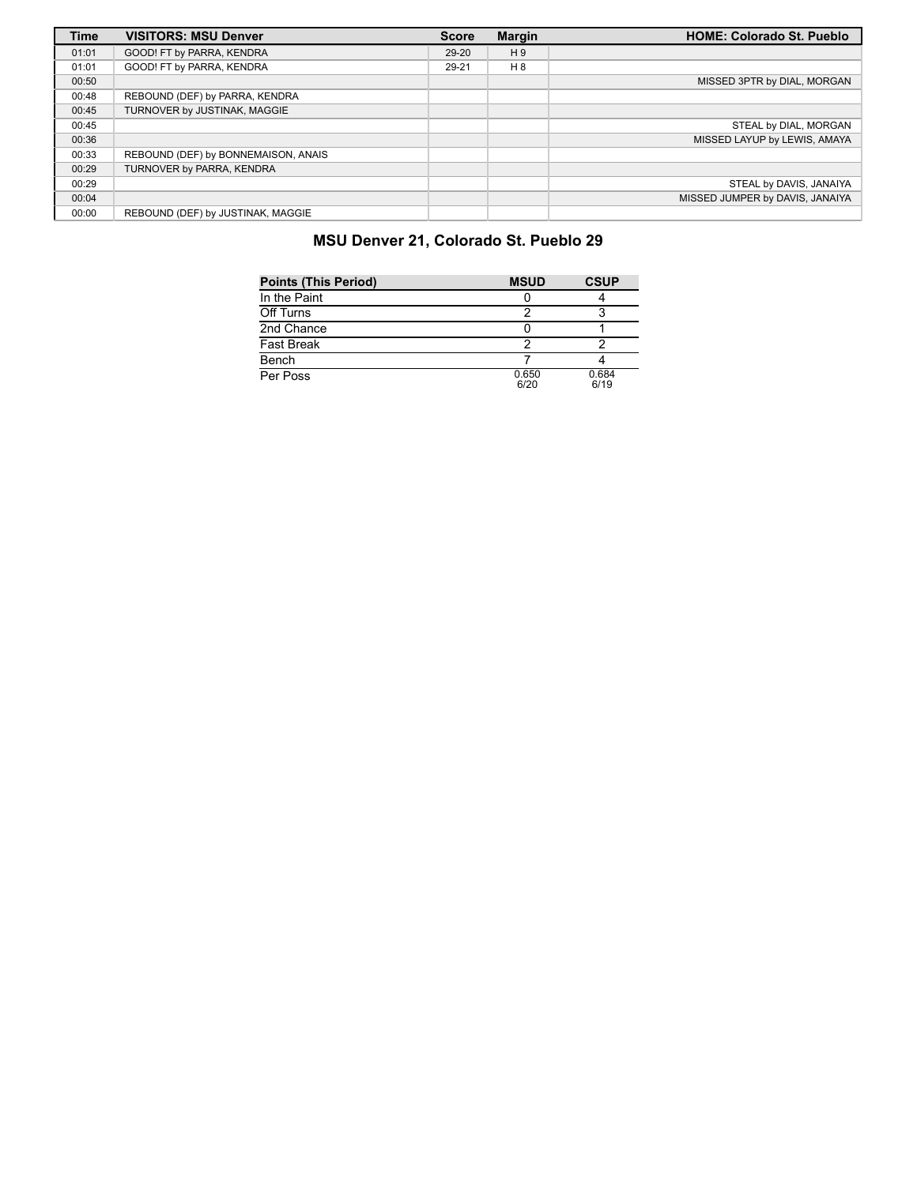| Time | VISITORS: MSU Denver | Score | Margin | HOME: Colorado St. Pueblo |
|---|---|---|---|---|
| 01:01 | GOOD! FT by PARRA, KENDRA | 29-20 | H 9 | |
| 01:01 | GOOD! FT by PARRA, KENDRA | 29-21 | H 8 | |
| 00:50 | | | | MISSED 3PTR by DIAL, MORGAN |
| 00:48 | REBOUND (DEF) by PARRA, KENDRA | | | |
| 00:45 | TURNOVER by JUSTINAK, MAGGIE | | | |
| 00:45 | | | | STEAL by DIAL, MORGAN |
| 00:36 | | | | MISSED LAYUP by LEWIS, AMAYA |
| 00:33 | REBOUND (DEF) by BONNEMAISON, ANAIS | | | |
| 00:29 | TURNOVER by PARRA, KENDRA | | | |
| 00:29 | | | | STEAL by DAVIS, JANAIYA |
| 00:04 | | | | MISSED JUMPER by DAVIS, JANAIYA |
| 00:00 | REBOUND (DEF) by JUSTINAK, MAGGIE | | | |

## MSU Denver 21, Colorado St. Pueblo 29

| Points (This Period) | MSUD | CSUP |
|---|---|---|
| In the Paint | 0 | 4 |
| Off Turns | 2 | 3 |
| 2nd Chance | 0 | 1 |
| Fast Break | 2 | 2 |
| Bench | 7 | 4 |
| Per Poss | 0.650 6/20 | 0.684 6/19 |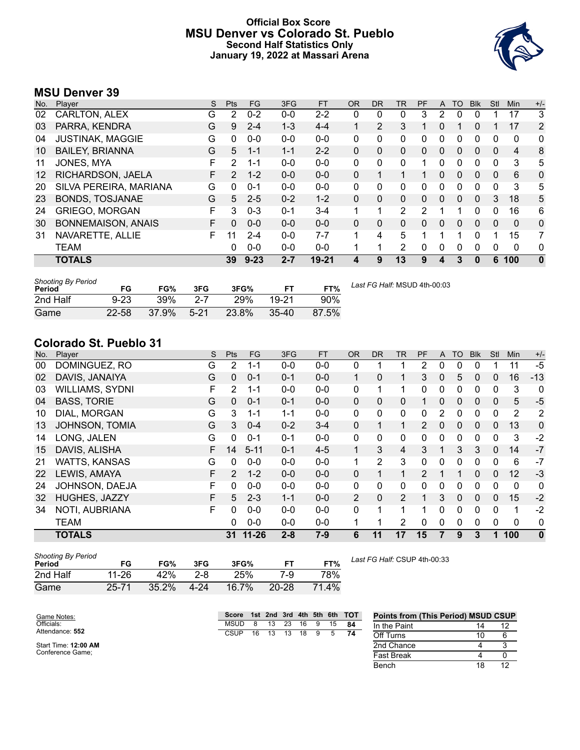# Official Box Score
## MSU Denver vs Colorado St. Pueblo
### Second Half Statistics Only
### January 19, 2022 at Massari Arena

## MSU Denver 39

| No. | Player | S | Pts | FG | 3FG | FT | OR | DR | TR | PF | A | TO | Blk | Stl | Min | +/- |
|---|---|---|---|---|---|---|---|---|---|---|---|---|---|---|---|---|
| 02 | CARLTON, ALEX | G | 2 | 0-2 | 0-0 | 2-2 | 0 | 0 | 0 | 3 | 2 | 0 | 0 | 1 | 17 | 3 |
| 03 | PARRA, KENDRA | G | 9 | 2-4 | 1-3 | 4-4 | 1 | 2 | 3 | 1 | 0 | 1 | 0 | 1 | 17 | 2 |
| 04 | JUSTINAK, MAGGIE | G | 0 | 0-0 | 0-0 | 0-0 | 0 | 0 | 0 | 0 | 0 | 0 | 0 | 0 | 0 | 0 |
| 10 | BAILEY, BRIANNA | G | 5 | 1-1 | 1-1 | 2-2 | 0 | 0 | 0 | 0 | 0 | 0 | 0 | 0 | 4 | 8 |
| 11 | JONES, MYA | F | 2 | 1-1 | 0-0 | 0-0 | 0 | 0 | 0 | 1 | 0 | 0 | 0 | 0 | 3 | 5 |
| 12 | RICHARDSON, JAELA | F | 2 | 1-2 | 0-0 | 0-0 | 0 | 1 | 1 | 1 | 0 | 0 | 0 | 0 | 6 | 0 |
| 20 | SILVA PEREIRA, MARIANA | G | 0 | 0-1 | 0-0 | 0-0 | 0 | 0 | 0 | 0 | 0 | 0 | 0 | 0 | 3 | 5 |
| 23 | BONDS, TOSJANAE | G | 5 | 2-5 | 0-2 | 1-2 | 0 | 0 | 0 | 0 | 0 | 0 | 0 | 3 | 18 | 5 |
| 24 | GRIEGO, MORGAN | F | 3 | 0-3 | 0-1 | 3-4 | 1 | 1 | 2 | 2 | 1 | 1 | 0 | 0 | 16 | 6 |
| 30 | BONNEMAISON, ANAIS | F | 0 | 0-0 | 0-0 | 0-0 | 0 | 0 | 0 | 0 | 0 | 0 | 0 | 0 | 0 | 0 |
| 31 | NAVARETTE, ALLIE | F | 11 | 2-4 | 0-0 | 7-7 | 1 | 4 | 5 | 1 | 1 | 1 | 0 | 1 | 15 | 7 |
| | TEAM | | 0 | 0-0 | 0-0 | 0-0 | 1 | 1 | 2 | 0 | 0 | 0 | 0 | 0 | 0 | 0 |
| | **TOTALS** | | **39** | **9-23** | **2-7** | **19-21** | **4** | **9** | **13** | **9** | **4** | **3** | **0** | **6** | **100** | **0** |

*Shooting By Period*

| Period | FG | FG% | 3FG | 3FG% | FT | FT% |
|---|---|---|---|---|---|---|
| 2nd Half | 9-23 | 39% | 2-7 | 29% | 19-21 | 90% |
| Game | 22-58 | 37.9% | 5-21 | 23.8% | 35-40 | 87.5% |

*Last FG Half:* MSUD 4th-00:03

## Colorado St. Pueblo 31

| No. | Player | S | Pts | FG | 3FG | FT | OR | DR | TR | PF | A | TO | Blk | Stl | Min | +/- |
|---|---|---|---|---|---|---|---|---|---|---|---|---|---|---|---|---|
| 00 | DOMINGUEZ, RO | G | 2 | 1-1 | 0-0 | 0-0 | 0 | 1 | 1 | 2 | 0 | 0 | 0 | 1 | 11 | -5 |
| 02 | DAVIS, JANAIYA | G | 0 | 0-1 | 0-1 | 0-0 | 1 | 0 | 1 | 3 | 0 | 5 | 0 | 0 | 16 | -13 |
| 03 | WILLIAMS, SYDNI | F | 2 | 1-1 | 0-0 | 0-0 | 0 | 1 | 1 | 0 | 0 | 0 | 0 | 0 | 3 | 0 |
| 04 | BASS, TORIE | G | 0 | 0-1 | 0-1 | 0-0 | 0 | 0 | 0 | 1 | 0 | 0 | 0 | 0 | 5 | -5 |
| 10 | DIAL, MORGAN | G | 3 | 1-1 | 1-1 | 0-0 | 0 | 0 | 0 | 0 | 2 | 0 | 0 | 0 | 2 | 2 |
| 13 | JOHNSON, TOMIA | G | 3 | 0-4 | 0-2 | 3-4 | 0 | 1 | 1 | 2 | 0 | 0 | 0 | 0 | 13 | 0 |
| 14 | LONG, JALEN | G | 0 | 0-1 | 0-1 | 0-0 | 0 | 0 | 0 | 0 | 0 | 0 | 0 | 0 | 3 | -2 |
| 15 | DAVIS, ALISHA | F | 14 | 5-11 | 0-1 | 4-5 | 1 | 3 | 4 | 3 | 1 | 3 | 3 | 0 | 14 | -7 |
| 21 | WATTS, KANSAS | G | 0 | 0-0 | 0-0 | 0-0 | 1 | 2 | 3 | 0 | 0 | 0 | 0 | 0 | 6 | -7 |
| 22 | LEWIS, AMAYA | F | 2 | 1-2 | 0-0 | 0-0 | 0 | 1 | 1 | 2 | 1 | 1 | 0 | 0 | 12 | -3 |
| 24 | JOHNSON, DAEJA | F | 0 | 0-0 | 0-0 | 0-0 | 0 | 0 | 0 | 0 | 0 | 0 | 0 | 0 | 0 | 0 |
| 32 | HUGHES, JAZZY | F | 5 | 2-3 | 1-1 | 0-0 | 2 | 0 | 2 | 1 | 3 | 0 | 0 | 0 | 15 | -2 |
| 34 | NOTI, AUBRIANA | F | 0 | 0-0 | 0-0 | 0-0 | 0 | 1 | 1 | 1 | 0 | 0 | 0 | 0 | 1 | -2 |
| | TEAM | | 0 | 0-0 | 0-0 | 0-0 | 1 | 1 | 2 | 0 | 0 | 0 | 0 | 0 | 0 | 0 |
| | **TOTALS** | | **31** | **11-26** | **2-8** | **7-9** | **6** | **11** | **17** | **15** | **7** | **9** | **3** | **1** | **100** | **0** |

*Shooting By Period*

| Period | FG | FG% | 3FG | 3FG% | FT | FT% |
|---|---|---|---|---|---|---|
| 2nd Half | 11-26 | 42% | 2-8 | 25% | 7-9 | 78% |
| Game | 25-71 | 35.2% | 4-24 | 16.7% | 20-28 | 71.4% |

*Last FG Half:* CSUP 4th-00:33

Game Notes:
Officials:
Attendance: **552**

Start Time: **12:00 AM**
Conference Game;

| Score | 1st | 2nd | 3rd | 4th | 5th | 6th | TOT |
|---|---|---|---|---|---|---|---|
| MSUD | 8 | 13 | 23 | 16 | 9 | 15 | **84** |
| CSUP | 16 | 13 | 13 | 18 | 9 | 5 | **74** |

| Points from (This Period) | MSUD | CSUP |
|---|---|---|
| In the Paint | 14 | 12 |
| Off Turns | 10 | 6 |
| 2nd Chance | 4 | 3 |
| Fast Break | 4 | 0 |
| Bench | 18 | 12 |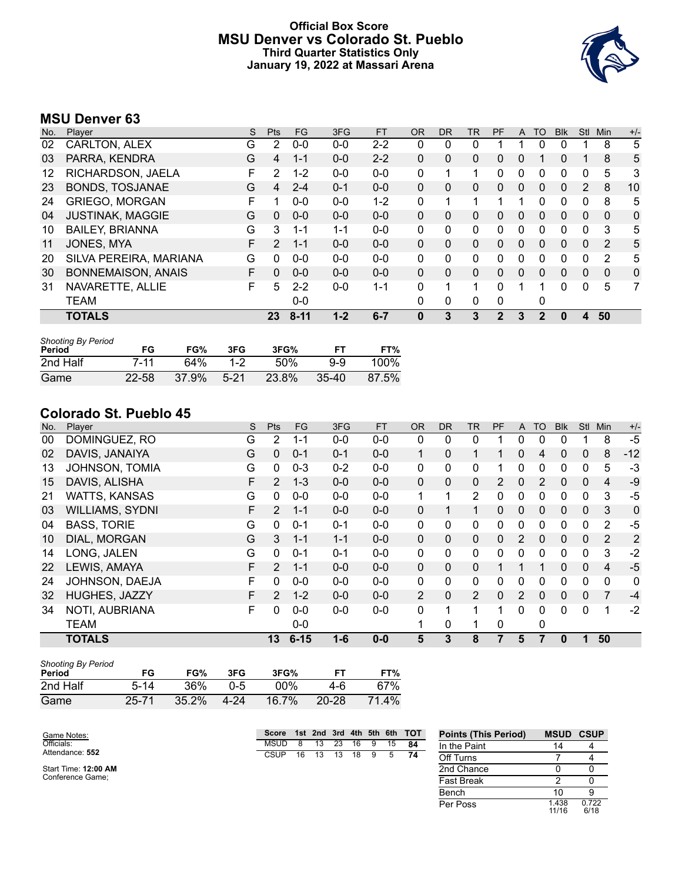# Official Box Score
## MSU Denver vs Colorado St. Pueblo
### Third Quarter Statistics Only
### January 19, 2022 at Massari Arena

## MSU Denver 63

| No. | Player | S | Pts | FG | 3FG | FT | OR | DR | TR | PF | A | TO | Blk | Stl | Min | +/- |
|---|---|---|---|---|---|---|---|---|---|---|---|---|---|---|---|---|
| 02 | CARLTON, ALEX | G | 2 | 0-0 | 0-0 | 2-2 | 0 | 0 | 0 | 1 | 1 | 0 | 0 | 1 | 8 | 5 |
| 03 | PARRA, KENDRA | G | 4 | 1-1 | 0-0 | 2-2 | 0 | 0 | 0 | 0 | 0 | 1 | 0 | 1 | 8 | 5 |
| 12 | RICHARDSON, JAELA | F | 2 | 1-2 | 0-0 | 0-0 | 0 | 1 | 1 | 0 | 0 | 0 | 0 | 0 | 5 | 3 |
| 23 | BONDS, TOSJANAE | G | 4 | 2-4 | 0-1 | 0-0 | 0 | 0 | 0 | 0 | 0 | 0 | 0 | 2 | 8 | 10 |
| 24 | GRIEGO, MORGAN | F | 1 | 0-0 | 0-0 | 1-2 | 0 | 1 | 1 | 1 | 1 | 0 | 0 | 0 | 8 | 5 |
| 04 | JUSTINAK, MAGGIE | G | 0 | 0-0 | 0-0 | 0-0 | 0 | 0 | 0 | 0 | 0 | 0 | 0 | 0 | 0 | 0 |
| 10 | BAILEY, BRIANNA | G | 3 | 1-1 | 1-1 | 0-0 | 0 | 0 | 0 | 0 | 0 | 0 | 0 | 0 | 3 | 5 |
| 11 | JONES, MYA | F | 2 | 1-1 | 0-0 | 0-0 | 0 | 0 | 0 | 0 | 0 | 0 | 0 | 0 | 2 | 5 |
| 20 | SILVA PEREIRA, MARIANA | G | 0 | 0-0 | 0-0 | 0-0 | 0 | 0 | 0 | 0 | 0 | 0 | 0 | 0 | 2 | 5 |
| 30 | BONNEMAISON, ANAIS | F | 0 | 0-0 | 0-0 | 0-0 | 0 | 0 | 0 | 0 | 0 | 0 | 0 | 0 | 0 | 0 |
| 31 | NAVARETTE, ALLIE | F | 5 | 2-2 | 0-0 | 1-1 | 0 | 1 | 1 | 0 | 1 | 1 | 0 | 0 | 5 | 7 |
| | TEAM | | | 0-0 | | | 0 | 0 | 0 | 0 | | 0 | | | | |
| | **TOTALS** | | **23** | **8-11** | **1-2** | **6-7** | **0** | **3** | **3** | **2** | **3** | **2** | **0** | **4** | **50** | |

*Shooting By Period*

| Period | FG | FG% | 3FG | 3FG% | FT | FT% |
|---|---|---|---|---|---|---|
| 2nd Half | 7-11 | 64% | 1-2 | 50% | 9-9 | 100% |
| Game | 22-58 | 37.9% | 5-21 | 23.8% | 35-40 | 87.5% |

## Colorado St. Pueblo 45

| No. | Player | S | Pts | FG | 3FG | FT | OR | DR | TR | PF | A | TO | Blk | Stl | Min | +/- |
|---|---|---|---|---|---|---|---|---|---|---|---|---|---|---|---|---|
| 00 | DOMINGUEZ, RO | G | 2 | 1-1 | 0-0 | 0-0 | 0 | 0 | 0 | 1 | 0 | 0 | 0 | 1 | 8 | -5 |
| 02 | DAVIS, JANAIYA | G | 0 | 0-1 | 0-1 | 0-0 | 1 | 0 | 1 | 1 | 0 | 4 | 0 | 0 | 8 | -12 |
| 13 | JOHNSON, TOMIA | G | 0 | 0-3 | 0-2 | 0-0 | 0 | 0 | 0 | 1 | 0 | 0 | 0 | 0 | 5 | -3 |
| 15 | DAVIS, ALISHA | F | 2 | 1-3 | 0-0 | 0-0 | 0 | 0 | 0 | 2 | 0 | 2 | 0 | 0 | 4 | -9 |
| 21 | WATTS, KANSAS | G | 0 | 0-0 | 0-0 | 0-0 | 1 | 1 | 2 | 0 | 0 | 0 | 0 | 0 | 3 | -5 |
| 03 | WILLIAMS, SYDNI | F | 2 | 1-1 | 0-0 | 0-0 | 0 | 1 | 1 | 0 | 0 | 0 | 0 | 0 | 3 | 0 |
| 04 | BASS, TORIE | G | 0 | 0-1 | 0-1 | 0-0 | 0 | 0 | 0 | 0 | 0 | 0 | 0 | 0 | 2 | -5 |
| 10 | DIAL, MORGAN | G | 3 | 1-1 | 1-1 | 0-0 | 0 | 0 | 0 | 0 | 2 | 0 | 0 | 0 | 2 | 2 |
| 14 | LONG, JALEN | G | 0 | 0-1 | 0-1 | 0-0 | 0 | 0 | 0 | 0 | 0 | 0 | 0 | 0 | 3 | -2 |
| 22 | LEWIS, AMAYA | F | 2 | 1-1 | 0-0 | 0-0 | 0 | 0 | 0 | 1 | 1 | 1 | 0 | 0 | 4 | -5 |
| 24 | JOHNSON, DAEJA | F | 0 | 0-0 | 0-0 | 0-0 | 0 | 0 | 0 | 0 | 0 | 0 | 0 | 0 | 0 | 0 |
| 32 | HUGHES, JAZZY | F | 2 | 1-2 | 0-0 | 0-0 | 2 | 0 | 2 | 0 | 2 | 0 | 0 | 0 | 7 | -4 |
| 34 | NOTI, AUBRIANA | F | 0 | 0-0 | 0-0 | 0-0 | 0 | 1 | 1 | 1 | 0 | 0 | 0 | 0 | 1 | -2 |
| | TEAM | | | 0-0 | | | 1 | 0 | 1 | 0 | | 0 | | | | |
| | **TOTALS** | | **13** | **6-15** | **1-6** | **0-0** | **5** | **3** | **8** | **7** | **5** | **7** | **0** | **1** | **50** | |

*Shooting By Period*

| Period | FG | FG% | 3FG | 3FG% | FT | FT% |
|---|---|---|---|---|---|---|
| 2nd Half | 5-14 | 36% | 0-5 | 00% | 4-6 | 67% |
| Game | 25-71 | 35.2% | 4-24 | 16.7% | 20-28 | 71.4% |

Game Notes:
Officials:
Attendance: **552**

Start Time: **12:00 AM**
Conference Game;

| Score | 1st | 2nd | 3rd | 4th | 5th | 6th | TOT |
|---|---|---|---|---|---|---|---|
| MSUD | 8 | 13 | 23 | 16 | 9 | 15 | 84 |
| CSUP | 16 | 13 | 13 | 18 | 9 | 5 | 74 |

| Points (This Period) | MSUD | CSUP |
|---|---|---|
| In the Paint | 14 | 4 |
| Off Turns | 7 | 4 |
| 2nd Chance | 0 | 0 |
| Fast Break | 2 | 0 |
| Bench | 10 | 9 |
| Per Poss | 1.438 11/16 | 0.722 6/18 |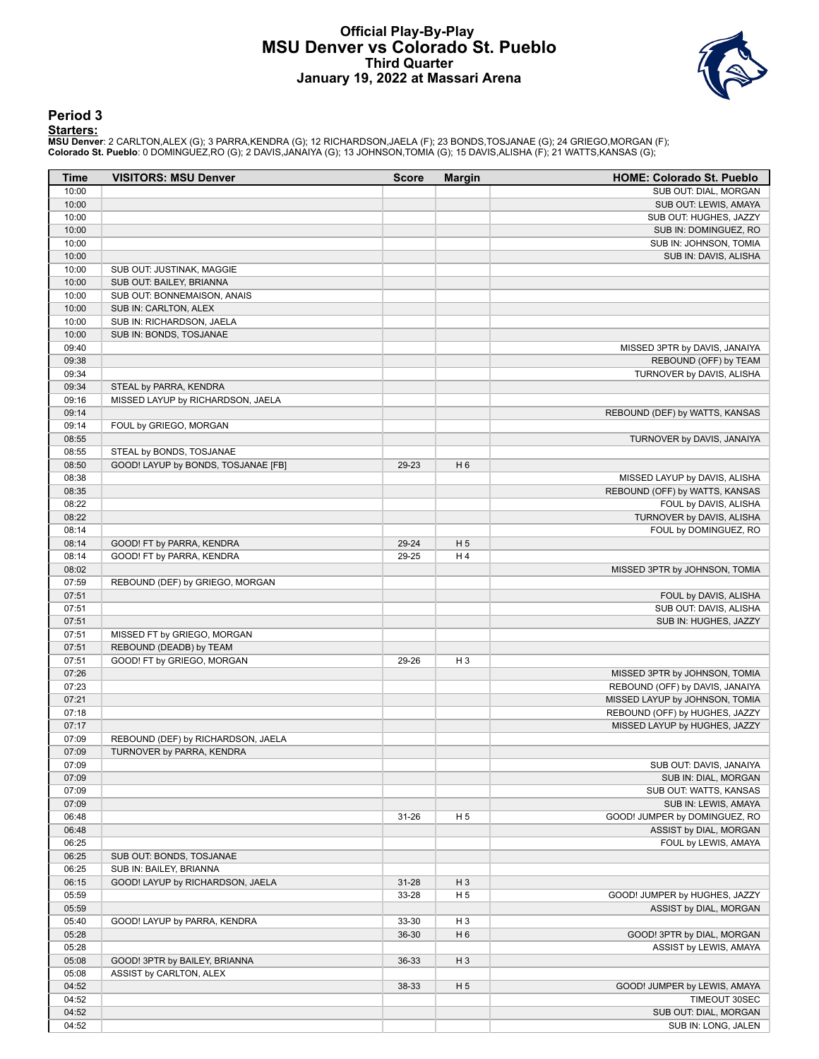# Official Play-By-Play
## MSU Denver vs Colorado St. Pueblo
### Third Quarter
### January 19, 2022 at Massari Arena

## Period 3

**Starters:**

**MSU Denver**: 2 CARLTON,ALEX (G); 3 PARRA,KENDRA (G); 12 RICHARDSON,JAELA (F); 23 BONDS,TOSJANAE (G); 24 GRIEGO,MORGAN (F);
**Colorado St. Pueblo**: 0 DOMINGUEZ,RO (G); 2 DAVIS,JANAIYA (G); 13 JOHNSON,TOMIA (G); 15 DAVIS,ALISHA (F); 21 WATTS,KANSAS (G);

| Time | VISITORS: MSU Denver | Score | Margin | HOME: Colorado St. Pueblo |
|---|---|---|---|---|
| 10:00 | | | | SUB OUT: DIAL, MORGAN |
| 10:00 | | | | SUB OUT: LEWIS, AMAYA |
| 10:00 | | | | SUB OUT: HUGHES, JAZZY |
| 10:00 | | | | SUB IN: DOMINGUEZ, RO |
| 10:00 | | | | SUB IN: JOHNSON, TOMIA |
| 10:00 | | | | SUB IN: DAVIS, ALISHA |
| 10:00 | SUB OUT: JUSTINAK, MAGGIE | | | |
| 10:00 | SUB OUT: BAILEY, BRIANNA | | | |
| 10:00 | SUB OUT: BONNEMAISON, ANAIS | | | |
| 10:00 | SUB IN: CARLTON, ALEX | | | |
| 10:00 | SUB IN: RICHARDSON, JAELA | | | |
| 10:00 | SUB IN: BONDS, TOSJANAE | | | |
| 09:40 | | | | MISSED 3PTR by DAVIS, JANAIYA |
| 09:38 | | | | REBOUND (OFF) by TEAM |
| 09:34 | | | | TURNOVER by DAVIS, ALISHA |
| 09:34 | STEAL by PARRA, KENDRA | | | |
| 09:16 | MISSED LAYUP by RICHARDSON, JAELA | | | |
| 09:14 | | | | REBOUND (DEF) by WATTS, KANSAS |
| 09:14 | FOUL by GRIEGO, MORGAN | | | |
| 08:55 | | | | TURNOVER by DAVIS, JANAIYA |
| 08:55 | STEAL by BONDS, TOSJANAE | | | |
| 08:50 | GOOD! LAYUP by BONDS, TOSJANAE [FB] | 29-23 | H 6 | |
| 08:38 | | | | MISSED LAYUP by DAVIS, ALISHA |
| 08:35 | | | | REBOUND (OFF) by WATTS, KANSAS |
| 08:22 | | | | FOUL by DAVIS, ALISHA |
| 08:22 | | | | TURNOVER by DAVIS, ALISHA |
| 08:14 | | | | FOUL by DOMINGUEZ, RO |
| 08:14 | GOOD! FT by PARRA, KENDRA | 29-24 | H 5 | |
| 08:14 | GOOD! FT by PARRA, KENDRA | 29-25 | H 4 | |
| 08:02 | | | | MISSED 3PTR by JOHNSON, TOMIA |
| 07:59 | REBOUND (DEF) by GRIEGO, MORGAN | | | |
| 07:51 | | | | FOUL by DAVIS, ALISHA |
| 07:51 | | | | SUB OUT: DAVIS, ALISHA |
| 07:51 | | | | SUB IN: HUGHES, JAZZY |
| 07:51 | MISSED FT by GRIEGO, MORGAN | | | |
| 07:51 | REBOUND (DEADB) by TEAM | | | |
| 07:51 | GOOD! FT by GRIEGO, MORGAN | 29-26 | H 3 | |
| 07:26 | | | | MISSED 3PTR by JOHNSON, TOMIA |
| 07:23 | | | | REBOUND (OFF) by DAVIS, JANAIYA |
| 07:21 | | | | MISSED LAYUP by JOHNSON, TOMIA |
| 07:18 | | | | REBOUND (OFF) by HUGHES, JAZZY |
| 07:17 | | | | MISSED LAYUP by HUGHES, JAZZY |
| 07:09 | REBOUND (DEF) by RICHARDSON, JAELA | | | |
| 07:09 | TURNOVER by PARRA, KENDRA | | | |
| 07:09 | | | | SUB OUT: DAVIS, JANAIYA |
| 07:09 | | | | SUB IN: DIAL, MORGAN |
| 07:09 | | | | SUB OUT: WATTS, KANSAS |
| 07:09 | | | | SUB IN: LEWIS, AMAYA |
| 06:48 | | 31-26 | H 5 | GOOD! JUMPER by DOMINGUEZ, RO |
| 06:48 | | | | ASSIST by DIAL, MORGAN |
| 06:25 | | | | FOUL by LEWIS, AMAYA |
| 06:25 | SUB OUT: BONDS, TOSJANAE | | | |
| 06:25 | SUB IN: BAILEY, BRIANNA | | | |
| 06:15 | GOOD! LAYUP by RICHARDSON, JAELA | 31-28 | H 3 | |
| 05:59 | | 33-28 | H 5 | GOOD! JUMPER by HUGHES, JAZZY |
| 05:59 | | | | ASSIST by DIAL, MORGAN |
| 05:40 | GOOD! LAYUP by PARRA, KENDRA | 33-30 | H 3 | |
| 05:28 | | 36-30 | H 6 | GOOD! 3PTR by DIAL, MORGAN |
| 05:28 | | | | ASSIST by LEWIS, AMAYA |
| 05:08 | GOOD! 3PTR by BAILEY, BRIANNA | 36-33 | H 3 | |
| 05:08 | ASSIST by CARLTON, ALEX | | | |
| 04:52 | | 38-33 | H 5 | GOOD! JUMPER by LEWIS, AMAYA |
| 04:52 | | | | TIMEOUT 30SEC |
| 04:52 | | | | SUB OUT: DIAL, MORGAN |
| 04:52 | | | | SUB IN: LONG, JALEN |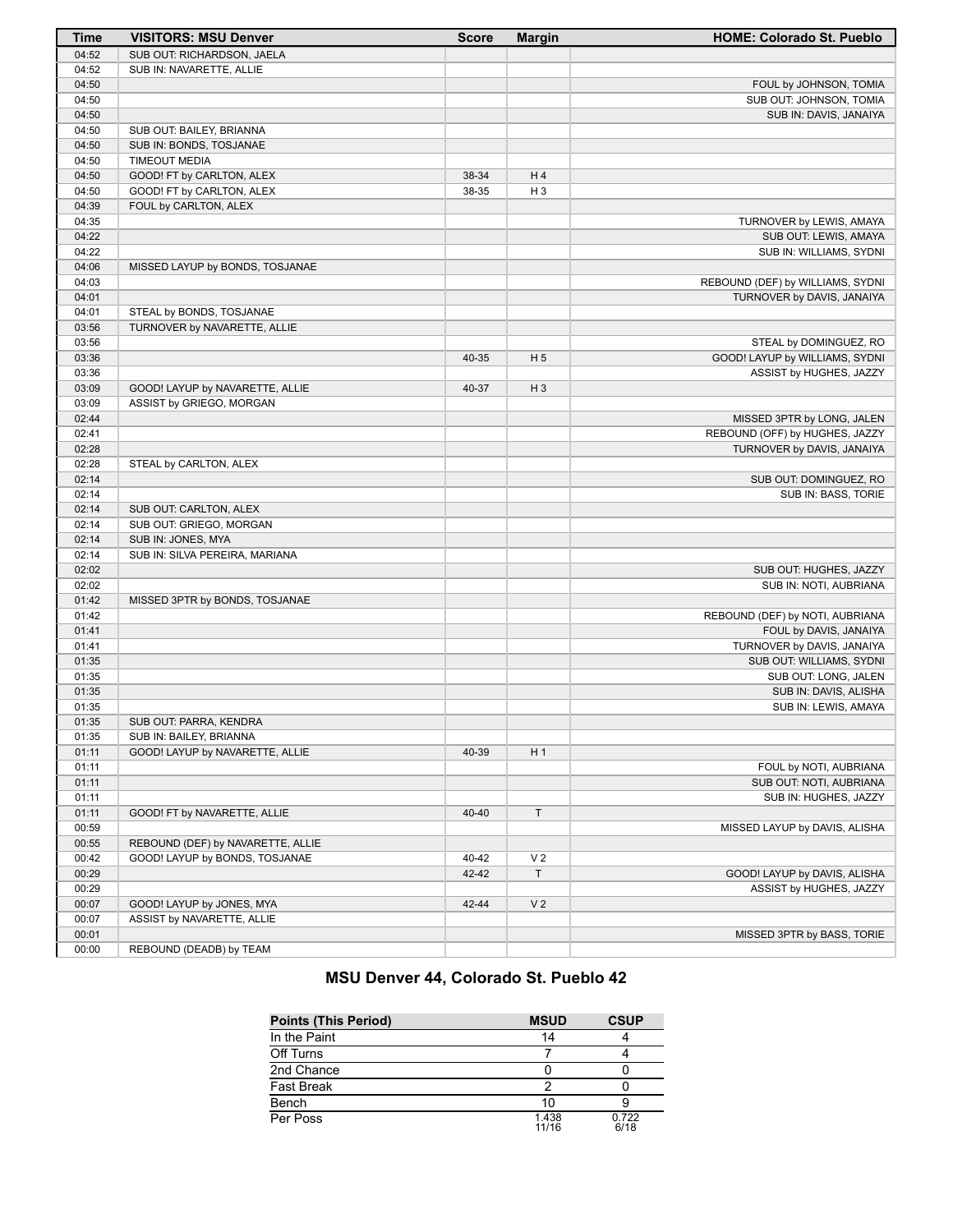| Time | VISITORS: MSU Denver | Score | Margin | HOME: Colorado St. Pueblo |
|---|---|---|---|---|
| 04:52 | SUB OUT: RICHARDSON, JAELA | | | |
| 04:52 | SUB IN: NAVARETTE, ALLIE | | | |
| 04:50 | | | | FOUL by JOHNSON, TOMIA |
| 04:50 | | | | SUB OUT: JOHNSON, TOMIA |
| 04:50 | | | | SUB IN: DAVIS, JANAIYA |
| 04:50 | SUB OUT: BAILEY, BRIANNA | | | |
| 04:50 | SUB IN: BONDS, TOSJANAE | | | |
| 04:50 | TIMEOUT MEDIA | | | |
| 04:50 | GOOD! FT by CARLTON, ALEX | 38-34 | H 4 | |
| 04:50 | GOOD! FT by CARLTON, ALEX | 38-35 | H 3 | |
| 04:39 | FOUL by CARLTON, ALEX | | | |
| 04:35 | | | | TURNOVER by LEWIS, AMAYA |
| 04:22 | | | | SUB OUT: LEWIS, AMAYA |
| 04:22 | | | | SUB IN: WILLIAMS, SYDNI |
| 04:06 | MISSED LAYUP by BONDS, TOSJANAE | | | |
| 04:03 | | | | REBOUND (DEF) by WILLIAMS, SYDNI |
| 04:01 | | | | TURNOVER by DAVIS, JANAIYA |
| 04:01 | STEAL by BONDS, TOSJANAE | | | |
| 03:56 | TURNOVER by NAVARETTE, ALLIE | | | |
| 03:56 | | | | STEAL by DOMINGUEZ, RO |
| 03:36 | | 40-35 | H 5 | GOOD! LAYUP by WILLIAMS, SYDNI |
| 03:36 | | | | ASSIST by HUGHES, JAZZY |
| 03:09 | GOOD! LAYUP by NAVARETTE, ALLIE | 40-37 | H 3 | |
| 03:09 | ASSIST by GRIEGO, MORGAN | | | |
| 02:44 | | | | MISSED 3PTR by LONG, JALEN |
| 02:41 | | | | REBOUND (OFF) by HUGHES, JAZZY |
| 02:28 | | | | TURNOVER by DAVIS, JANAIYA |
| 02:28 | STEAL by CARLTON, ALEX | | | |
| 02:14 | | | | SUB OUT: DOMINGUEZ, RO |
| 02:14 | | | | SUB IN: BASS, TORIE |
| 02:14 | SUB OUT: CARLTON, ALEX | | | |
| 02:14 | SUB OUT: GRIEGO, MORGAN | | | |
| 02:14 | SUB IN: JONES, MYA | | | |
| 02:14 | SUB IN: SILVA PEREIRA, MARIANA | | | |
| 02:02 | | | | SUB OUT: HUGHES, JAZZY |
| 02:02 | | | | SUB IN: NOTI, AUBRIANA |
| 01:42 | MISSED 3PTR by BONDS, TOSJANAE | | | |
| 01:42 | | | | REBOUND (DEF) by NOTI, AUBRIANA |
| 01:41 | | | | FOUL by DAVIS, JANAIYA |
| 01:41 | | | | TURNOVER by DAVIS, JANAIYA |
| 01:35 | | | | SUB OUT: WILLIAMS, SYDNI |
| 01:35 | | | | SUB OUT: LONG, JALEN |
| 01:35 | | | | SUB IN: DAVIS, ALISHA |
| 01:35 | | | | SUB IN: LEWIS, AMAYA |
| 01:35 | SUB OUT: PARRA, KENDRA | | | |
| 01:35 | SUB IN: BAILEY, BRIANNA | | | |
| 01:11 | GOOD! LAYUP by NAVARETTE, ALLIE | 40-39 | H 1 | |
| 01:11 | | | | FOUL by NOTI, AUBRIANA |
| 01:11 | | | | SUB OUT: NOTI, AUBRIANA |
| 01:11 | | | | SUB IN: HUGHES, JAZZY |
| 01:11 | GOOD! FT by NAVARETTE, ALLIE | 40-40 | T | |
| 00:59 | | | | MISSED LAYUP by DAVIS, ALISHA |
| 00:55 | REBOUND (DEF) by NAVARETTE, ALLIE | | | |
| 00:42 | GOOD! LAYUP by BONDS, TOSJANAE | 40-42 | V 2 | |
| 00:29 | | 42-42 | T | GOOD! LAYUP by DAVIS, ALISHA |
| 00:29 | | | | ASSIST by HUGHES, JAZZY |
| 00:07 | GOOD! LAYUP by JONES, MYA | 42-44 | V 2 | |
| 00:07 | ASSIST by NAVARETTE, ALLIE | | | |
| 00:01 | | | | MISSED 3PTR by BASS, TORIE |
| 00:00 | REBOUND (DEADB) by TEAM | | | |

## MSU Denver 44, Colorado St. Pueblo 42

| Points (This Period) | MSUD | CSUP |
|---|---|---|
| In the Paint | 14 | 4 |
| Off Turns | 7 | 4 |
| 2nd Chance | 0 | 0 |
| Fast Break | 2 | 0 |
| Bench | 10 | 9 |
| Per Poss | 1.438 11/16 | 0.722 6/18 |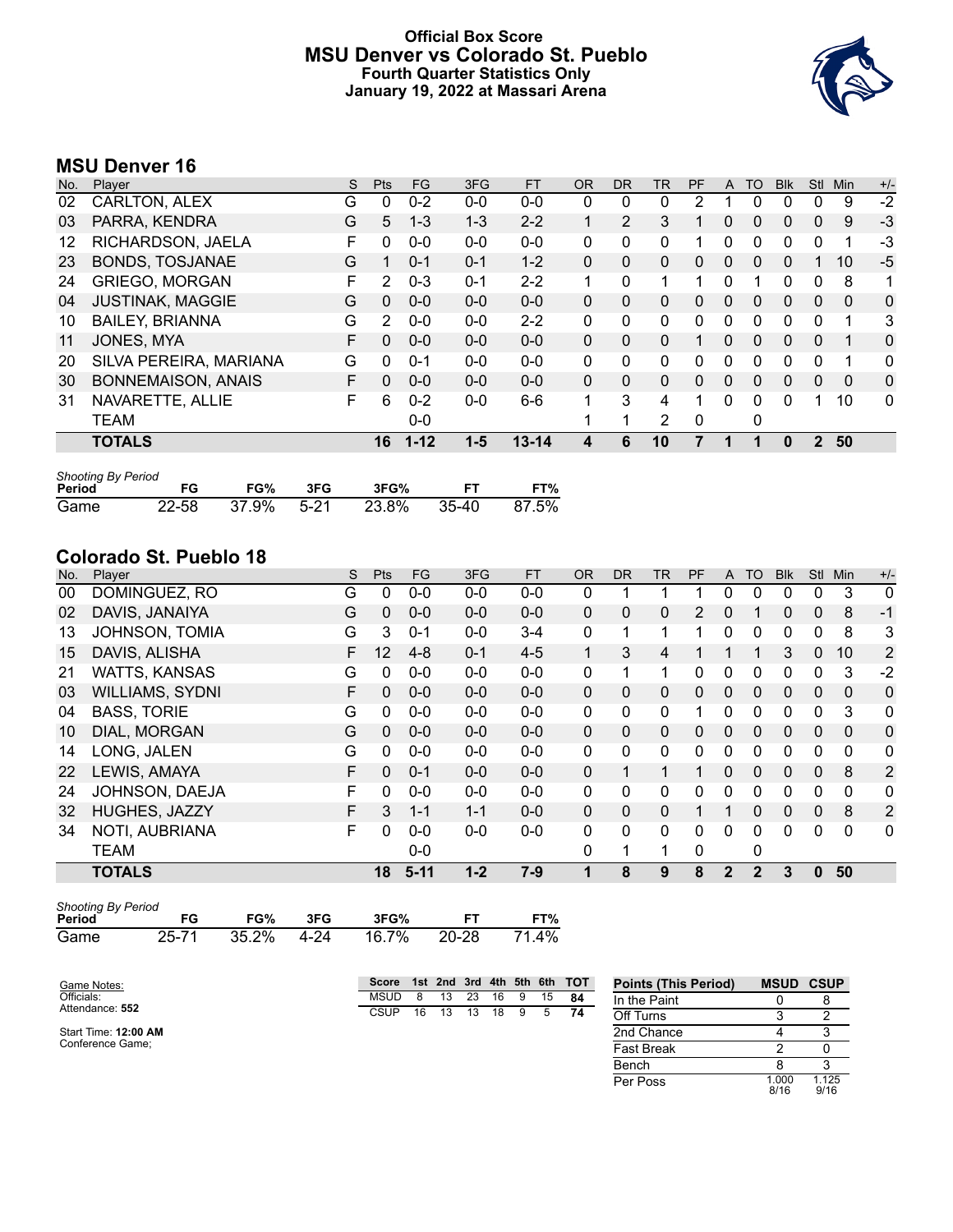# Official Box Score
## MSU Denver vs Colorado St. Pueblo
### Fourth Quarter Statistics Only
### January 19, 2022 at Massari Arena

## MSU Denver 16

| No. | Player | S | Pts | FG | 3FG | FT | OR | DR | TR | PF | A | TO | Blk | Stl | Min | +/- |
|---|---|---|---|---|---|---|---|---|---|---|---|---|---|---|---|---|
| 02 | CARLTON, ALEX | G | 0 | 0-2 | 0-0 | 0-0 | 0 | 0 | 0 | 2 | 1 | 0 | 0 | 0 | 9 | -2 |
| 03 | PARRA, KENDRA | G | 5 | 1-3 | 1-3 | 2-2 | 1 | 2 | 3 | 1 | 0 | 0 | 0 | 0 | 9 | -3 |
| 12 | RICHARDSON, JAELA | F | 0 | 0-0 | 0-0 | 0-0 | 0 | 0 | 0 | 1 | 0 | 0 | 0 | 0 | 1 | -3 |
| 23 | BONDS, TOSJANAE | G | 1 | 0-1 | 0-1 | 1-2 | 0 | 0 | 0 | 0 | 0 | 0 | 0 | 1 | 10 | -5 |
| 24 | GRIEGO, MORGAN | F | 2 | 0-3 | 0-1 | 2-2 | 1 | 0 | 1 | 1 | 0 | 1 | 0 | 0 | 8 | 1 |
| 04 | JUSTINAK, MAGGIE | G | 0 | 0-0 | 0-0 | 0-0 | 0 | 0 | 0 | 0 | 0 | 0 | 0 | 0 | 0 | 0 |
| 10 | BAILEY, BRIANNA | G | 2 | 0-0 | 0-0 | 2-2 | 0 | 0 | 0 | 0 | 0 | 0 | 0 | 0 | 1 | 3 |
| 11 | JONES, MYA | F | 0 | 0-0 | 0-0 | 0-0 | 0 | 0 | 0 | 1 | 0 | 0 | 0 | 0 | 1 | 0 |
| 20 | SILVA PEREIRA, MARIANA | G | 0 | 0-1 | 0-0 | 0-0 | 0 | 0 | 0 | 0 | 0 | 0 | 0 | 0 | 1 | 0 |
| 30 | BONNEMAISON, ANAIS | F | 0 | 0-0 | 0-0 | 0-0 | 0 | 0 | 0 | 0 | 0 | 0 | 0 | 0 | 0 | 0 |
| 31 | NAVARETTE, ALLIE | F | 6 | 0-2 | 0-0 | 6-6 | 1 | 3 | 4 | 1 | 0 | 0 | 0 | 1 | 10 | 0 |
| | TEAM | | | 0-0 | | | 1 | 1 | 2 | 0 | | 0 | | | | |
| | **TOTALS** | | **16** | **1-12** | **1-5** | **13-14** | **4** | **6** | **10** | **7** | **1** | **1** | **0** | **2** | **50** | |

*Shooting By Period*

| Period | FG | FG% | 3FG | 3FG% | FT | FT% |
|---|---|---|---|---|---|---|
| Game | 22-58 | 37.9% | 5-21 | 23.8% | 35-40 | 87.5% |

## Colorado St. Pueblo 18

| No. | Player | S | Pts | FG | 3FG | FT | OR | DR | TR | PF | A | TO | Blk | Stl | Min | +/- |
|---|---|---|---|---|---|---|---|---|---|---|---|---|---|---|---|---|
| 00 | DOMINGUEZ, RO | G | 0 | 0-0 | 0-0 | 0-0 | 0 | 1 | 1 | 1 | 0 | 0 | 0 | 0 | 3 | 0 |
| 02 | DAVIS, JANAIYA | G | 0 | 0-0 | 0-0 | 0-0 | 0 | 0 | 0 | 2 | 0 | 1 | 0 | 0 | 8 | -1 |
| 13 | JOHNSON, TOMIA | G | 3 | 0-1 | 0-0 | 3-4 | 0 | 1 | 1 | 1 | 0 | 0 | 0 | 0 | 8 | 3 |
| 15 | DAVIS, ALISHA | F | 12 | 4-8 | 0-1 | 4-5 | 1 | 3 | 4 | 1 | 1 | 1 | 3 | 0 | 10 | 2 |
| 21 | WATTS, KANSAS | G | 0 | 0-0 | 0-0 | 0-0 | 0 | 1 | 1 | 0 | 0 | 0 | 0 | 0 | 3 | -2 |
| 03 | WILLIAMS, SYDNI | F | 0 | 0-0 | 0-0 | 0-0 | 0 | 0 | 0 | 0 | 0 | 0 | 0 | 0 | 0 | 0 |
| 04 | BASS, TORIE | G | 0 | 0-0 | 0-0 | 0-0 | 0 | 0 | 0 | 1 | 0 | 0 | 0 | 0 | 3 | 0 |
| 10 | DIAL, MORGAN | G | 0 | 0-0 | 0-0 | 0-0 | 0 | 0 | 0 | 0 | 0 | 0 | 0 | 0 | 0 | 0 |
| 14 | LONG, JALEN | G | 0 | 0-0 | 0-0 | 0-0 | 0 | 0 | 0 | 0 | 0 | 0 | 0 | 0 | 0 | 0 |
| 22 | LEWIS, AMAYA | F | 0 | 0-1 | 0-0 | 0-0 | 0 | 1 | 1 | 1 | 0 | 0 | 0 | 0 | 8 | 2 |
| 24 | JOHNSON, DAEJA | F | 0 | 0-0 | 0-0 | 0-0 | 0 | 0 | 0 | 0 | 0 | 0 | 0 | 0 | 0 | 0 |
| 32 | HUGHES, JAZZY | F | 3 | 1-1 | 1-1 | 0-0 | 0 | 0 | 0 | 1 | 1 | 0 | 0 | 0 | 8 | 2 |
| 34 | NOTI, AUBRIANA | F | 0 | 0-0 | 0-0 | 0-0 | 0 | 0 | 0 | 0 | 0 | 0 | 0 | 0 | 0 | 0 |
| | TEAM | | | 0-0 | | | 0 | 1 | 1 | 0 | | 0 | | | | |
| | **TOTALS** | | **18** | **5-11** | **1-2** | **7-9** | **1** | **8** | **9** | **8** | **2** | **2** | **3** | **0** | **50** | |

*Shooting By Period*

| Period | FG | FG% | 3FG | 3FG% | FT | FT% |
|---|---|---|---|---|---|---|
| Game | 25-71 | 35.2% | 4-24 | 16.7% | 20-28 | 71.4% |

Game Notes:
Officials:
Attendance: **552**

Start Time: **12:00 AM**
Conference Game;

| Score | 1st | 2nd | 3rd | 4th | 5th | 6th | TOT |
|---|---|---|---|---|---|---|---|
| MSUD | 8 | 13 | 23 | 16 | 9 | 15 | **84** |
| CSUP | 16 | 13 | 13 | 18 | 9 | 5 | **74** |

| Points (This Period) | MSUD | CSUP |
|---|---|---|
| In the Paint | 0 | 8 |
| Off Turns | 3 | 2 |
| 2nd Chance | 4 | 3 |
| Fast Break | 2 | 0 |
| Bench | 8 | 3 |
| Per Poss | 1.000 8/16 | 1.125 9/16 |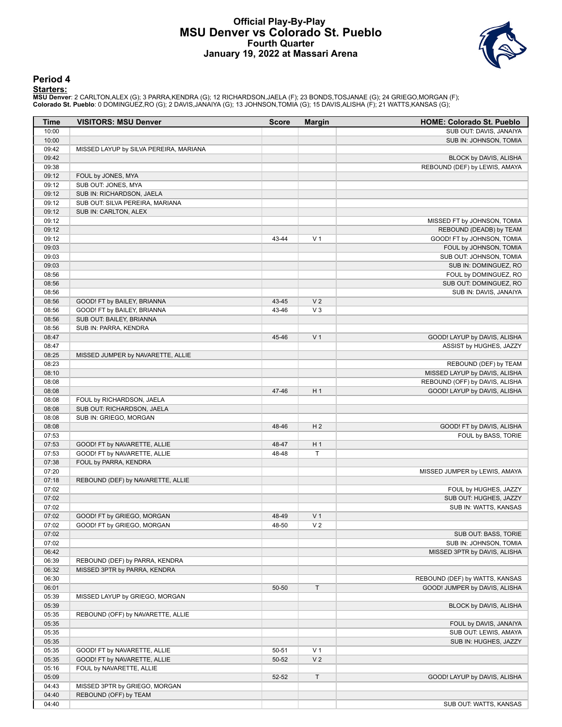# Official Play-By-Play
## MSU Denver vs Colorado St. Pueblo
### Fourth Quarter
### January 19, 2022 at Massari Arena

## Period 4

**Starters:**

**MSU Denver**: 2 CARLTON,ALEX (G); 3 PARRA,KENDRA (G); 12 RICHARDSON,JAELA (F); 23 BONDS,TOSJANAE (G); 24 GRIEGO,MORGAN (F);
**Colorado St. Pueblo**: 0 DOMINGUEZ,RO (G); 2 DAVIS,JANAIYA (G); 13 JOHNSON,TOMIA (G); 15 DAVIS,ALISHA (F); 21 WATTS,KANSAS (G);

| Time | VISITORS: MSU Denver | Score | Margin | HOME: Colorado St. Pueblo |
|---|---|---|---|---|
| 10:00 | | | | SUB OUT: DAVIS, JANAIYA |
| 10:00 | | | | SUB IN: JOHNSON, TOMIA |
| 09:42 | MISSED LAYUP by SILVA PEREIRA, MARIANA | | | |
| 09:42 | | | | BLOCK by DAVIS, ALISHA |
| 09:38 | | | | REBOUND (DEF) by LEWIS, AMAYA |
| 09:12 | FOUL by JONES, MYA | | | |
| 09:12 | SUB OUT: JONES, MYA | | | |
| 09:12 | SUB IN: RICHARDSON, JAELA | | | |
| 09:12 | SUB OUT: SILVA PEREIRA, MARIANA | | | |
| 09:12 | SUB IN: CARLTON, ALEX | | | |
| 09:12 | | | | MISSED FT by JOHNSON, TOMIA |
| 09:12 | | | | REBOUND (DEADB) by TEAM |
| 09:12 | | 43-44 | V 1 | GOOD! FT by JOHNSON, TOMIA |
| 09:03 | | | | FOUL by JOHNSON, TOMIA |
| 09:03 | | | | SUB OUT: JOHNSON, TOMIA |
| 09:03 | | | | SUB IN: DOMINGUEZ, RO |
| 08:56 | | | | FOUL by DOMINGUEZ, RO |
| 08:56 | | | | SUB OUT: DOMINGUEZ, RO |
| 08:56 | | | | SUB IN: DAVIS, JANAIYA |
| 08:56 | GOOD! FT by BAILEY, BRIANNA | 43-45 | V 2 | |
| 08:56 | GOOD! FT by BAILEY, BRIANNA | 43-46 | V 3 | |
| 08:56 | SUB OUT: BAILEY, BRIANNA | | | |
| 08:56 | SUB IN: PARRA, KENDRA | | | |
| 08:47 | | 45-46 | V 1 | GOOD! LAYUP by DAVIS, ALISHA |
| 08:47 | | | | ASSIST by HUGHES, JAZZY |
| 08:25 | MISSED JUMPER by NAVARETTE, ALLIE | | | |
| 08:23 | | | | REBOUND (DEF) by TEAM |
| 08:10 | | | | MISSED LAYUP by DAVIS, ALISHA |
| 08:08 | | | | REBOUND (OFF) by DAVIS, ALISHA |
| 08:08 | | 47-46 | H 1 | GOOD! LAYUP by DAVIS, ALISHA |
| 08:08 | FOUL by RICHARDSON, JAELA | | | |
| 08:08 | SUB OUT: RICHARDSON, JAELA | | | |
| 08:08 | SUB IN: GRIEGO, MORGAN | | | |
| 08:08 | | 48-46 | H 2 | GOOD! FT by DAVIS, ALISHA |
| 07:53 | | | | FOUL by BASS, TORIE |
| 07:53 | GOOD! FT by NAVARETTE, ALLIE | 48-47 | H 1 | |
| 07:53 | GOOD! FT by NAVARETTE, ALLIE | 48-48 | T | |
| 07:38 | FOUL by PARRA, KENDRA | | | |
| 07:20 | | | | MISSED JUMPER by LEWIS, AMAYA |
| 07:18 | REBOUND (DEF) by NAVARETTE, ALLIE | | | |
| 07:02 | | | | FOUL by HUGHES, JAZZY |
| 07:02 | | | | SUB OUT: HUGHES, JAZZY |
| 07:02 | | | | SUB IN: WATTS, KANSAS |
| 07:02 | GOOD! FT by GRIEGO, MORGAN | 48-49 | V 1 | |
| 07:02 | GOOD! FT by GRIEGO, MORGAN | 48-50 | V 2 | |
| 07:02 | | | | SUB OUT: BASS, TORIE |
| 07:02 | | | | SUB IN: JOHNSON, TOMIA |
| 06:42 | | | | MISSED 3PTR by DAVIS, ALISHA |
| 06:39 | REBOUND (DEF) by PARRA, KENDRA | | | |
| 06:32 | MISSED 3PTR by PARRA, KENDRA | | | |
| 06:30 | | | | REBOUND (DEF) by WATTS, KANSAS |
| 06:01 | | 50-50 | T | GOOD! JUMPER by DAVIS, ALISHA |
| 05:39 | MISSED LAYUP by GRIEGO, MORGAN | | | |
| 05:39 | | | | BLOCK by DAVIS, ALISHA |
| 05:35 | REBOUND (OFF) by NAVARETTE, ALLIE | | | |
| 05:35 | | | | FOUL by DAVIS, JANAIYA |
| 05:35 | | | | SUB OUT: LEWIS, AMAYA |
| 05:35 | | | | SUB IN: HUGHES, JAZZY |
| 05:35 | GOOD! FT by NAVARETTE, ALLIE | 50-51 | V 1 | |
| 05:35 | GOOD! FT by NAVARETTE, ALLIE | 50-52 | V 2 | |
| 05:16 | FOUL by NAVARETTE, ALLIE | | | |
| 05:09 | | 52-52 | T | GOOD! LAYUP by DAVIS, ALISHA |
| 04:43 | MISSED 3PTR by GRIEGO, MORGAN | | | |
| 04:40 | REBOUND (OFF) by TEAM | | | |
| 04:40 | | | | SUB OUT: WATTS, KANSAS |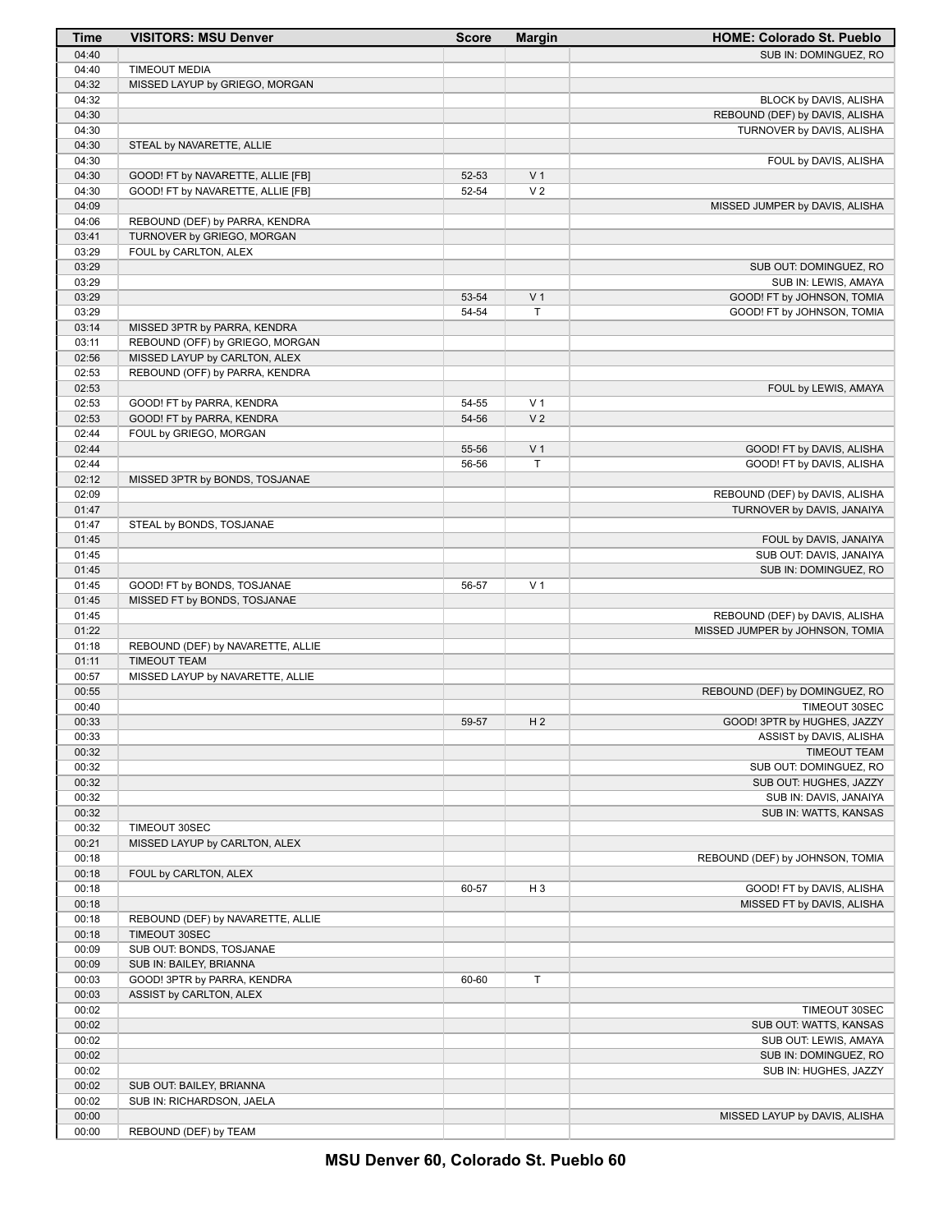| Time | VISITORS: MSU Denver | Score | Margin | HOME: Colorado St. Pueblo |
|---|---|---|---|---|
| 04:40 | | | | SUB IN: DOMINGUEZ, RO |
| 04:40 | TIMEOUT MEDIA | | | |
| 04:32 | MISSED LAYUP by GRIEGO, MORGAN | | | |
| 04:32 | | | | BLOCK by DAVIS, ALISHA |
| 04:30 | | | | REBOUND (DEF) by DAVIS, ALISHA |
| 04:30 | | | | TURNOVER by DAVIS, ALISHA |
| 04:30 | STEAL by NAVARETTE, ALLIE | | | |
| 04:30 | | | | FOUL by DAVIS, ALISHA |
| 04:30 | GOOD! FT by NAVARETTE, ALLIE [FB] | 52-53 | V 1 | |
| 04:30 | GOOD! FT by NAVARETTE, ALLIE [FB] | 52-54 | V 2 | |
| 04:09 | | | | MISSED JUMPER by DAVIS, ALISHA |
| 04:06 | REBOUND (DEF) by PARRA, KENDRA | | | |
| 03:41 | TURNOVER by GRIEGO, MORGAN | | | |
| 03:29 | FOUL by CARLTON, ALEX | | | |
| 03:29 | | | | SUB OUT: DOMINGUEZ, RO |
| 03:29 | | | | SUB IN: LEWIS, AMAYA |
| 03:29 | | 53-54 | V 1 | GOOD! FT by JOHNSON, TOMIA |
| 03:29 | | 54-54 | T | GOOD! FT by JOHNSON, TOMIA |
| 03:14 | MISSED 3PTR by PARRA, KENDRA | | | |
| 03:11 | REBOUND (OFF) by GRIEGO, MORGAN | | | |
| 02:56 | MISSED LAYUP by CARLTON, ALEX | | | |
| 02:53 | REBOUND (OFF) by PARRA, KENDRA | | | |
| 02:53 | | | | FOUL by LEWIS, AMAYA |
| 02:53 | GOOD! FT by PARRA, KENDRA | 54-55 | V 1 | |
| 02:53 | GOOD! FT by PARRA, KENDRA | 54-56 | V 2 | |
| 02:44 | FOUL by GRIEGO, MORGAN | | | |
| 02:44 | | 55-56 | V 1 | GOOD! FT by DAVIS, ALISHA |
| 02:44 | | 56-56 | T | GOOD! FT by DAVIS, ALISHA |
| 02:12 | MISSED 3PTR by BONDS, TOSJANAE | | | |
| 02:09 | | | | REBOUND (DEF) by DAVIS, ALISHA |
| 01:47 | | | | TURNOVER by DAVIS, JANAIYA |
| 01:47 | STEAL by BONDS, TOSJANAE | | | |
| 01:45 | | | | FOUL by DAVIS, JANAIYA |
| 01:45 | | | | SUB OUT: DAVIS, JANAIYA |
| 01:45 | | | | SUB IN: DOMINGUEZ, RO |
| 01:45 | GOOD! FT by BONDS, TOSJANAE | 56-57 | V 1 | |
| 01:45 | MISSED FT by BONDS, TOSJANAE | | | |
| 01:45 | | | | REBOUND (DEF) by DAVIS, ALISHA |
| 01:22 | | | | MISSED JUMPER by JOHNSON, TOMIA |
| 01:18 | REBOUND (DEF) by NAVARETTE, ALLIE | | | |
| 01:11 | TIMEOUT TEAM | | | |
| 00:57 | MISSED LAYUP by NAVARETTE, ALLIE | | | |
| 00:55 | | | | REBOUND (DEF) by DOMINGUEZ, RO |
| 00:40 | | | | TIMEOUT 30SEC |
| 00:33 | | 59-57 | H 2 | GOOD! 3PTR by HUGHES, JAZZY |
| 00:33 | | | | ASSIST by DAVIS, ALISHA |
| 00:32 | | | | TIMEOUT TEAM |
| 00:32 | | | | SUB OUT: DOMINGUEZ, RO |
| 00:32 | | | | SUB OUT: HUGHES, JAZZY |
| 00:32 | | | | SUB IN: DAVIS, JANAIYA |
| 00:32 | | | | SUB IN: WATTS, KANSAS |
| 00:32 | TIMEOUT 30SEC | | | |
| 00:21 | MISSED LAYUP by CARLTON, ALEX | | | |
| 00:18 | | | | REBOUND (DEF) by JOHNSON, TOMIA |
| 00:18 | FOUL by CARLTON, ALEX | | | |
| 00:18 | | 60-57 | H 3 | GOOD! FT by DAVIS, ALISHA |
| 00:18 | | | | MISSED FT by DAVIS, ALISHA |
| 00:18 | REBOUND (DEF) by NAVARETTE, ALLIE | | | |
| 00:18 | TIMEOUT 30SEC | | | |
| 00:09 | SUB OUT: BONDS, TOSJANAE | | | |
| 00:09 | SUB IN: BAILEY, BRIANNA | | | |
| 00:03 | GOOD! 3PTR by PARRA, KENDRA | 60-60 | T | |
| 00:03 | ASSIST by CARLTON, ALEX | | | |
| 00:02 | | | | TIMEOUT 30SEC |
| 00:02 | | | | SUB OUT: WATTS, KANSAS |
| 00:02 | | | | SUB OUT: LEWIS, AMAYA |
| 00:02 | | | | SUB IN: DOMINGUEZ, RO |
| 00:02 | | | | SUB IN: HUGHES, JAZZY |
| 00:02 | SUB OUT: BAILEY, BRIANNA | | | |
| 00:02 | SUB IN: RICHARDSON, JAELA | | | |
| 00:00 | | | | MISSED LAYUP by DAVIS, ALISHA |
| 00:00 | REBOUND (DEF) by TEAM | | | |

**MSU Denver 60, Colorado St. Pueblo 60**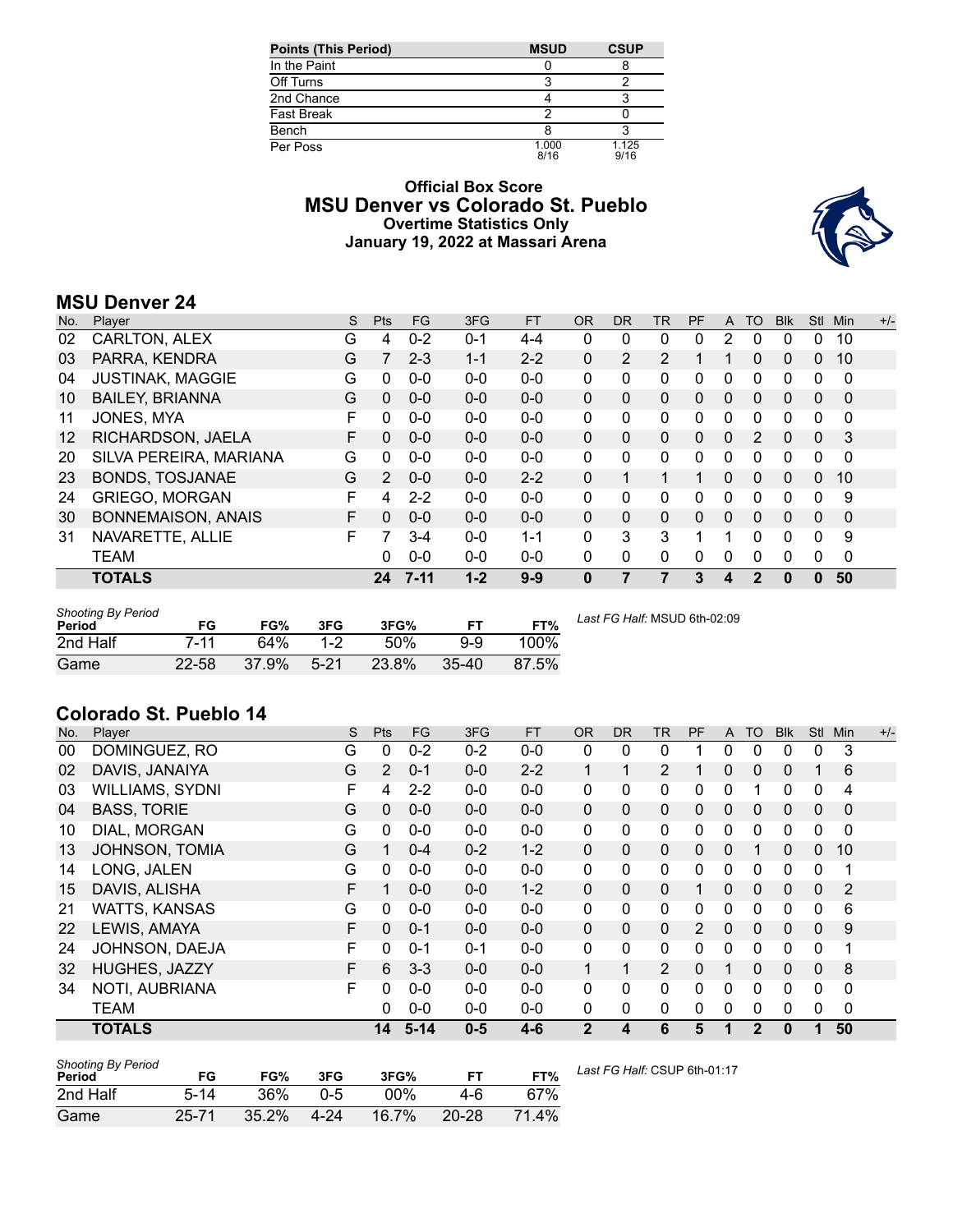| Points (This Period) | MSUD | CSUP |
| --- | --- | --- |
| In the Paint | 0 | 8 |
| Off Turns | 3 | 2 |
| 2nd Chance | 4 | 3 |
| Fast Break | 2 | 0 |
| Bench | 8 | 3 |
| Per Poss | 1.000 8/16 | 1.125 9/16 |

# Official Box Score
## MSU Denver vs Colorado St. Pueblo
### Overtime Statistics Only
### January 19, 2022 at Massari Arena

## MSU Denver 24

| No. | Player | S | Pts | FG | 3FG | FT | OR | DR | TR | PF | A | TO | Blk | Stl | Min | +/- |
| --- | --- | --- | --- | --- | --- | --- | --- | --- | --- | --- | --- | --- | --- | --- | --- | --- |
| 02 | CARLTON, ALEX | G | 4 | 0-2 | 0-1 | 4-4 | 0 | 0 | 0 | 0 | 2 | 0 | 0 | 0 | 10 | |
| 03 | PARRA, KENDRA | G | 7 | 2-3 | 1-1 | 2-2 | 0 | 2 | 2 | 1 | 1 | 0 | 0 | 0 | 10 | |
| 04 | JUSTINAK, MAGGIE | G | 0 | 0-0 | 0-0 | 0-0 | 0 | 0 | 0 | 0 | 0 | 0 | 0 | 0 | 0 | |
| 10 | BAILEY, BRIANNA | G | 0 | 0-0 | 0-0 | 0-0 | 0 | 0 | 0 | 0 | 0 | 0 | 0 | 0 | 0 | |
| 11 | JONES, MYA | F | 0 | 0-0 | 0-0 | 0-0 | 0 | 0 | 0 | 0 | 0 | 0 | 0 | 0 | 0 | |
| 12 | RICHARDSON, JAELA | F | 0 | 0-0 | 0-0 | 0-0 | 0 | 0 | 0 | 0 | 0 | 2 | 0 | 0 | 3 | |
| 20 | SILVA PEREIRA, MARIANA | G | 0 | 0-0 | 0-0 | 0-0 | 0 | 0 | 0 | 0 | 0 | 0 | 0 | 0 | 0 | |
| 23 | BONDS, TOSJANAE | G | 2 | 0-0 | 0-0 | 2-2 | 0 | 1 | 1 | 1 | 0 | 0 | 0 | 0 | 10 | |
| 24 | GRIEGO, MORGAN | F | 4 | 2-2 | 0-0 | 0-0 | 0 | 0 | 0 | 0 | 0 | 0 | 0 | 0 | 9 | |
| 30 | BONNEMAISON, ANAIS | F | 0 | 0-0 | 0-0 | 0-0 | 0 | 0 | 0 | 0 | 0 | 0 | 0 | 0 | 0 | |
| 31 | NAVARETTE, ALLIE | F | 7 | 3-4 | 0-0 | 1-1 | 0 | 3 | 3 | 1 | 1 | 0 | 0 | 0 | 9 | |
| | TEAM | | 0 | 0-0 | 0-0 | 0-0 | 0 | 0 | 0 | 0 | 0 | 0 | 0 | 0 | 0 | |
| | **TOTALS** | | **24** | **7-11** | **1-2** | **9-9** | **0** | **7** | **7** | **3** | **4** | **2** | **0** | **0** | **50** | |

| Shooting By Period Period | FG | FG% | 3FG | 3FG% | FT | FT% |
| --- | --- | --- | --- | --- | --- | --- |
| 2nd Half | 7-11 | 64% | 1-2 | 50% | 9-9 | 100% |
| Game | 22-58 | 37.9% | 5-21 | 23.8% | 35-40 | 87.5% |

*Last FG Half:* MSUD 6th-02:09

## Colorado St. Pueblo 14

| No. | Player | S | Pts | FG | 3FG | FT | OR | DR | TR | PF | A | TO | Blk | Stl | Min | +/- |
| --- | --- | --- | --- | --- | --- | --- | --- | --- | --- | --- | --- | --- | --- | --- | --- | --- |
| 00 | DOMINGUEZ, RO | G | 0 | 0-2 | 0-2 | 0-0 | 0 | 0 | 0 | 1 | 0 | 0 | 0 | 0 | 3 | |
| 02 | DAVIS, JANAIYA | G | 2 | 0-1 | 0-0 | 2-2 | 1 | 1 | 2 | 1 | 0 | 0 | 0 | 1 | 6 | |
| 03 | WILLIAMS, SYDNI | F | 4 | 2-2 | 0-0 | 0-0 | 0 | 0 | 0 | 0 | 0 | 1 | 0 | 0 | 4 | |
| 04 | BASS, TORIE | G | 0 | 0-0 | 0-0 | 0-0 | 0 | 0 | 0 | 0 | 0 | 0 | 0 | 0 | 0 | |
| 10 | DIAL, MORGAN | G | 0 | 0-0 | 0-0 | 0-0 | 0 | 0 | 0 | 0 | 0 | 0 | 0 | 0 | 0 | |
| 13 | JOHNSON, TOMIA | G | 1 | 0-4 | 0-2 | 1-2 | 0 | 0 | 0 | 0 | 0 | 1 | 0 | 0 | 10 | |
| 14 | LONG, JALEN | G | 0 | 0-0 | 0-0 | 0-0 | 0 | 0 | 0 | 0 | 0 | 0 | 0 | 0 | 1 | |
| 15 | DAVIS, ALISHA | F | 1 | 0-0 | 0-0 | 1-2 | 0 | 0 | 0 | 1 | 0 | 0 | 0 | 0 | 2 | |
| 21 | WATTS, KANSAS | G | 0 | 0-0 | 0-0 | 0-0 | 0 | 0 | 0 | 0 | 0 | 0 | 0 | 0 | 6 | |
| 22 | LEWIS, AMAYA | F | 0 | 0-1 | 0-0 | 0-0 | 0 | 0 | 0 | 2 | 0 | 0 | 0 | 0 | 9 | |
| 24 | JOHNSON, DAEJA | F | 0 | 0-1 | 0-1 | 0-0 | 0 | 0 | 0 | 0 | 0 | 0 | 0 | 0 | 1 | |
| 32 | HUGHES, JAZZY | F | 6 | 3-3 | 0-0 | 0-0 | 1 | 1 | 2 | 0 | 1 | 0 | 0 | 0 | 8 | |
| 34 | NOTI, AUBRIANA | F | 0 | 0-0 | 0-0 | 0-0 | 0 | 0 | 0 | 0 | 0 | 0 | 0 | 0 | 0 | |
| | TEAM | | 0 | 0-0 | 0-0 | 0-0 | 0 | 0 | 0 | 0 | 0 | 0 | 0 | 0 | 0 | |
| | **TOTALS** | | **14** | **5-14** | **0-5** | **4-6** | **2** | **4** | **6** | **5** | **1** | **2** | **0** | **1** | **50** | |

| Shooting By Period Period | FG | FG% | 3FG | 3FG% | FT | FT% |
| --- | --- | --- | --- | --- | --- | --- |
| 2nd Half | 5-14 | 36% | 0-5 | 00% | 4-6 | 67% |
| Game | 25-71 | 35.2% | 4-24 | 16.7% | 20-28 | 71.4% |

*Last FG Half:* CSUP 6th-01:17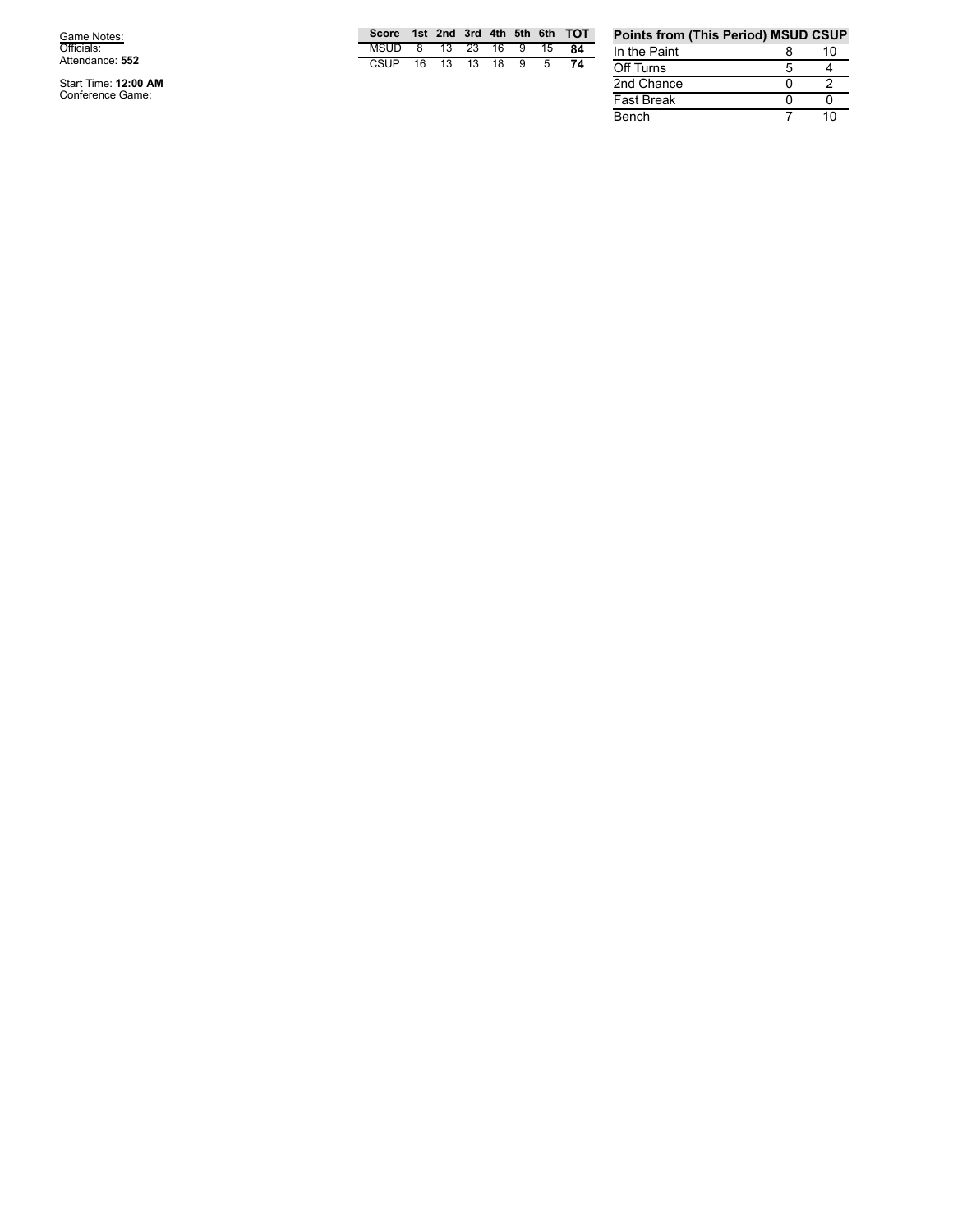Game Notes:
Officials:
Attendance: **552**

Start Time: **12:00 AM**
Conference Game;

| Score | 1st | 2nd | 3rd | 4th | 5th | 6th | TOT |
|---|---|---|---|---|---|---|---|
| MSUD | 8 | 13 | 23 | 16 | 9 | 15 | **84** |
| CSUP | 16 | 13 | 13 | 18 | 9 | 5 | **74** |

| Points from (This Period) | MSUD | CSUP |
|---|---|---|
| In the Paint | 8 | 10 |
| Off Turns | 5 | 4 |
| 2nd Chance | 0 | 2 |
| Fast Break | 0 | 0 |
| Bench | 7 | 10 |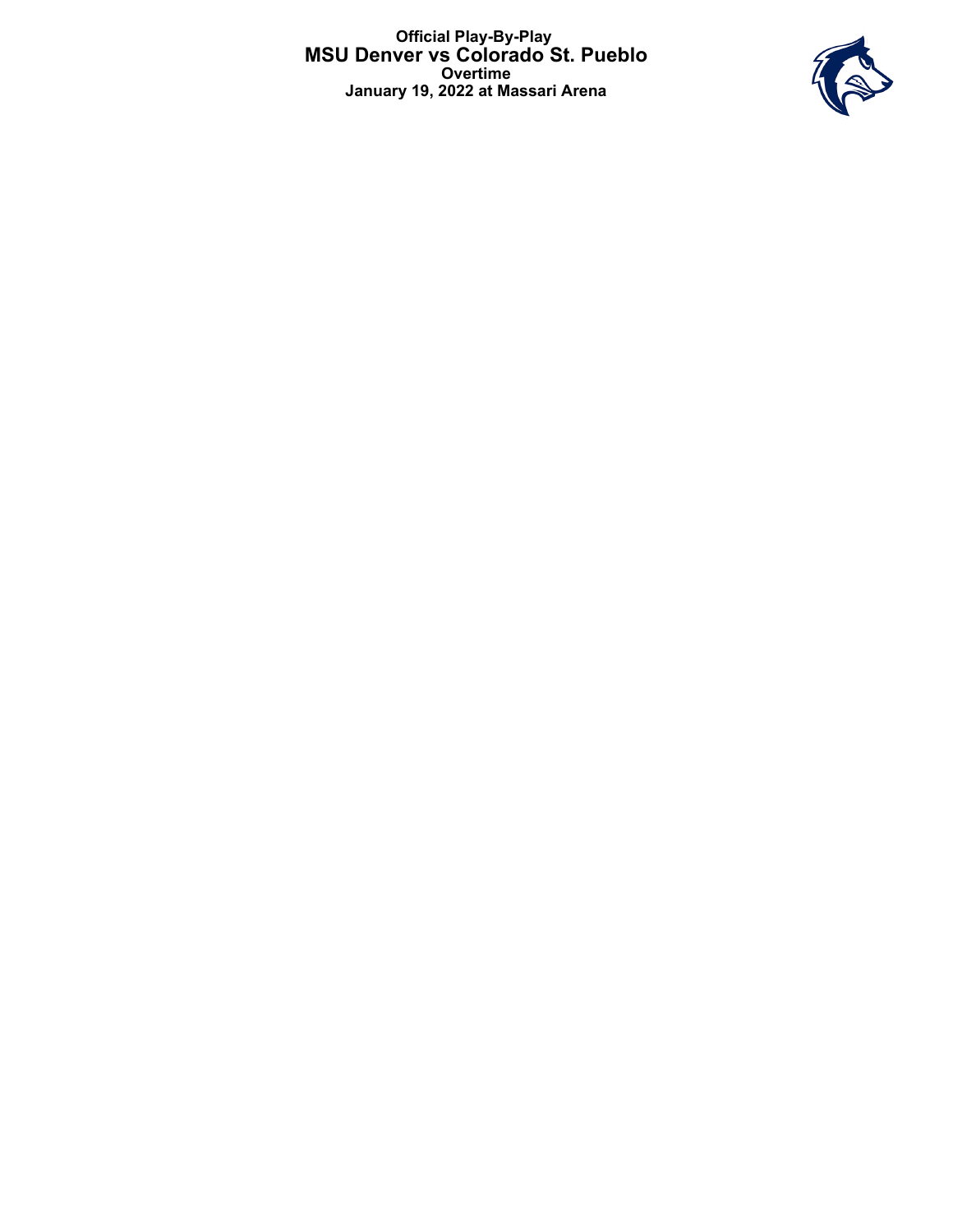**Official Play-By-Play**

# MSU Denver vs Colorado St. Pueblo

**Overtime**

**January 19, 2022 at Massari Arena**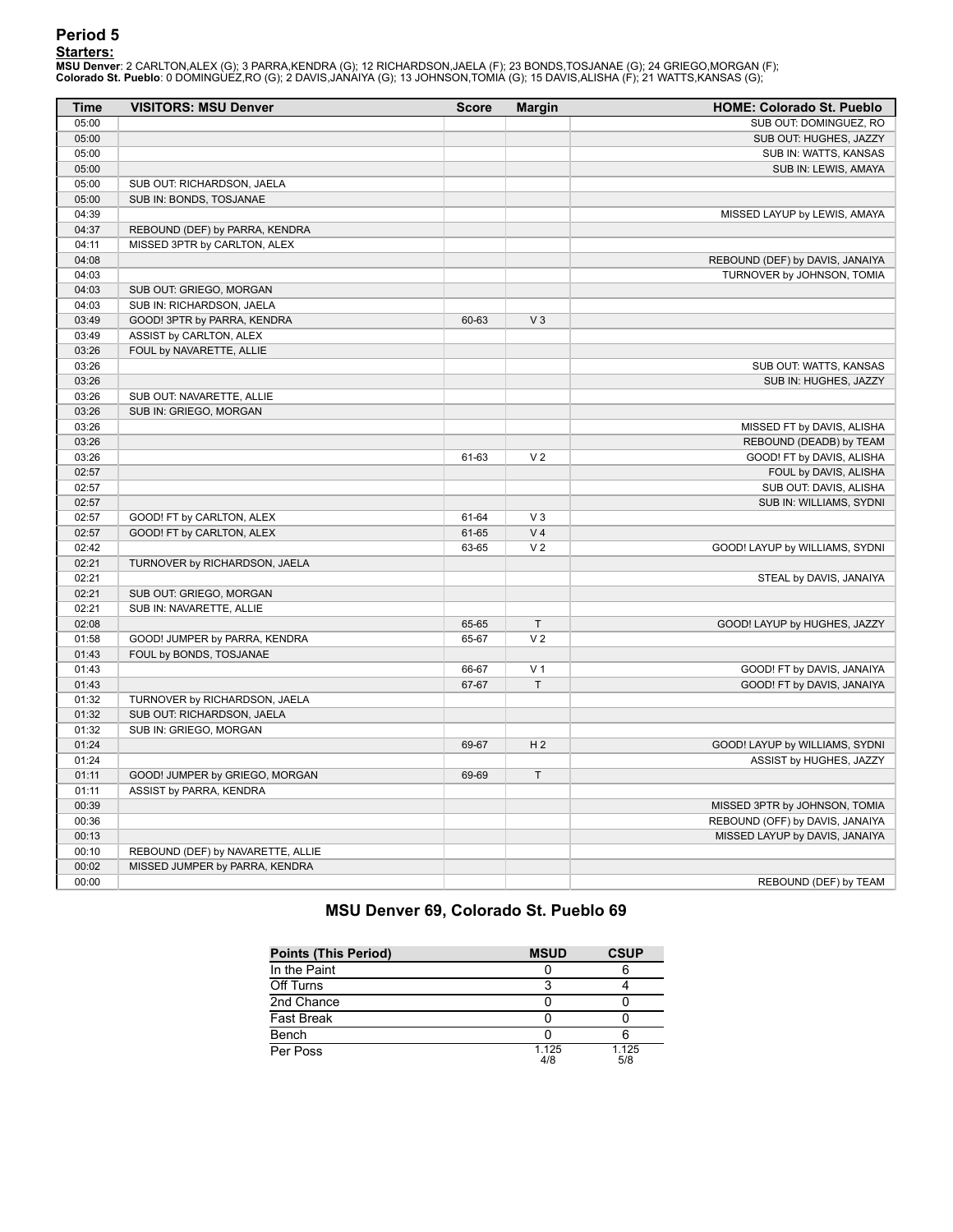## Period 5

**Starters:**

**MSU Denver**: 2 CARLTON,ALEX (G); 3 PARRA,KENDRA (G); 12 RICHARDSON,JAELA (F); 23 BONDS,TOSJANAE (G); 24 GRIEGO,MORGAN (F);
**Colorado St. Pueblo**: 0 DOMINGUEZ,RO (G); 2 DAVIS,JANAIYA (G); 13 JOHNSON,TOMIA (G); 15 DAVIS,ALISHA (F); 21 WATTS,KANSAS (G);

| Time | VISITORS: MSU Denver | Score | Margin | HOME: Colorado St. Pueblo |
|---|---|---|---|---|
| 05:00 | | | | SUB OUT: DOMINGUEZ, RO |
| 05:00 | | | | SUB OUT: HUGHES, JAZZY |
| 05:00 | | | | SUB IN: WATTS, KANSAS |
| 05:00 | | | | SUB IN: LEWIS, AMAYA |
| 05:00 | SUB OUT: RICHARDSON, JAELA | | | |
| 05:00 | SUB IN: BONDS, TOSJANAE | | | |
| 04:39 | | | | MISSED LAYUP by LEWIS, AMAYA |
| 04:37 | REBOUND (DEF) by PARRA, KENDRA | | | |
| 04:11 | MISSED 3PTR by CARLTON, ALEX | | | |
| 04:08 | | | | REBOUND (DEF) by DAVIS, JANAIYA |
| 04:03 | | | | TURNOVER by JOHNSON, TOMIA |
| 04:03 | SUB OUT: GRIEGO, MORGAN | | | |
| 04:03 | SUB IN: RICHARDSON, JAELA | | | |
| 03:49 | GOOD! 3PTR by PARRA, KENDRA | 60-63 | V 3 | |
| 03:49 | ASSIST by CARLTON, ALEX | | | |
| 03:26 | FOUL by NAVARETTE, ALLIE | | | |
| 03:26 | | | | SUB OUT: WATTS, KANSAS |
| 03:26 | | | | SUB IN: HUGHES, JAZZY |
| 03:26 | SUB OUT: NAVARETTE, ALLIE | | | |
| 03:26 | SUB IN: GRIEGO, MORGAN | | | |
| 03:26 | | | | MISSED FT by DAVIS, ALISHA |
| 03:26 | | | | REBOUND (DEADB) by TEAM |
| 03:26 | | 61-63 | V 2 | GOOD! FT by DAVIS, ALISHA |
| 02:57 | | | | FOUL by DAVIS, ALISHA |
| 02:57 | | | | SUB OUT: DAVIS, ALISHA |
| 02:57 | | | | SUB IN: WILLIAMS, SYDNI |
| 02:57 | GOOD! FT by CARLTON, ALEX | 61-64 | V 3 | |
| 02:57 | GOOD! FT by CARLTON, ALEX | 61-65 | V 4 | |
| 02:42 | | 63-65 | V 2 | GOOD! LAYUP by WILLIAMS, SYDNI |
| 02:21 | TURNOVER by RICHARDSON, JAELA | | | |
| 02:21 | | | | STEAL by DAVIS, JANAIYA |
| 02:21 | SUB OUT: GRIEGO, MORGAN | | | |
| 02:21 | SUB IN: NAVARETTE, ALLIE | | | |
| 02:08 | | 65-65 | T | GOOD! LAYUP by HUGHES, JAZZY |
| 01:58 | GOOD! JUMPER by PARRA, KENDRA | 65-67 | V 2 | |
| 01:43 | FOUL by BONDS, TOSJANAE | | | |
| 01:43 | | 66-67 | V 1 | GOOD! FT by DAVIS, JANAIYA |
| 01:43 | | 67-67 | T | GOOD! FT by DAVIS, JANAIYA |
| 01:32 | TURNOVER by RICHARDSON, JAELA | | | |
| 01:32 | SUB OUT: RICHARDSON, JAELA | | | |
| 01:32 | SUB IN: GRIEGO, MORGAN | | | |
| 01:24 | | 69-67 | H 2 | GOOD! LAYUP by WILLIAMS, SYDNI |
| 01:24 | | | | ASSIST by HUGHES, JAZZY |
| 01:11 | GOOD! JUMPER by GRIEGO, MORGAN | 69-69 | T | |
| 01:11 | ASSIST by PARRA, KENDRA | | | |
| 00:39 | | | | MISSED 3PTR by JOHNSON, TOMIA |
| 00:36 | | | | REBOUND (OFF) by DAVIS, JANAIYA |
| 00:13 | | | | MISSED LAYUP by DAVIS, JANAIYA |
| 00:10 | REBOUND (DEF) by NAVARETTE, ALLIE | | | |
| 00:02 | MISSED JUMPER by PARRA, KENDRA | | | |
| 00:00 | | | | REBOUND (DEF) by TEAM |

### MSU Denver 69, Colorado St. Pueblo 69

| Points (This Period) | MSUD | CSUP |
|---|---|---|
| In the Paint | 0 | 6 |
| Off Turns | 3 | 4 |
| 2nd Chance | 0 | 0 |
| Fast Break | 0 | 0 |
| Bench | 0 | 6 |
| Per Poss | 1.125 4/8 | 1.125 5/8 |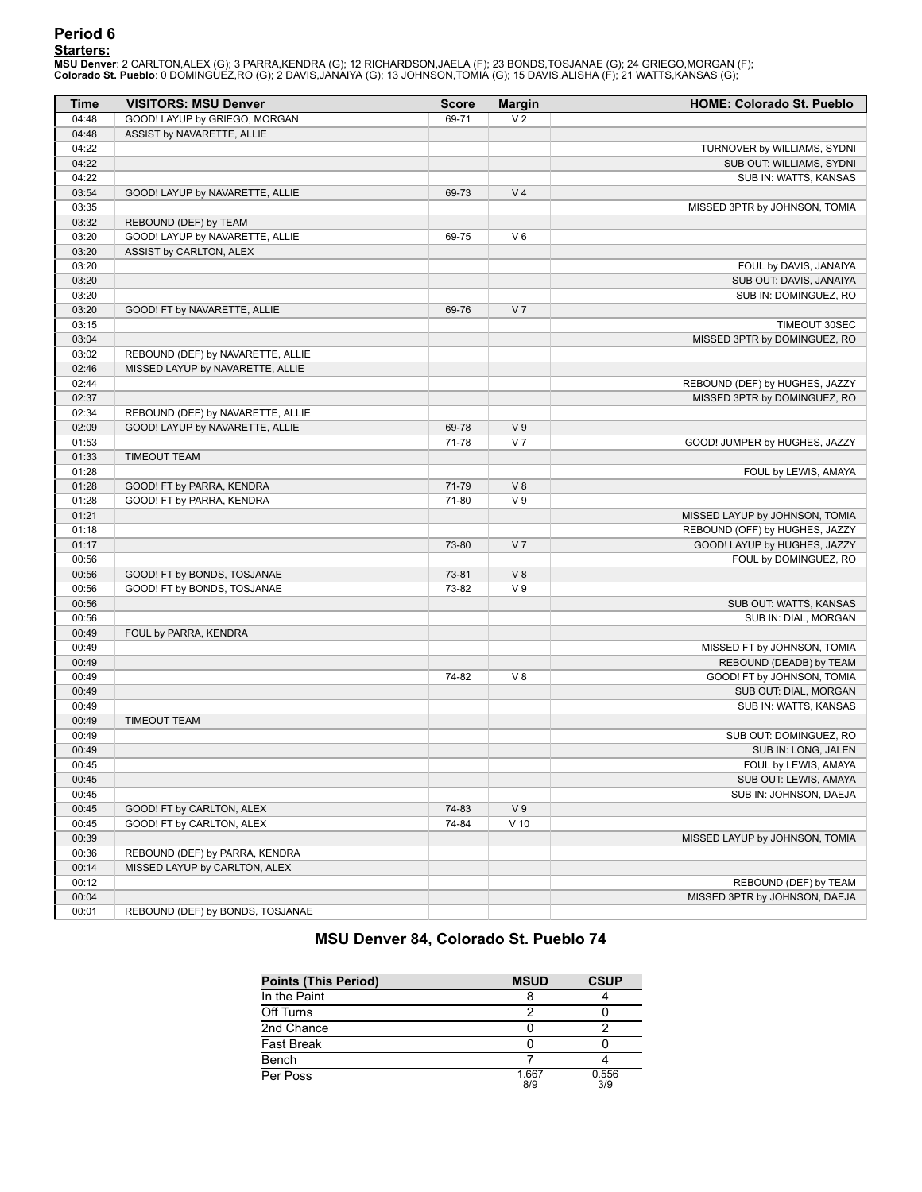## Period 6

**Starters:**

**MSU Denver**: 2 CARLTON,ALEX (G); 3 PARRA,KENDRA (G); 12 RICHARDSON,JAELA (F); 23 BONDS,TOSJANAE (G); 24 GRIEGO,MORGAN (F);
**Colorado St. Pueblo**: 0 DOMINGUEZ,RO (G); 2 DAVIS,JANAIYA (G); 13 JOHNSON,TOMIA (G); 15 DAVIS,ALISHA (F); 21 WATTS,KANSAS (G);

| Time | VISITORS: MSU Denver | Score | Margin | HOME: Colorado St. Pueblo |
|---|---|---|---|---|
| 04:48 | GOOD! LAYUP by GRIEGO, MORGAN | 69-71 | V 2 | |
| 04:48 | ASSIST by NAVARETTE, ALLIE | | | |
| 04:22 | | | | TURNOVER by WILLIAMS, SYDNI |
| 04:22 | | | | SUB OUT: WILLIAMS, SYDNI |
| 04:22 | | | | SUB IN: WATTS, KANSAS |
| 03:54 | GOOD! LAYUP by NAVARETTE, ALLIE | 69-73 | V 4 | |
| 03:35 | | | | MISSED 3PTR by JOHNSON, TOMIA |
| 03:32 | REBOUND (DEF) by TEAM | | | |
| 03:20 | GOOD! LAYUP by NAVARETTE, ALLIE | 69-75 | V 6 | |
| 03:20 | ASSIST by CARLTON, ALEX | | | |
| 03:20 | | | | FOUL by DAVIS, JANAIYA |
| 03:20 | | | | SUB OUT: DAVIS, JANAIYA |
| 03:20 | | | | SUB IN: DOMINGUEZ, RO |
| 03:20 | GOOD! FT by NAVARETTE, ALLIE | 69-76 | V 7 | |
| 03:15 | | | | TIMEOUT 30SEC |
| 03:04 | | | | MISSED 3PTR by DOMINGUEZ, RO |
| 03:02 | REBOUND (DEF) by NAVARETTE, ALLIE | | | |
| 02:46 | MISSED LAYUP by NAVARETTE, ALLIE | | | |
| 02:44 | | | | REBOUND (DEF) by HUGHES, JAZZY |
| 02:37 | | | | MISSED 3PTR by DOMINGUEZ, RO |
| 02:34 | REBOUND (DEF) by NAVARETTE, ALLIE | | | |
| 02:09 | GOOD! LAYUP by NAVARETTE, ALLIE | 69-78 | V 9 | |
| 01:53 | | 71-78 | V 7 | GOOD! JUMPER by HUGHES, JAZZY |
| 01:33 | TIMEOUT TEAM | | | |
| 01:28 | | | | FOUL by LEWIS, AMAYA |
| 01:28 | GOOD! FT by PARRA, KENDRA | 71-79 | V 8 | |
| 01:28 | GOOD! FT by PARRA, KENDRA | 71-80 | V 9 | |
| 01:21 | | | | MISSED LAYUP by JOHNSON, TOMIA |
| 01:18 | | | | REBOUND (OFF) by HUGHES, JAZZY |
| 01:17 | | 73-80 | V 7 | GOOD! LAYUP by HUGHES, JAZZY |
| 00:56 | | | | FOUL by DOMINGUEZ, RO |
| 00:56 | GOOD! FT by BONDS, TOSJANAE | 73-81 | V 8 | |
| 00:56 | GOOD! FT by BONDS, TOSJANAE | 73-82 | V 9 | |
| 00:56 | | | | SUB OUT: WATTS, KANSAS |
| 00:56 | | | | SUB IN: DIAL, MORGAN |
| 00:49 | FOUL by PARRA, KENDRA | | | |
| 00:49 | | | | MISSED FT by JOHNSON, TOMIA |
| 00:49 | | | | REBOUND (DEADB) by TEAM |
| 00:49 | | 74-82 | V 8 | GOOD! FT by JOHNSON, TOMIA |
| 00:49 | | | | SUB OUT: DIAL, MORGAN |
| 00:49 | | | | SUB IN: WATTS, KANSAS |
| 00:49 | TIMEOUT TEAM | | | |
| 00:49 | | | | SUB OUT: DOMINGUEZ, RO |
| 00:49 | | | | SUB IN: LONG, JALEN |
| 00:45 | | | | FOUL by LEWIS, AMAYA |
| 00:45 | | | | SUB OUT: LEWIS, AMAYA |
| 00:45 | | | | SUB IN: JOHNSON, DAEJA |
| 00:45 | GOOD! FT by CARLTON, ALEX | 74-83 | V 9 | |
| 00:45 | GOOD! FT by CARLTON, ALEX | 74-84 | V 10 | |
| 00:39 | | | | MISSED LAYUP by JOHNSON, TOMIA |
| 00:36 | REBOUND (DEF) by PARRA, KENDRA | | | |
| 00:14 | MISSED LAYUP by CARLTON, ALEX | | | |
| 00:12 | | | | REBOUND (DEF) by TEAM |
| 00:04 | | | | MISSED 3PTR by JOHNSON, DAEJA |
| 00:01 | REBOUND (DEF) by BONDS, TOSJANAE | | | |

### MSU Denver 84, Colorado St. Pueblo 74

| Points (This Period) | MSUD | CSUP |
|---|---|---|
| In the Paint | 8 | 4 |
| Off Turns | 2 | 0 |
| 2nd Chance | 0 | 2 |
| Fast Break | 0 | 0 |
| Bench | 7 | 4 |
| Per Poss | 1.667 8/9 | 0.556 3/9 |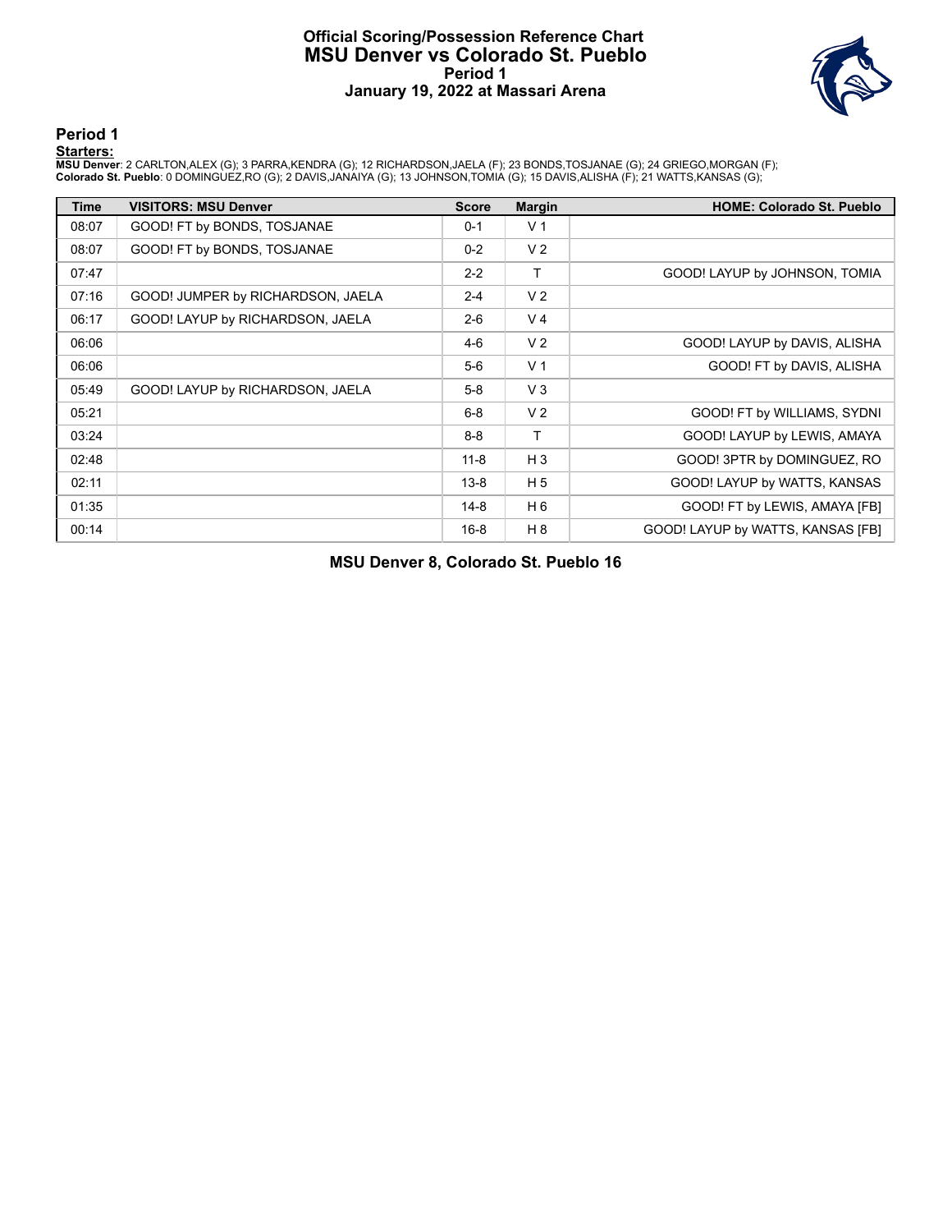# Official Scoring/Possession Reference Chart
## MSU Denver vs Colorado St. Pueblo
### Period 1
### January 19, 2022 at Massari Arena

## Period 1

**Starters:**

**MSU Denver**: 2 CARLTON,ALEX (G); 3 PARRA,KENDRA (G); 12 RICHARDSON,JAELA (F); 23 BONDS,TOSJANAE (G); 24 GRIEGO,MORGAN (F);
**Colorado St. Pueblo**: 0 DOMINGUEZ,RO (G); 2 DAVIS,JANAIYA (G); 13 JOHNSON,TOMIA (G); 15 DAVIS,ALISHA (F); 21 WATTS,KANSAS (G);

| Time | VISITORS: MSU Denver | Score | Margin | HOME: Colorado St. Pueblo |
|---|---|---|---|---|
| 08:07 | GOOD! FT by BONDS, TOSJANAE | 0-1 | V 1 | |
| 08:07 | GOOD! FT by BONDS, TOSJANAE | 0-2 | V 2 | |
| 07:47 | | 2-2 | T | GOOD! LAYUP by JOHNSON, TOMIA |
| 07:16 | GOOD! JUMPER by RICHARDSON, JAELA | 2-4 | V 2 | |
| 06:17 | GOOD! LAYUP by RICHARDSON, JAELA | 2-6 | V 4 | |
| 06:06 | | 4-6 | V 2 | GOOD! LAYUP by DAVIS, ALISHA |
| 06:06 | | 5-6 | V 1 | GOOD! FT by DAVIS, ALISHA |
| 05:49 | GOOD! LAYUP by RICHARDSON, JAELA | 5-8 | V 3 | |
| 05:21 | | 6-8 | V 2 | GOOD! FT by WILLIAMS, SYDNI |
| 03:24 | | 8-8 | T | GOOD! LAYUP by LEWIS, AMAYA |
| 02:48 | | 11-8 | H 3 | GOOD! 3PTR by DOMINGUEZ, RO |
| 02:11 | | 13-8 | H 5 | GOOD! LAYUP by WATTS, KANSAS |
| 01:35 | | 14-8 | H 6 | GOOD! FT by LEWIS, AMAYA [FB] |
| 00:14 | | 16-8 | H 8 | GOOD! LAYUP by WATTS, KANSAS [FB] |

**MSU Denver 8, Colorado St. Pueblo 16**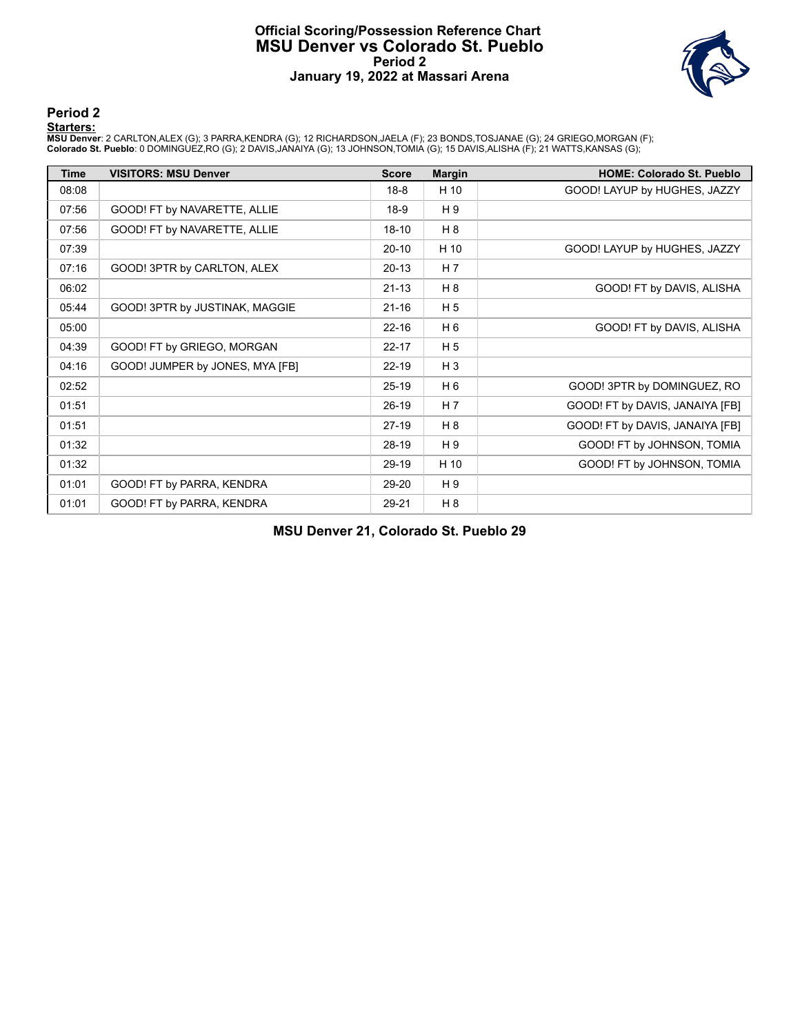# Official Scoring/Possession Reference Chart
# MSU Denver vs Colorado St. Pueblo
## Period 2
## January 19, 2022 at Massari Arena

### Period 2

**Starters:**

**MSU Denver**: 2 CARLTON,ALEX (G); 3 PARRA,KENDRA (G); 12 RICHARDSON,JAELA (F); 23 BONDS,TOSJANAE (G); 24 GRIEGO,MORGAN (F);
**Colorado St. Pueblo**: 0 DOMINGUEZ,RO (G); 2 DAVIS,JANAIYA (G); 13 JOHNSON,TOMIA (G); 15 DAVIS,ALISHA (F); 21 WATTS,KANSAS (G);

| Time | VISITORS: MSU Denver | Score | Margin | HOME: Colorado St. Pueblo |
|---|---|---|---|---|
| 08:08 | | 18-8 | H 10 | GOOD! LAYUP by HUGHES, JAZZY |
| 07:56 | GOOD! FT by NAVARETTE, ALLIE | 18-9 | H 9 | |
| 07:56 | GOOD! FT by NAVARETTE, ALLIE | 18-10 | H 8 | |
| 07:39 | | 20-10 | H 10 | GOOD! LAYUP by HUGHES, JAZZY |
| 07:16 | GOOD! 3PTR by CARLTON, ALEX | 20-13 | H 7 | |
| 06:02 | | 21-13 | H 8 | GOOD! FT by DAVIS, ALISHA |
| 05:44 | GOOD! 3PTR by JUSTINAK, MAGGIE | 21-16 | H 5 | |
| 05:00 | | 22-16 | H 6 | GOOD! FT by DAVIS, ALISHA |
| 04:39 | GOOD! FT by GRIEGO, MORGAN | 22-17 | H 5 | |
| 04:16 | GOOD! JUMPER by JONES, MYA [FB] | 22-19 | H 3 | |
| 02:52 | | 25-19 | H 6 | GOOD! 3PTR by DOMINGUEZ, RO |
| 01:51 | | 26-19 | H 7 | GOOD! FT by DAVIS, JANAIYA [FB] |
| 01:51 | | 27-19 | H 8 | GOOD! FT by DAVIS, JANAIYA [FB] |
| 01:32 | | 28-19 | H 9 | GOOD! FT by JOHNSON, TOMIA |
| 01:32 | | 29-19 | H 10 | GOOD! FT by JOHNSON, TOMIA |
| 01:01 | GOOD! FT by PARRA, KENDRA | 29-20 | H 9 | |
| 01:01 | GOOD! FT by PARRA, KENDRA | 29-21 | H 8 | |

**MSU Denver 21, Colorado St. Pueblo 29**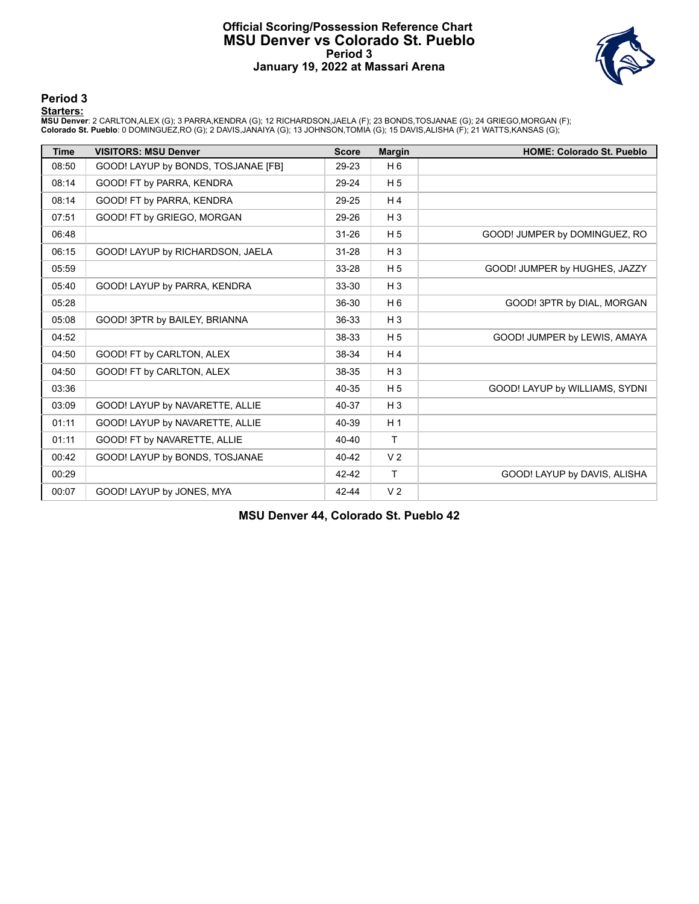# Official Scoring/Possession Reference Chart
## MSU Denver vs Colorado St. Pueblo
## Period 3
## January 19, 2022 at Massari Arena

### Period 3

**Starters:**

**MSU Denver**: 2 CARLTON,ALEX (G); 3 PARRA,KENDRA (G); 12 RICHARDSON,JAELA (F); 23 BONDS,TOSJANAE (G); 24 GRIEGO,MORGAN (F);
**Colorado St. Pueblo**: 0 DOMINGUEZ,RO (G); 2 DAVIS,JANAIYA (G); 13 JOHNSON,TOMIA (G); 15 DAVIS,ALISHA (F); 21 WATTS,KANSAS (G);

| Time | VISITORS: MSU Denver | Score | Margin | HOME: Colorado St. Pueblo |
|---|---|---|---|---|
| 08:50 | GOOD! LAYUP by BONDS, TOSJANAE [FB] | 29-23 | H 6 | |
| 08:14 | GOOD! FT by PARRA, KENDRA | 29-24 | H 5 | |
| 08:14 | GOOD! FT by PARRA, KENDRA | 29-25 | H 4 | |
| 07:51 | GOOD! FT by GRIEGO, MORGAN | 29-26 | H 3 | |
| 06:48 | | 31-26 | H 5 | GOOD! JUMPER by DOMINGUEZ, RO |
| 06:15 | GOOD! LAYUP by RICHARDSON, JAELA | 31-28 | H 3 | |
| 05:59 | | 33-28 | H 5 | GOOD! JUMPER by HUGHES, JAZZY |
| 05:40 | GOOD! LAYUP by PARRA, KENDRA | 33-30 | H 3 | |
| 05:28 | | 36-30 | H 6 | GOOD! 3PTR by DIAL, MORGAN |
| 05:08 | GOOD! 3PTR by BAILEY, BRIANNA | 36-33 | H 3 | |
| 04:52 | | 38-33 | H 5 | GOOD! JUMPER by LEWIS, AMAYA |
| 04:50 | GOOD! FT by CARLTON, ALEX | 38-34 | H 4 | |
| 04:50 | GOOD! FT by CARLTON, ALEX | 38-35 | H 3 | |
| 03:36 | | 40-35 | H 5 | GOOD! LAYUP by WILLIAMS, SYDNI |
| 03:09 | GOOD! LAYUP by NAVARETTE, ALLIE | 40-37 | H 3 | |
| 01:11 | GOOD! LAYUP by NAVARETTE, ALLIE | 40-39 | H 1 | |
| 01:11 | GOOD! FT by NAVARETTE, ALLIE | 40-40 | T | |
| 00:42 | GOOD! LAYUP by BONDS, TOSJANAE | 40-42 | V 2 | |
| 00:29 | | 42-42 | T | GOOD! LAYUP by DAVIS, ALISHA |
| 00:07 | GOOD! LAYUP by JONES, MYA | 42-44 | V 2 | |

**MSU Denver 44, Colorado St. Pueblo 42**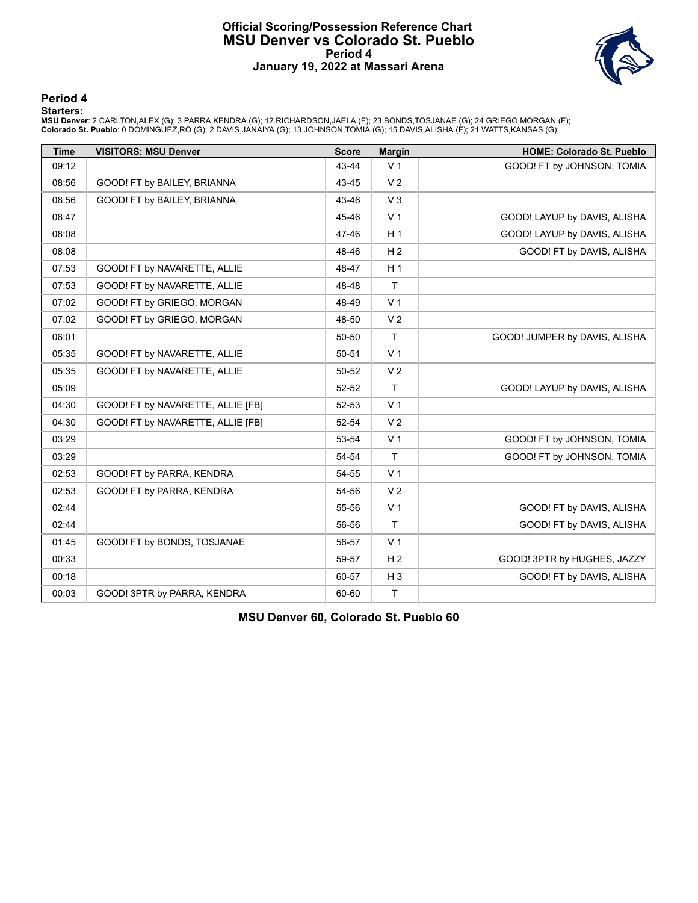# Official Scoring/Possession Reference Chart
# MSU Denver vs Colorado St. Pueblo
# Period 4
# January 19, 2022 at Massari Arena

## Period 4

**Starters:**

**MSU Denver**: 2 CARLTON,ALEX (G); 3 PARRA,KENDRA (G); 12 RICHARDSON,JAELA (F); 23 BONDS,TOSJANAE (G); 24 GRIEGO,MORGAN (F);
**Colorado St. Pueblo**: 0 DOMINGUEZ,RO (G); 2 DAVIS,JANAIYA (G); 13 JOHNSON,TOMIA (G); 15 DAVIS,ALISHA (F); 21 WATTS,KANSAS (G);

| Time | VISITORS: MSU Denver | Score | Margin | HOME: Colorado St. Pueblo |
|---|---|---|---|---|
| 09:12 | | 43-44 | V 1 | GOOD! FT by JOHNSON, TOMIA |
| 08:56 | GOOD! FT by BAILEY, BRIANNA | 43-45 | V 2 | |
| 08:56 | GOOD! FT by BAILEY, BRIANNA | 43-46 | V 3 | |
| 08:47 | | 45-46 | V 1 | GOOD! LAYUP by DAVIS, ALISHA |
| 08:08 | | 47-46 | H 1 | GOOD! LAYUP by DAVIS, ALISHA |
| 08:08 | | 48-46 | H 2 | GOOD! FT by DAVIS, ALISHA |
| 07:53 | GOOD! FT by NAVARETTE, ALLIE | 48-47 | H 1 | |
| 07:53 | GOOD! FT by NAVARETTE, ALLIE | 48-48 | T | |
| 07:02 | GOOD! FT by GRIEGO, MORGAN | 48-49 | V 1 | |
| 07:02 | GOOD! FT by GRIEGO, MORGAN | 48-50 | V 2 | |
| 06:01 | | 50-50 | T | GOOD! JUMPER by DAVIS, ALISHA |
| 05:35 | GOOD! FT by NAVARETTE, ALLIE | 50-51 | V 1 | |
| 05:35 | GOOD! FT by NAVARETTE, ALLIE | 50-52 | V 2 | |
| 05:09 | | 52-52 | T | GOOD! LAYUP by DAVIS, ALISHA |
| 04:30 | GOOD! FT by NAVARETTE, ALLIE [FB] | 52-53 | V 1 | |
| 04:30 | GOOD! FT by NAVARETTE, ALLIE [FB] | 52-54 | V 2 | |
| 03:29 | | 53-54 | V 1 | GOOD! FT by JOHNSON, TOMIA |
| 03:29 | | 54-54 | T | GOOD! FT by JOHNSON, TOMIA |
| 02:53 | GOOD! FT by PARRA, KENDRA | 54-55 | V 1 | |
| 02:53 | GOOD! FT by PARRA, KENDRA | 54-56 | V 2 | |
| 02:44 | | 55-56 | V 1 | GOOD! FT by DAVIS, ALISHA |
| 02:44 | | 56-56 | T | GOOD! FT by DAVIS, ALISHA |
| 01:45 | GOOD! FT by BONDS, TOSJANAE | 56-57 | V 1 | |
| 00:33 | | 59-57 | H 2 | GOOD! 3PTR by HUGHES, JAZZY |
| 00:18 | | 60-57 | H 3 | GOOD! FT by DAVIS, ALISHA |
| 00:03 | GOOD! 3PTR by PARRA, KENDRA | 60-60 | T | |

**MSU Denver 60, Colorado St. Pueblo 60**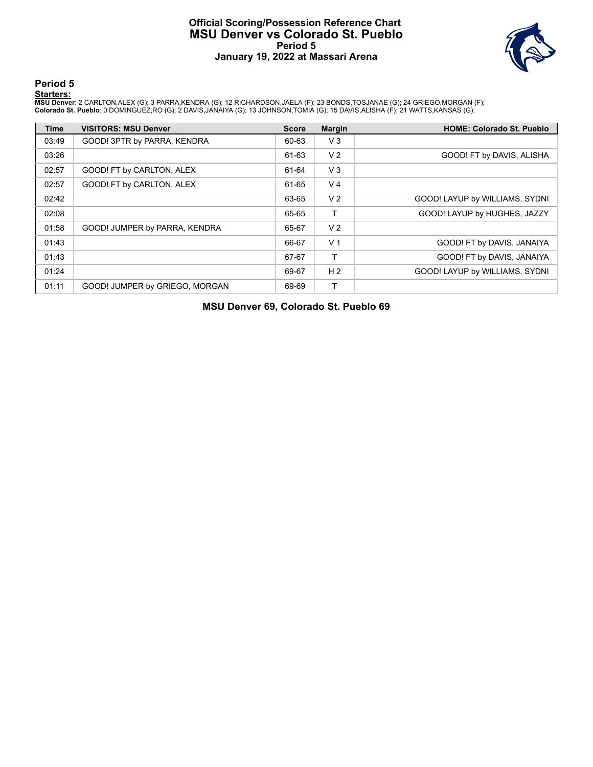# Official Scoring/Possession Reference Chart
# MSU Denver vs Colorado St. Pueblo
# Period 5
# January 19, 2022 at Massari Arena

## Period 5

**Starters:**

**MSU Denver**: 2 CARLTON,ALEX (G); 3 PARRA,KENDRA (G); 12 RICHARDSON,JAELA (F); 23 BONDS,TOSJANAE (G); 24 GRIEGO,MORGAN (F);
**Colorado St. Pueblo**: 0 DOMINGUEZ,RO (G); 2 DAVIS,JANAIYA (G); 13 JOHNSON,TOMIA (G); 15 DAVIS,ALISHA (F); 21 WATTS,KANSAS (G);

| Time | VISITORS: MSU Denver | Score | Margin | HOME: Colorado St. Pueblo |
|---|---|---|---|---|
| 03:49 | GOOD! 3PTR by PARRA, KENDRA | 60-63 | V 3 | |
| 03:26 | | 61-63 | V 2 | GOOD! FT by DAVIS, ALISHA |
| 02:57 | GOOD! FT by CARLTON, ALEX | 61-64 | V 3 | |
| 02:57 | GOOD! FT by CARLTON, ALEX | 61-65 | V 4 | |
| 02:42 | | 63-65 | V 2 | GOOD! LAYUP by WILLIAMS, SYDNI |
| 02:08 | | 65-65 | T | GOOD! LAYUP by HUGHES, JAZZY |
| 01:58 | GOOD! JUMPER by PARRA, KENDRA | 65-67 | V 2 | |
| 01:43 | | 66-67 | V 1 | GOOD! FT by DAVIS, JANAIYA |
| 01:43 | | 67-67 | T | GOOD! FT by DAVIS, JANAIYA |
| 01:24 | | 69-67 | H 2 | GOOD! LAYUP by WILLIAMS, SYDNI |
| 01:11 | GOOD! JUMPER by GRIEGO, MORGAN | 69-69 | T | |

**MSU Denver 69, Colorado St. Pueblo 69**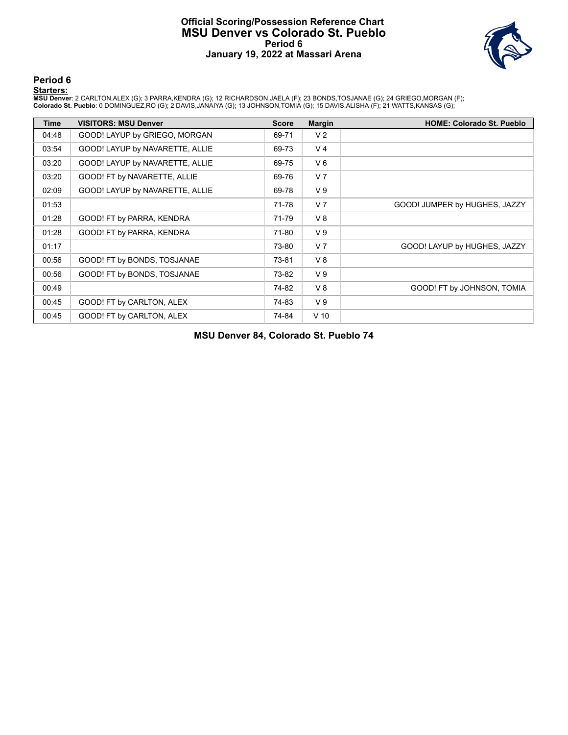# Official Scoring/Possession Reference Chart
# MSU Denver vs Colorado St. Pueblo
# Period 6
# January 19, 2022 at Massari Arena

## Period 6

**Starters:**

**MSU Denver**: 2 CARLTON,ALEX (G); 3 PARRA,KENDRA (G); 12 RICHARDSON,JAELA (F); 23 BONDS,TOSJANAE (G); 24 GRIEGO,MORGAN (F);
**Colorado St. Pueblo**: 0 DOMINGUEZ,RO (G); 2 DAVIS,JANAIYA (G); 13 JOHNSON,TOMIA (G); 15 DAVIS,ALISHA (F); 21 WATTS,KANSAS (G);

| Time | VISITORS: MSU Denver | Score | Margin | HOME: Colorado St. Pueblo |
|---|---|---|---|---|
| 04:48 | GOOD! LAYUP by GRIEGO, MORGAN | 69-71 | V 2 | |
| 03:54 | GOOD! LAYUP by NAVARETTE, ALLIE | 69-73 | V 4 | |
| 03:20 | GOOD! LAYUP by NAVARETTE, ALLIE | 69-75 | V 6 | |
| 03:20 | GOOD! FT by NAVARETTE, ALLIE | 69-76 | V 7 | |
| 02:09 | GOOD! LAYUP by NAVARETTE, ALLIE | 69-78 | V 9 | |
| 01:53 | | 71-78 | V 7 | GOOD! JUMPER by HUGHES, JAZZY |
| 01:28 | GOOD! FT by PARRA, KENDRA | 71-79 | V 8 | |
| 01:28 | GOOD! FT by PARRA, KENDRA | 71-80 | V 9 | |
| 01:17 | | 73-80 | V 7 | GOOD! LAYUP by HUGHES, JAZZY |
| 00:56 | GOOD! FT by BONDS, TOSJANAE | 73-81 | V 8 | |
| 00:56 | GOOD! FT by BONDS, TOSJANAE | 73-82 | V 9 | |
| 00:49 | | 74-82 | V 8 | GOOD! FT by JOHNSON, TOMIA |
| 00:45 | GOOD! FT by CARLTON, ALEX | 74-83 | V 9 | |
| 00:45 | GOOD! FT by CARLTON, ALEX | 74-84 | V 10 | |

**MSU Denver 84, Colorado St. Pueblo 74**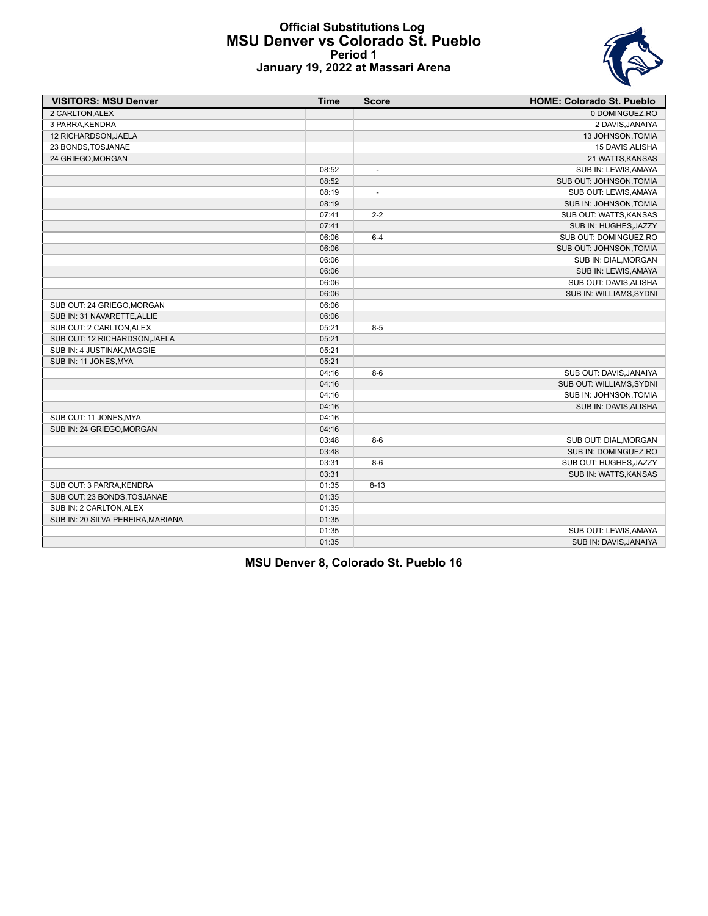# Official Substitutions Log
## MSU Denver vs Colorado St. Pueblo
### Period 1
### January 19, 2022 at Massari Arena

| VISITORS: MSU Denver | Time | Score | HOME: Colorado St. Pueblo |
|---|---|---|---|
| 2 CARLTON,ALEX | | | 0 DOMINGUEZ,RO |
| 3 PARRA,KENDRA | | | 2 DAVIS,JANAIYA |
| 12 RICHARDSON,JAELA | | | 13 JOHNSON,TOMIA |
| 23 BONDS,TOSJANAE | | | 15 DAVIS,ALISHA |
| 24 GRIEGO,MORGAN | | | 21 WATTS,KANSAS |
| | 08:52 | - | SUB IN: LEWIS,AMAYA |
| | 08:52 | | SUB OUT: JOHNSON,TOMIA |
| | 08:19 | - | SUB OUT: LEWIS,AMAYA |
| | 08:19 | | SUB IN: JOHNSON,TOMIA |
| | 07:41 | 2-2 | SUB OUT: WATTS,KANSAS |
| | 07:41 | | SUB IN: HUGHES,JAZZY |
| | 06:06 | 6-4 | SUB OUT: DOMINGUEZ,RO |
| | 06:06 | | SUB OUT: JOHNSON,TOMIA |
| | 06:06 | | SUB IN: DIAL,MORGAN |
| | 06:06 | | SUB IN: LEWIS,AMAYA |
| | 06:06 | | SUB OUT: DAVIS,ALISHA |
| | 06:06 | | SUB IN: WILLIAMS,SYDNI |
| SUB OUT: 24 GRIEGO,MORGAN | 06:06 | | |
| SUB IN: 31 NAVARETTE,ALLIE | 06:06 | | |
| SUB OUT: 2 CARLTON,ALEX | 05:21 | 8-5 | |
| SUB OUT: 12 RICHARDSON,JAELA | 05:21 | | |
| SUB IN: 4 JUSTINAK,MAGGIE | 05:21 | | |
| SUB IN: 11 JONES,MYA | 05:21 | | |
| | 04:16 | 8-6 | SUB OUT: DAVIS,JANAIYA |
| | 04:16 | | SUB OUT: WILLIAMS,SYDNI |
| | 04:16 | | SUB IN: JOHNSON,TOMIA |
| | 04:16 | | SUB IN: DAVIS,ALISHA |
| SUB OUT: 11 JONES,MYA | 04:16 | | |
| SUB IN: 24 GRIEGO,MORGAN | 04:16 | | |
| | 03:48 | 8-6 | SUB OUT: DIAL,MORGAN |
| | 03:48 | | SUB IN: DOMINGUEZ,RO |
| | 03:31 | 8-6 | SUB OUT: HUGHES,JAZZY |
| | 03:31 | | SUB IN: WATTS,KANSAS |
| SUB OUT: 3 PARRA,KENDRA | 01:35 | 8-13 | |
| SUB OUT: 23 BONDS,TOSJANAE | 01:35 | | |
| SUB IN: 2 CARLTON,ALEX | 01:35 | | |
| SUB IN: 20 SILVA PEREIRA,MARIANA | 01:35 | | |
| | 01:35 | | SUB OUT: LEWIS,AMAYA |
| | 01:35 | | SUB IN: DAVIS,JANAIYA |

**MSU Denver 8, Colorado St. Pueblo 16**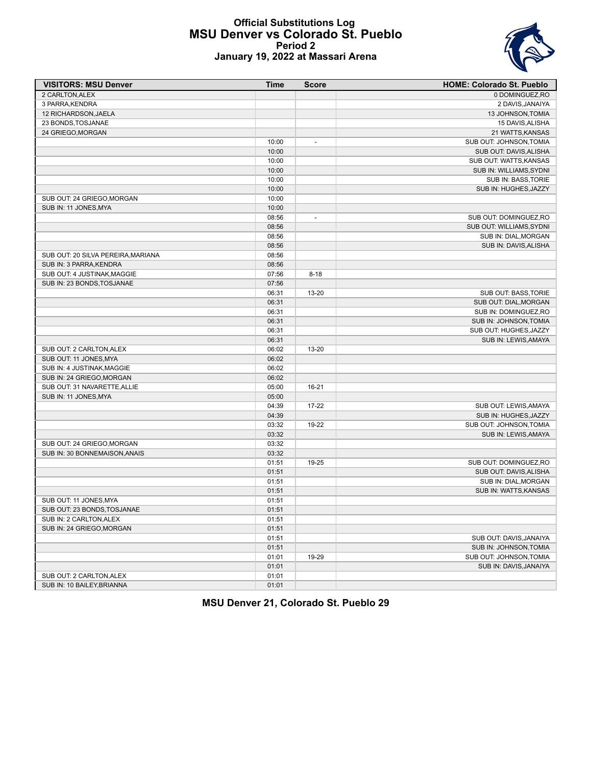# Official Substitutions Log
## MSU Denver vs Colorado St. Pueblo
### Period 2
### January 19, 2022 at Massari Arena

| VISITORS: MSU Denver | Time | Score | HOME: Colorado St. Pueblo |
|---|---|---|---|
| 2 CARLTON,ALEX | | | 0 DOMINGUEZ,RO |
| 3 PARRA,KENDRA | | | 2 DAVIS,JANAIYA |
| 12 RICHARDSON,JAELA | | | 13 JOHNSON,TOMIA |
| 23 BONDS,TOSJANAE | | | 15 DAVIS,ALISHA |
| 24 GRIEGO,MORGAN | | | 21 WATTS,KANSAS |
| | 10:00 | - | SUB OUT: JOHNSON,TOMIA |
| | 10:00 | | SUB OUT: DAVIS,ALISHA |
| | 10:00 | | SUB OUT: WATTS,KANSAS |
| | 10:00 | | SUB IN: WILLIAMS,SYDNI |
| | 10:00 | | SUB IN: BASS,TORIE |
| | 10:00 | | SUB IN: HUGHES,JAZZY |
| SUB OUT: 24 GRIEGO,MORGAN | 10:00 | | |
| SUB IN: 11 JONES,MYA | 10:00 | | |
| | 08:56 | - | SUB OUT: DOMINGUEZ,RO |
| | 08:56 | | SUB OUT: WILLIAMS,SYDNI |
| | 08:56 | | SUB IN: DIAL,MORGAN |
| | 08:56 | | SUB IN: DAVIS,ALISHA |
| SUB OUT: 20 SILVA PEREIRA,MARIANA | 08:56 | | |
| SUB IN: 3 PARRA,KENDRA | 08:56 | | |
| SUB OUT: 4 JUSTINAK,MAGGIE | 07:56 | 8-18 | |
| SUB IN: 23 BONDS,TOSJANAE | 07:56 | | |
| | 06:31 | 13-20 | SUB OUT: BASS,TORIE |
| | 06:31 | | SUB OUT: DIAL,MORGAN |
| | 06:31 | | SUB IN: DOMINGUEZ,RO |
| | 06:31 | | SUB IN: JOHNSON,TOMIA |
| | 06:31 | | SUB OUT: HUGHES,JAZZY |
| | 06:31 | | SUB IN: LEWIS,AMAYA |
| SUB OUT: 2 CARLTON,ALEX | 06:02 | 13-20 | |
| SUB OUT: 11 JONES,MYA | 06:02 | | |
| SUB IN: 4 JUSTINAK,MAGGIE | 06:02 | | |
| SUB IN: 24 GRIEGO,MORGAN | 06:02 | | |
| SUB OUT: 31 NAVARETTE,ALLIE | 05:00 | 16-21 | |
| SUB IN: 11 JONES,MYA | 05:00 | | |
| | 04:39 | 17-22 | SUB OUT: LEWIS,AMAYA |
| | 04:39 | | SUB IN: HUGHES,JAZZY |
| | 03:32 | 19-22 | SUB OUT: JOHNSON,TOMIA |
| | 03:32 | | SUB IN: LEWIS,AMAYA |
| SUB OUT: 24 GRIEGO,MORGAN | 03:32 | | |
| SUB IN: 30 BONNEMAISON,ANAIS | 03:32 | | |
| | 01:51 | 19-25 | SUB OUT: DOMINGUEZ,RO |
| | 01:51 | | SUB OUT: DAVIS,ALISHA |
| | 01:51 | | SUB IN: DIAL,MORGAN |
| | 01:51 | | SUB IN: WATTS,KANSAS |
| SUB OUT: 11 JONES,MYA | 01:51 | | |
| SUB OUT: 23 BONDS,TOSJANAE | 01:51 | | |
| SUB IN: 2 CARLTON,ALEX | 01:51 | | |
| SUB IN: 24 GRIEGO,MORGAN | 01:51 | | |
| | 01:51 | | SUB OUT: DAVIS,JANAIYA |
| | 01:51 | | SUB IN: JOHNSON,TOMIA |
| | 01:01 | 19-29 | SUB OUT: JOHNSON,TOMIA |
| | 01:01 | | SUB IN: DAVIS,JANAIYA |
| SUB OUT: 2 CARLTON,ALEX | 01:01 | | |
| SUB IN: 10 BAILEY,BRIANNA | 01:01 | | |

**MSU Denver 21, Colorado St. Pueblo 29**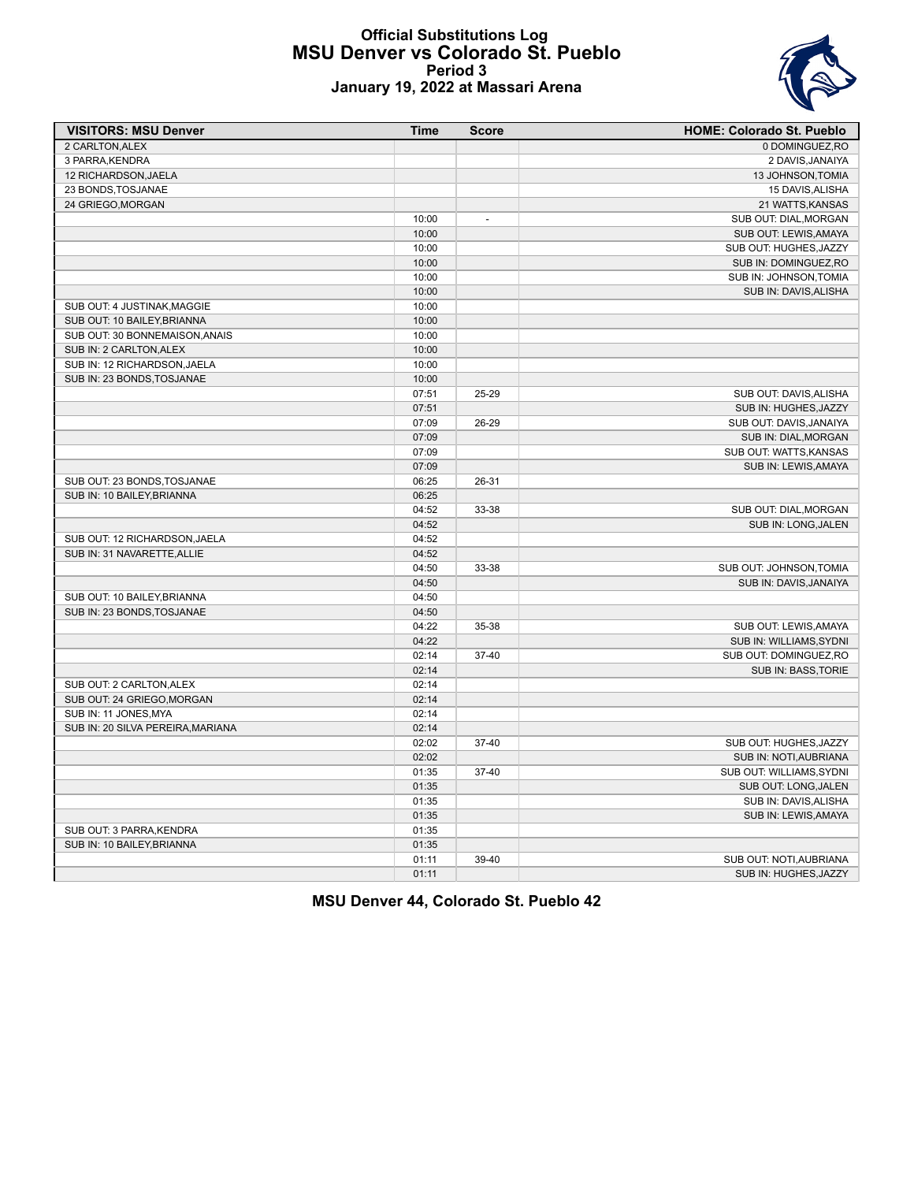# Official Substitutions Log
## MSU Denver vs Colorado St. Pueblo
### Period 3
### January 19, 2022 at Massari Arena

| VISITORS: MSU Denver | Time | Score | HOME: Colorado St. Pueblo |
|---|---|---|---|
| 2 CARLTON,ALEX | | | 0 DOMINGUEZ,RO |
| 3 PARRA,KENDRA | | | 2 DAVIS,JANAIYA |
| 12 RICHARDSON,JAELA | | | 13 JOHNSON,TOMIA |
| 23 BONDS,TOSJANAE | | | 15 DAVIS,ALISHA |
| 24 GRIEGO,MORGAN | | | 21 WATTS,KANSAS |
| | 10:00 | - | SUB OUT: DIAL,MORGAN |
| | 10:00 | | SUB OUT: LEWIS,AMAYA |
| | 10:00 | | SUB OUT: HUGHES,JAZZY |
| | 10:00 | | SUB IN: DOMINGUEZ,RO |
| | 10:00 | | SUB IN: JOHNSON,TOMIA |
| | 10:00 | | SUB IN: DAVIS,ALISHA |
| SUB OUT: 4 JUSTINAK,MAGGIE | 10:00 | | |
| SUB OUT: 10 BAILEY,BRIANNA | 10:00 | | |
| SUB OUT: 30 BONNEMAISON,ANAIS | 10:00 | | |
| SUB IN: 2 CARLTON,ALEX | 10:00 | | |
| SUB IN: 12 RICHARDSON,JAELA | 10:00 | | |
| SUB IN: 23 BONDS,TOSJANAE | 10:00 | | |
| | 07:51 | 25-29 | SUB OUT: DAVIS,ALISHA |
| | 07:51 | | SUB IN: HUGHES,JAZZY |
| | 07:09 | 26-29 | SUB OUT: DAVIS,JANAIYA |
| | 07:09 | | SUB IN: DIAL,MORGAN |
| | 07:09 | | SUB OUT: WATTS,KANSAS |
| | 07:09 | | SUB IN: LEWIS,AMAYA |
| SUB OUT: 23 BONDS,TOSJANAE | 06:25 | 26-31 | |
| SUB IN: 10 BAILEY,BRIANNA | 06:25 | | |
| | 04:52 | 33-38 | SUB OUT: DIAL,MORGAN |
| | 04:52 | | SUB IN: LONG,JALEN |
| SUB OUT: 12 RICHARDSON,JAELA | 04:52 | | |
| SUB IN: 31 NAVARETTE,ALLIE | 04:52 | | |
| | 04:50 | 33-38 | SUB OUT: JOHNSON,TOMIA |
| | 04:50 | | SUB IN: DAVIS,JANAIYA |
| SUB OUT: 10 BAILEY,BRIANNA | 04:50 | | |
| SUB IN: 23 BONDS,TOSJANAE | 04:50 | | |
| | 04:22 | 35-38 | SUB OUT: LEWIS,AMAYA |
| | 04:22 | | SUB IN: WILLIAMS,SYDNI |
| | 02:14 | 37-40 | SUB OUT: DOMINGUEZ,RO |
| | 02:14 | | SUB IN: BASS,TORIE |
| SUB OUT: 2 CARLTON,ALEX | 02:14 | | |
| SUB OUT: 24 GRIEGO,MORGAN | 02:14 | | |
| SUB IN: 11 JONES,MYA | 02:14 | | |
| SUB IN: 20 SILVA PEREIRA,MARIANA | 02:14 | | |
| | 02:02 | 37-40 | SUB OUT: HUGHES,JAZZY |
| | 02:02 | | SUB IN: NOTI,AUBRIANA |
| | 01:35 | 37-40 | SUB OUT: WILLIAMS,SYDNI |
| | 01:35 | | SUB OUT: LONG,JALEN |
| | 01:35 | | SUB IN: DAVIS,ALISHA |
| | 01:35 | | SUB IN: LEWIS,AMAYA |
| SUB OUT: 3 PARRA,KENDRA | 01:35 | | |
| SUB IN: 10 BAILEY,BRIANNA | 01:35 | | |
| | 01:11 | 39-40 | SUB OUT: NOTI,AUBRIANA |
| | 01:11 | | SUB IN: HUGHES,JAZZY |

**MSU Denver 44, Colorado St. Pueblo 42**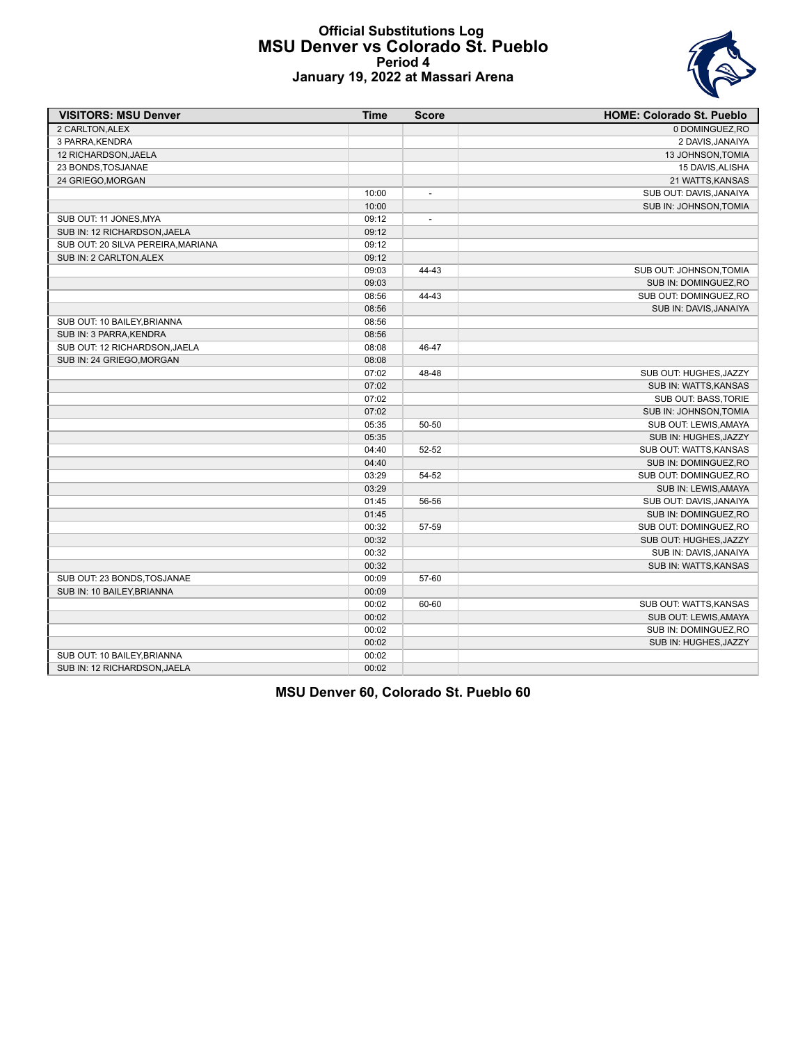# Official Substitutions Log
## MSU Denver vs Colorado St. Pueblo
### Period 4
### January 19, 2022 at Massari Arena

| VISITORS: MSU Denver | Time | Score | HOME: Colorado St. Pueblo |
|---|---|---|---|
| 2 CARLTON,ALEX | | | 0 DOMINGUEZ,RO |
| 3 PARRA,KENDRA | | | 2 DAVIS,JANAIYA |
| 12 RICHARDSON,JAELA | | | 13 JOHNSON,TOMIA |
| 23 BONDS,TOSJANAE | | | 15 DAVIS,ALISHA |
| 24 GRIEGO,MORGAN | | | 21 WATTS,KANSAS |
| | 10:00 | - | SUB OUT: DAVIS,JANAIYA |
| | 10:00 | | SUB IN: JOHNSON,TOMIA |
| SUB OUT: 11 JONES,MYA | 09:12 | - | |
| SUB IN: 12 RICHARDSON,JAELA | 09:12 | | |
| SUB OUT: 20 SILVA PEREIRA,MARIANA | 09:12 | | |
| SUB IN: 2 CARLTON,ALEX | 09:12 | | |
| | 09:03 | 44-43 | SUB OUT: JOHNSON,TOMIA |
| | 09:03 | | SUB IN: DOMINGUEZ,RO |
| | 08:56 | 44-43 | SUB OUT: DOMINGUEZ,RO |
| | 08:56 | | SUB IN: DAVIS,JANAIYA |
| SUB OUT: 10 BAILEY,BRIANNA | 08:56 | | |
| SUB IN: 3 PARRA,KENDRA | 08:56 | | |
| SUB OUT: 12 RICHARDSON,JAELA | 08:08 | 46-47 | |
| SUB IN: 24 GRIEGO,MORGAN | 08:08 | | |
| | 07:02 | 48-48 | SUB OUT: HUGHES,JAZZY |
| | 07:02 | | SUB IN: WATTS,KANSAS |
| | 07:02 | | SUB OUT: BASS,TORIE |
| | 07:02 | | SUB IN: JOHNSON,TOMIA |
| | 05:35 | 50-50 | SUB OUT: LEWIS,AMAYA |
| | 05:35 | | SUB IN: HUGHES,JAZZY |
| | 04:40 | 52-52 | SUB OUT: WATTS,KANSAS |
| | 04:40 | | SUB IN: DOMINGUEZ,RO |
| | 03:29 | 54-52 | SUB OUT: DOMINGUEZ,RO |
| | 03:29 | | SUB IN: LEWIS,AMAYA |
| | 01:45 | 56-56 | SUB OUT: DAVIS,JANAIYA |
| | 01:45 | | SUB IN: DOMINGUEZ,RO |
| | 00:32 | 57-59 | SUB OUT: DOMINGUEZ,RO |
| | 00:32 | | SUB OUT: HUGHES,JAZZY |
| | 00:32 | | SUB IN: DAVIS,JANAIYA |
| | 00:32 | | SUB IN: WATTS,KANSAS |
| SUB OUT: 23 BONDS,TOSJANAE | 00:09 | 57-60 | |
| SUB IN: 10 BAILEY,BRIANNA | 00:09 | | |
| | 00:02 | 60-60 | SUB OUT: WATTS,KANSAS |
| | 00:02 | | SUB OUT: LEWIS,AMAYA |
| | 00:02 | | SUB IN: DOMINGUEZ,RO |
| | 00:02 | | SUB IN: HUGHES,JAZZY |
| SUB OUT: 10 BAILEY,BRIANNA | 00:02 | | |
| SUB IN: 12 RICHARDSON,JAELA | 00:02 | | |

**MSU Denver 60, Colorado St. Pueblo 60**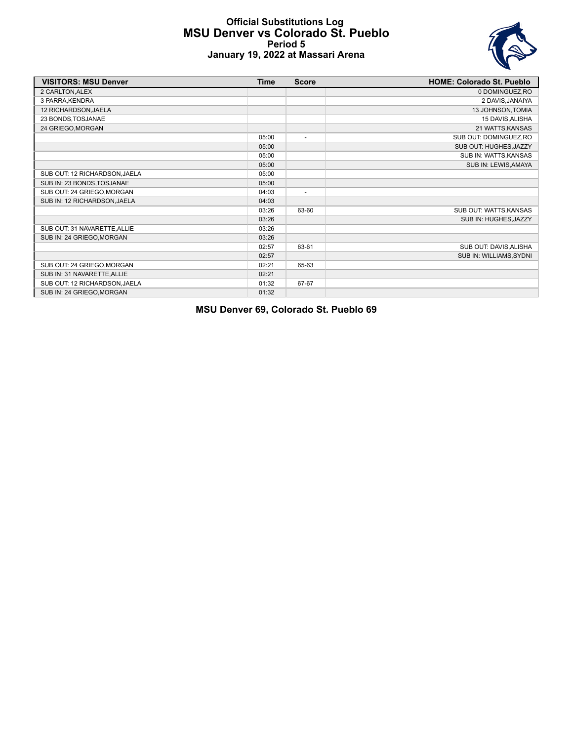# Official Substitutions Log
## MSU Denver vs Colorado St. Pueblo
### Period 5
### January 19, 2022 at Massari Arena

| VISITORS: MSU Denver | Time | Score | HOME: Colorado St. Pueblo |
|---|---|---|---|
| 2 CARLTON,ALEX | | | 0 DOMINGUEZ,RO |
| 3 PARRA,KENDRA | | | 2 DAVIS,JANAIYA |
| 12 RICHARDSON,JAELA | | | 13 JOHNSON,TOMIA |
| 23 BONDS,TOSJANAE | | | 15 DAVIS,ALISHA |
| 24 GRIEGO,MORGAN | | | 21 WATTS,KANSAS |
| | 05:00 | - | SUB OUT: DOMINGUEZ,RO |
| | 05:00 | | SUB OUT: HUGHES,JAZZY |
| | 05:00 | | SUB IN: WATTS,KANSAS |
| | 05:00 | | SUB IN: LEWIS,AMAYA |
| SUB OUT: 12 RICHARDSON,JAELA | 05:00 | | |
| SUB IN: 23 BONDS,TOSJANAE | 05:00 | | |
| SUB OUT: 24 GRIEGO,MORGAN | 04:03 | - | |
| SUB IN: 12 RICHARDSON,JAELA | 04:03 | | |
| | 03:26 | 63-60 | SUB OUT: WATTS,KANSAS |
| | 03:26 | | SUB IN: HUGHES,JAZZY |
| SUB OUT: 31 NAVARETTE,ALLIE | 03:26 | | |
| SUB IN: 24 GRIEGO,MORGAN | 03:26 | | |
| | 02:57 | 63-61 | SUB OUT: DAVIS,ALISHA |
| | 02:57 | | SUB IN: WILLIAMS,SYDNI |
| SUB OUT: 24 GRIEGO,MORGAN | 02:21 | 65-63 | |
| SUB IN: 31 NAVARETTE,ALLIE | 02:21 | | |
| SUB OUT: 12 RICHARDSON,JAELA | 01:32 | 67-67 | |
| SUB IN: 24 GRIEGO,MORGAN | 01:32 | | |

**MSU Denver 69, Colorado St. Pueblo 69**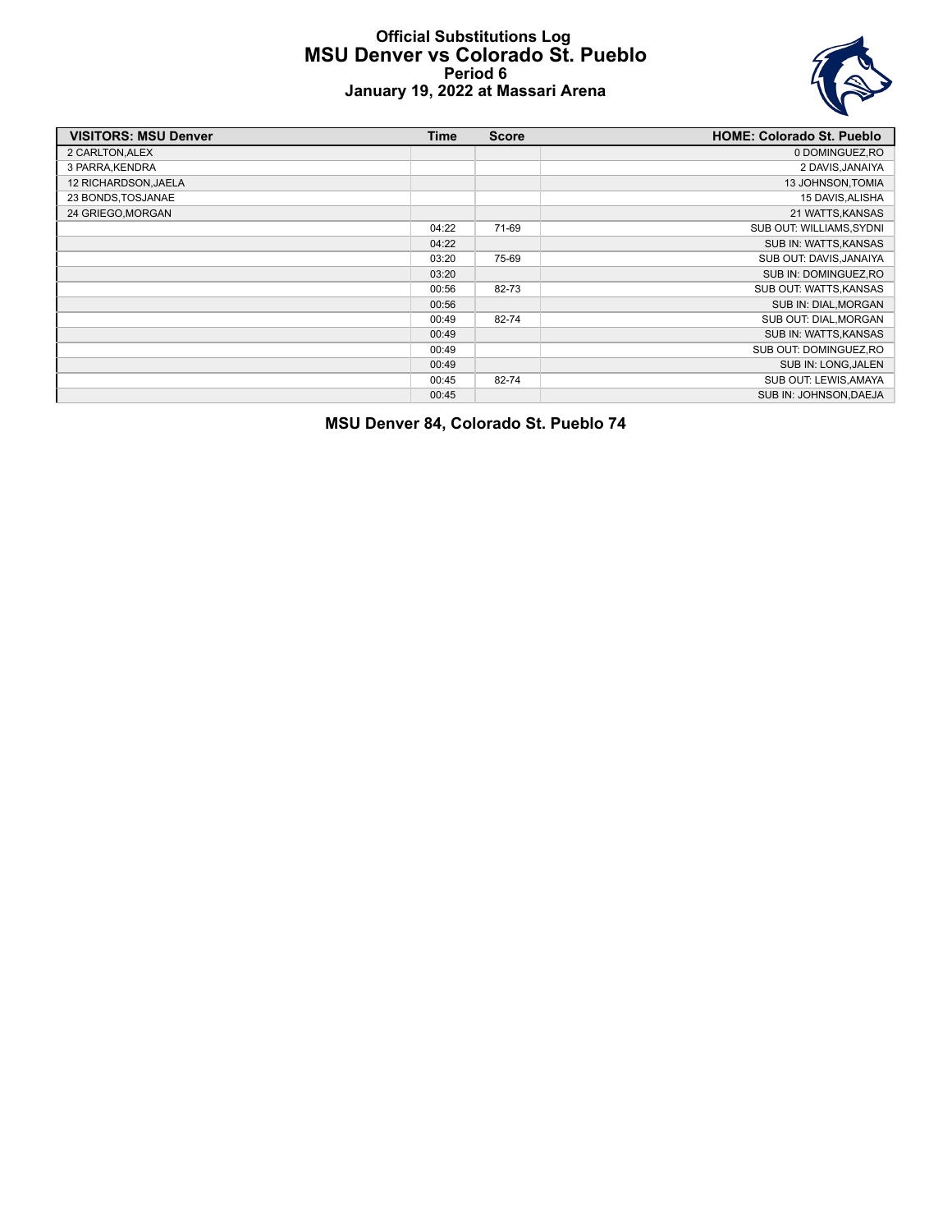# Official Substitutions Log
## MSU Denver vs Colorado St. Pueblo
### Period 6
### January 19, 2022 at Massari Arena

| VISITORS: MSU Denver | Time | Score | HOME: Colorado St. Pueblo |
|---|---|---|---|
| 2 CARLTON,ALEX | | | 0 DOMINGUEZ,RO |
| 3 PARRA,KENDRA | | | 2 DAVIS,JANAIYA |
| 12 RICHARDSON,JAELA | | | 13 JOHNSON,TOMIA |
| 23 BONDS,TOSJANAE | | | 15 DAVIS,ALISHA |
| 24 GRIEGO,MORGAN | | | 21 WATTS,KANSAS |
| | 04:22 | 71-69 | SUB OUT: WILLIAMS,SYDNI |
| | 04:22 | | SUB IN: WATTS,KANSAS |
| | 03:20 | 75-69 | SUB OUT: DAVIS,JANAIYA |
| | 03:20 | | SUB IN: DOMINGUEZ,RO |
| | 00:56 | 82-73 | SUB OUT: WATTS,KANSAS |
| | 00:56 | | SUB IN: DIAL,MORGAN |
| | 00:49 | 82-74 | SUB OUT: DIAL,MORGAN |
| | 00:49 | | SUB IN: WATTS,KANSAS |
| | 00:49 | | SUB OUT: DOMINGUEZ,RO |
| | 00:49 | | SUB IN: LONG,JALEN |
| | 00:45 | 82-74 | SUB OUT: LEWIS,AMAYA |
| | 00:45 | | SUB IN: JOHNSON,DAEJA |

**MSU Denver 84, Colorado St. Pueblo 74**